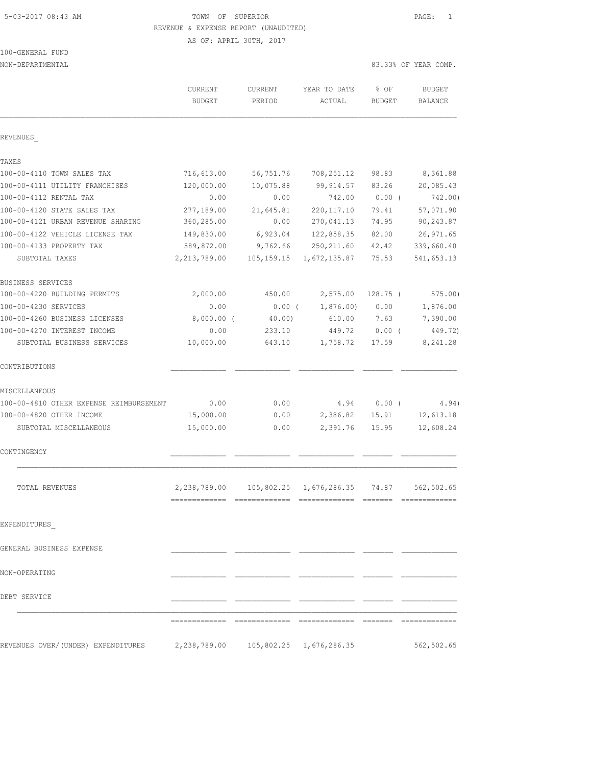TOWN OF SUPERIOR

REVENUE & EXPENSE REPORT (UNAUDITED)

AS OF: APRIL 30TH, 2017

5-03-2017 08:43 AM

100-GENERAL FUND

NON-DEPARTMENTAL

83.33% OF YEAR COMP.

| | CURRENT BUDGET | CURRENT PERIOD | YEAR TO DATE ACTUAL | % OF BUDGET | BUDGET BALANCE |
|---|---|---|---|---|---|
| REVENUES_ | | | | | |
| TAXES | | | | | |
| 100-00-4110 TOWN SALES TAX | 716,613.00 | 56,751.76 | 708,251.12 | 98.83 | 8,361.88 |
| 100-00-4111 UTILITY FRANCHISES | 120,000.00 | 10,075.88 | 99,914.57 | 83.26 | 20,085.43 |
| 100-00-4112 RENTAL TAX | 0.00 | 0.00 | 742.00 | 0.00 ( | 742.00) |
| 100-00-4120 STATE SALES TAX | 277,189.00 | 21,645.81 | 220,117.10 | 79.41 | 57,071.90 |
| 100-00-4121 URBAN REVENUE SHARING | 360,285.00 | 0.00 | 270,041.13 | 74.95 | 90,243.87 |
| 100-00-4122 VEHICLE LICENSE TAX | 149,830.00 | 6,923.04 | 122,858.35 | 82.00 | 26,971.65 |
| 100-00-4133 PROPERTY TAX | 589,872.00 | 9,762.66 | 250,211.60 | 42.42 | 339,660.40 |
| SUBTOTAL TAXES | 2,213,789.00 | 105,159.15 | 1,672,135.87 | 75.53 | 541,653.13 |
| BUSINESS SERVICES | | | | | |
| 100-00-4220 BUILDING PERMITS | 2,000.00 | 450.00 | 2,575.00 | 128.75 ( | 575.00) |
| 100-00-4230 SERVICES | 0.00 | 0.00 ( | 1,876.00) | 0.00 | 1,876.00 |
| 100-00-4260 BUSINESS LICENSES | 8,000.00 ( | 40.00) | 610.00 | 7.63 | 7,390.00 |
| 100-00-4270 INTEREST INCOME | 0.00 | 233.10 | 449.72 | 0.00 ( | 449.72) |
| SUBTOTAL BUSINESS SERVICES | 10,000.00 | 643.10 | 1,758.72 | 17.59 | 8,241.28 |
| CONTRIBUTIONS | | | | | |
| MISCELLANEOUS | | | | | |
| 100-00-4810 OTHER EXPENSE REIMBURSEMENT | 0.00 | 0.00 | 4.94 | 0.00 ( | 4.94) |
| 100-00-4820 OTHER INCOME | 15,000.00 | 0.00 | 2,386.82 | 15.91 | 12,613.18 |
| SUBTOTAL MISCELLANEOUS | 15,000.00 | 0.00 | 2,391.76 | 15.95 | 12,608.24 |
| CONTINGENCY | | | | | |
| TOTAL REVENUES | 2,238,789.00 | 105,802.25 | 1,676,286.35 | 74.87 | 562,502.65 |
| EXPENDITURES_ | | | | | |
| GENERAL BUSINESS EXPENSE | | | | | |
| NON-OPERATING | | | | | |
| DEBT SERVICE | | | | | |
| REVENUES OVER/(UNDER) EXPENDITURES | 2,238,789.00 | 105,802.25 | 1,676,286.35 | | 562,502.65 |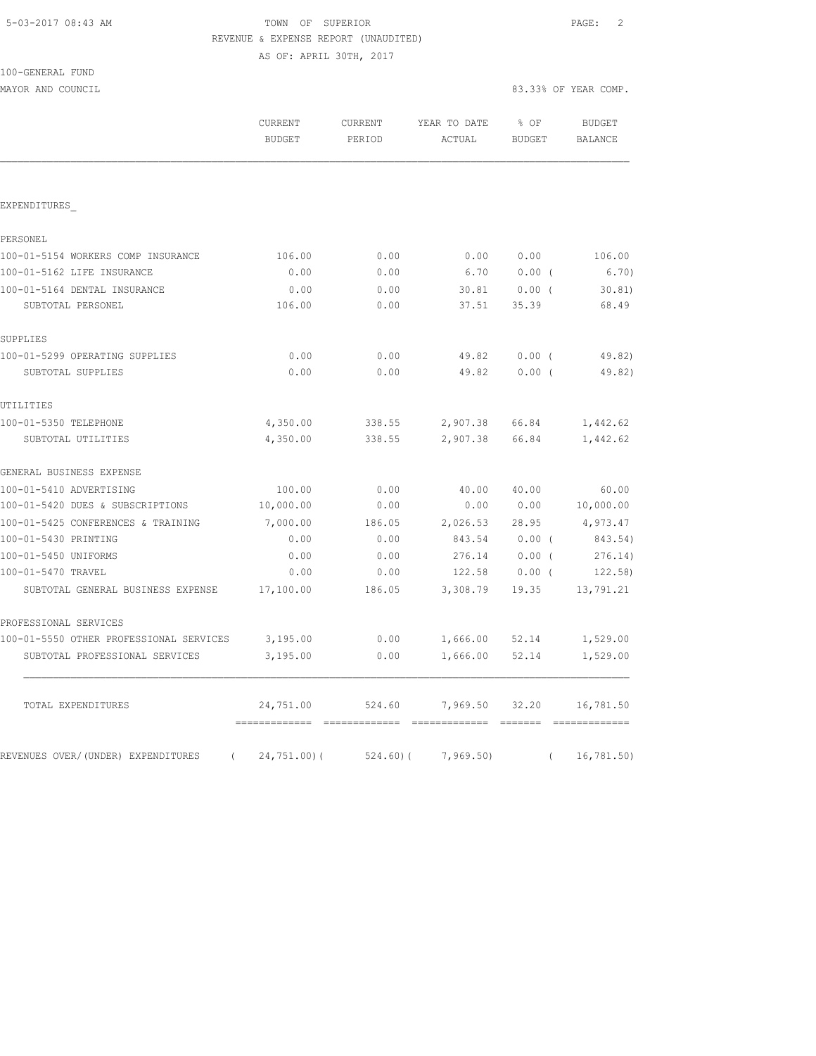TOWN OF SUPERIOR

REVENUE & EXPENSE REPORT (UNAUDITED)

AS OF: APRIL 30TH, 2017

100-GENERAL FUND

MAYOR AND COUNCIL

83.33% OF YEAR COMP.

| | CURRENT BUDGET | CURRENT PERIOD | YEAR TO DATE ACTUAL | % OF BUDGET | BUDGET BALANCE |
|---|---|---|---|---|---|
| EXPENDITURES_ | | | | | |
| PERSONEL | | | | | |
| 100-01-5154 WORKERS COMP INSURANCE | 106.00 | 0.00 | 0.00 | 0.00 | 106.00 |
| 100-01-5162 LIFE INSURANCE | 0.00 | 0.00 | 6.70 | 0.00 ( | 6.70) |
| 100-01-5164 DENTAL INSURANCE | 0.00 | 0.00 | 30.81 | 0.00 ( | 30.81) |
| SUBTOTAL PERSONEL | 106.00 | 0.00 | 37.51 | 35.39 | 68.49 |
| SUPPLIES | | | | | |
| 100-01-5299 OPERATING SUPPLIES | 0.00 | 0.00 | 49.82 | 0.00 ( | 49.82) |
| SUBTOTAL SUPPLIES | 0.00 | 0.00 | 49.82 | 0.00 ( | 49.82) |
| UTILITIES | | | | | |
| 100-01-5350 TELEPHONE | 4,350.00 | 338.55 | 2,907.38 | 66.84 | 1,442.62 |
| SUBTOTAL UTILITIES | 4,350.00 | 338.55 | 2,907.38 | 66.84 | 1,442.62 |
| GENERAL BUSINESS EXPENSE | | | | | |
| 100-01-5410 ADVERTISING | 100.00 | 0.00 | 40.00 | 40.00 | 60.00 |
| 100-01-5420 DUES & SUBSCRIPTIONS | 10,000.00 | 0.00 | 0.00 | 0.00 | 10,000.00 |
| 100-01-5425 CONFERENCES & TRAINING | 7,000.00 | 186.05 | 2,026.53 | 28.95 | 4,973.47 |
| 100-01-5430 PRINTING | 0.00 | 0.00 | 843.54 | 0.00 ( | 843.54) |
| 100-01-5450 UNIFORMS | 0.00 | 0.00 | 276.14 | 0.00 ( | 276.14) |
| 100-01-5470 TRAVEL | 0.00 | 0.00 | 122.58 | 0.00 ( | 122.58) |
| SUBTOTAL GENERAL BUSINESS EXPENSE | 17,100.00 | 186.05 | 3,308.79 | 19.35 | 13,791.21 |
| PROFESSIONAL SERVICES | | | | | |
| 100-01-5550 OTHER PROFESSIONAL SERVICES | 3,195.00 | 0.00 | 1,666.00 | 52.14 | 1,529.00 |
| SUBTOTAL PROFESSIONAL SERVICES | 3,195.00 | 0.00 | 1,666.00 | 52.14 | 1,529.00 |
| TOTAL EXPENDITURES | 24,751.00 | 524.60 | 7,969.50 | 32.20 | 16,781.50 |
| REVENUES OVER/(UNDER) EXPENDITURES | ( 24,751.00)( | 524.60)( | 7,969.50) | ( | 16,781.50) |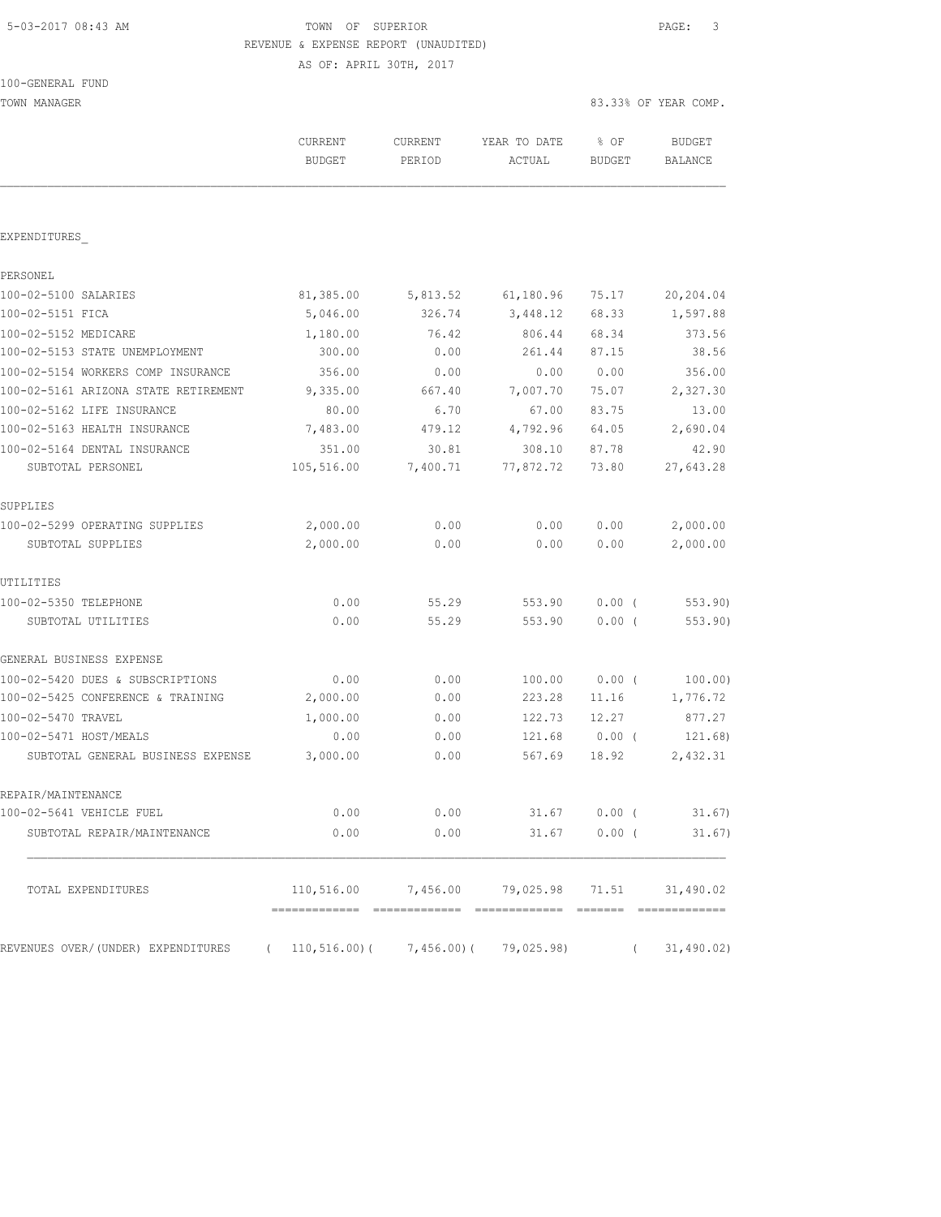5-03-2017 08:43 AM TOWN OF SUPERIOR

REVENUE & EXPENSE REPORT (UNAUDITED)

AS OF: APRIL 30TH, 2017

100-GENERAL FUND

TOWN MANAGER 83.33% OF YEAR COMP.

| | CURRENT BUDGET | CURRENT PERIOD | YEAR TO DATE ACTUAL | % OF BUDGET | BUDGET BALANCE |
|---|---|---|---|---|---|
| EXPENDITURES_ | | | | | |
| PERSONEL | | | | | |
| 100-02-5100 SALARIES | 81,385.00 | 5,813.52 | 61,180.96 | 75.17 | 20,204.04 |
| 100-02-5151 FICA | 5,046.00 | 326.74 | 3,448.12 | 68.33 | 1,597.88 |
| 100-02-5152 MEDICARE | 1,180.00 | 76.42 | 806.44 | 68.34 | 373.56 |
| 100-02-5153 STATE UNEMPLOYMENT | 300.00 | 0.00 | 261.44 | 87.15 | 38.56 |
| 100-02-5154 WORKERS COMP INSURANCE | 356.00 | 0.00 | 0.00 | 0.00 | 356.00 |
| 100-02-5161 ARIZONA STATE RETIREMENT | 9,335.00 | 667.40 | 7,007.70 | 75.07 | 2,327.30 |
| 100-02-5162 LIFE INSURANCE | 80.00 | 6.70 | 67.00 | 83.75 | 13.00 |
| 100-02-5163 HEALTH INSURANCE | 7,483.00 | 479.12 | 4,792.96 | 64.05 | 2,690.04 |
| 100-02-5164 DENTAL INSURANCE | 351.00 | 30.81 | 308.10 | 87.78 | 42.90 |
| SUBTOTAL PERSONEL | 105,516.00 | 7,400.71 | 77,872.72 | 73.80 | 27,643.28 |
| SUPPLIES | | | | | |
| 100-02-5299 OPERATING SUPPLIES | 2,000.00 | 0.00 | 0.00 | 0.00 | 2,000.00 |
| SUBTOTAL SUPPLIES | 2,000.00 | 0.00 | 0.00 | 0.00 | 2,000.00 |
| UTILITIES | | | | | |
| 100-02-5350 TELEPHONE | 0.00 | 55.29 | 553.90 | 0.00 | ( 553.90) |
| SUBTOTAL UTILITIES | 0.00 | 55.29 | 553.90 | 0.00 | ( 553.90) |
| GENERAL BUSINESS EXPENSE | | | | | |
| 100-02-5420 DUES & SUBSCRIPTIONS | 0.00 | 0.00 | 100.00 | 0.00 | ( 100.00) |
| 100-02-5425 CONFERENCE & TRAINING | 2,000.00 | 0.00 | 223.28 | 11.16 | 1,776.72 |
| 100-02-5470 TRAVEL | 1,000.00 | 0.00 | 122.73 | 12.27 | 877.27 |
| 100-02-5471 HOST/MEALS | 0.00 | 0.00 | 121.68 | 0.00 | ( 121.68) |
| SUBTOTAL GENERAL BUSINESS EXPENSE | 3,000.00 | 0.00 | 567.69 | 18.92 | 2,432.31 |
| REPAIR/MAINTENANCE | | | | | |
| 100-02-5641 VEHICLE FUEL | 0.00 | 0.00 | 31.67 | 0.00 | ( 31.67) |
| SUBTOTAL REPAIR/MAINTENANCE | 0.00 | 0.00 | 31.67 | 0.00 | ( 31.67) |
| TOTAL EXPENDITURES | 110,516.00 | 7,456.00 | 79,025.98 | 71.51 | 31,490.02 |
| REVENUES OVER/(UNDER) EXPENDITURES | ( 110,516.00) | ( 7,456.00) | ( 79,025.98) | | ( 31,490.02) |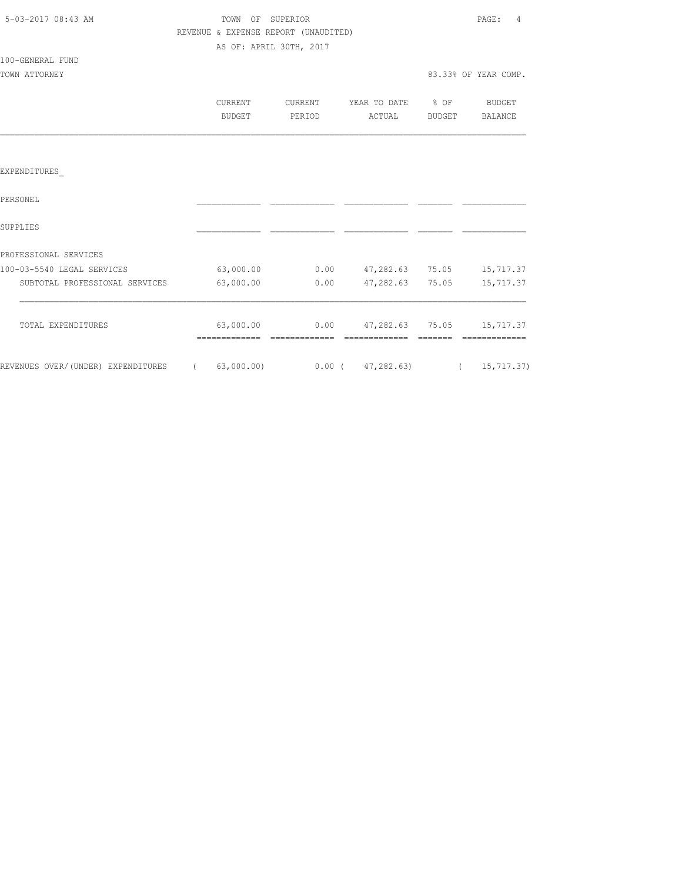TOWN OF SUPERIOR

REVENUE & EXPENSE REPORT (UNAUDITED)

AS OF: APRIL 30TH, 2017

100-GENERAL FUND

TOWN ATTORNEY

83.33% OF YEAR COMP.

| | CURRENT BUDGET | CURRENT PERIOD | YEAR TO DATE ACTUAL | % OF BUDGET | BUDGET BALANCE |
|---|---|---|---|---|---|
| EXPENDITURES_ | | | | | |
| PERSONEL | | | | | |
| SUPPLIES | | | | | |
| PROFESSIONAL SERVICES | | | | | |
| 100-03-5540 LEGAL SERVICES | 63,000.00 | 0.00 | 47,282.63 | 75.05 | 15,717.37 |
| SUBTOTAL PROFESSIONAL SERVICES | 63,000.00 | 0.00 | 47,282.63 | 75.05 | 15,717.37 |
| TOTAL EXPENDITURES | 63,000.00 | 0.00 | 47,282.63 | 75.05 | 15,717.37 |
| REVENUES OVER/(UNDER) EXPENDITURES | ( 63,000.00) | 0.00 | ( 47,282.63) | | ( 15,717.37) |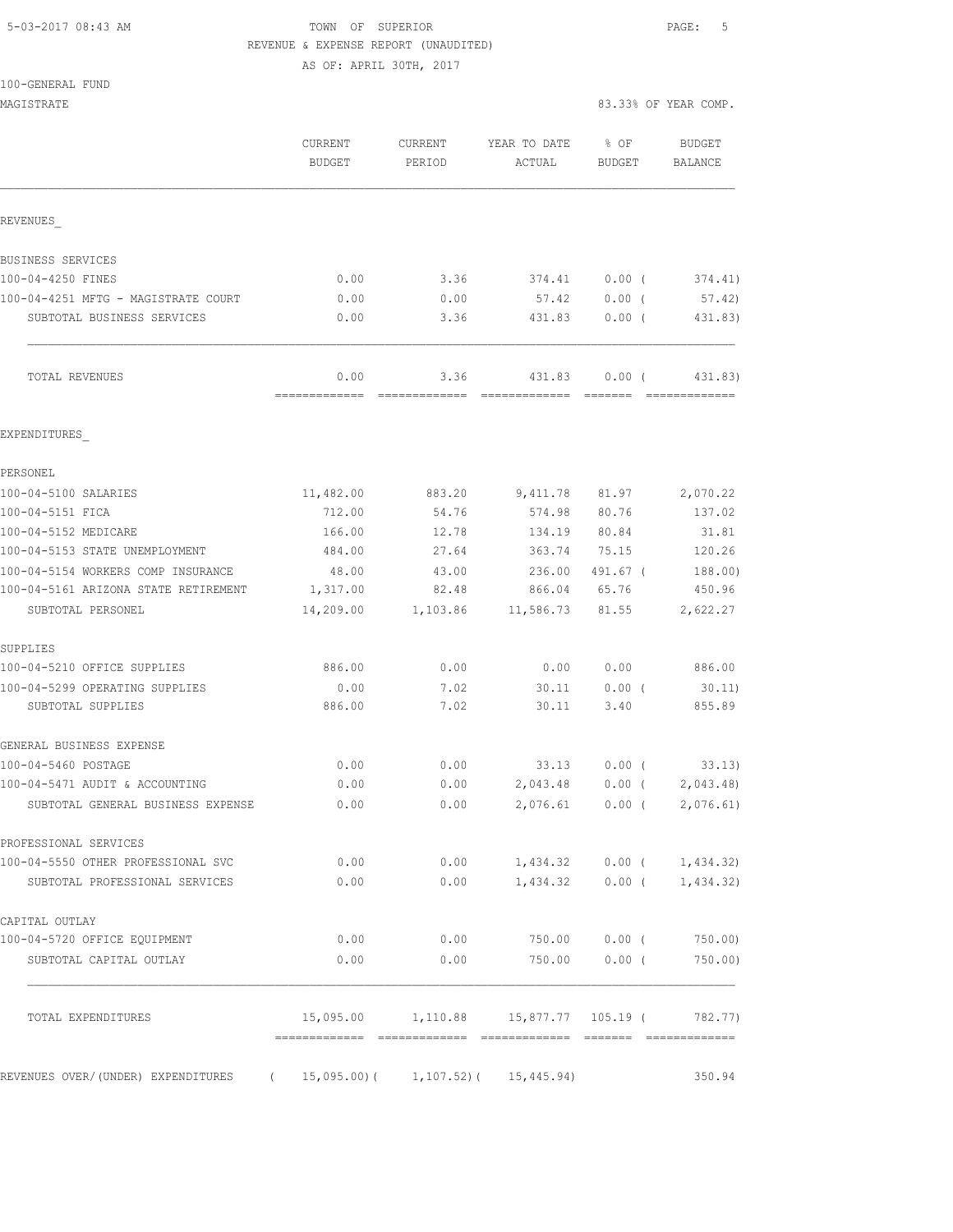TOWN OF SUPERIOR

REVENUE & EXPENSE REPORT (UNAUDITED)

AS OF: APRIL 30TH, 2017

100-GENERAL FUND

MAGISTRATE — 83.33% OF YEAR COMP.

| | CURRENT BUDGET | CURRENT PERIOD | YEAR TO DATE ACTUAL | % OF BUDGET | BUDGET BALANCE |
|---|---|---|---|---|---|
| **REVENUES** | | | | | |
| BUSINESS SERVICES | | | | | |
| 100-04-4250 FINES | 0.00 | 3.36 | 374.41 | 0.00 ( | 374.41) |
| 100-04-4251 MFTG - MAGISTRATE COURT | 0.00 | 0.00 | 57.42 | 0.00 ( | 57.42) |
| SUBTOTAL BUSINESS SERVICES | 0.00 | 3.36 | 431.83 | 0.00 ( | 431.83) |
| TOTAL REVENUES | 0.00 | 3.36 | 431.83 | 0.00 ( | 431.83) |
| **EXPENDITURES** | | | | | |
| PERSONEL | | | | | |
| 100-04-5100 SALARIES | 11,482.00 | 883.20 | 9,411.78 | 81.97 | 2,070.22 |
| 100-04-5151 FICA | 712.00 | 54.76 | 574.98 | 80.76 | 137.02 |
| 100-04-5152 MEDICARE | 166.00 | 12.78 | 134.19 | 80.84 | 31.81 |
| 100-04-5153 STATE UNEMPLOYMENT | 484.00 | 27.64 | 363.74 | 75.15 | 120.26 |
| 100-04-5154 WORKERS COMP INSURANCE | 48.00 | 43.00 | 236.00 | 491.67 ( | 188.00) |
| 100-04-5161 ARIZONA STATE RETIREMENT | 1,317.00 | 82.48 | 866.04 | 65.76 | 450.96 |
| SUBTOTAL PERSONEL | 14,209.00 | 1,103.86 | 11,586.73 | 81.55 | 2,622.27 |
| SUPPLIES | | | | | |
| 100-04-5210 OFFICE SUPPLIES | 886.00 | 0.00 | 0.00 | 0.00 | 886.00 |
| 100-04-5299 OPERATING SUPPLIES | 0.00 | 7.02 | 30.11 | 0.00 ( | 30.11) |
| SUBTOTAL SUPPLIES | 886.00 | 7.02 | 30.11 | 3.40 | 855.89 |
| GENERAL BUSINESS EXPENSE | | | | | |
| 100-04-5460 POSTAGE | 0.00 | 0.00 | 33.13 | 0.00 ( | 33.13) |
| 100-04-5471 AUDIT & ACCOUNTING | 0.00 | 0.00 | 2,043.48 | 0.00 ( | 2,043.48) |
| SUBTOTAL GENERAL BUSINESS EXPENSE | 0.00 | 0.00 | 2,076.61 | 0.00 ( | 2,076.61) |
| PROFESSIONAL SERVICES | | | | | |
| 100-04-5550 OTHER PROFESSIONAL SVC | 0.00 | 0.00 | 1,434.32 | 0.00 ( | 1,434.32) |
| SUBTOTAL PROFESSIONAL SERVICES | 0.00 | 0.00 | 1,434.32 | 0.00 ( | 1,434.32) |
| CAPITAL OUTLAY | | | | | |
| 100-04-5720 OFFICE EQUIPMENT | 0.00 | 0.00 | 750.00 | 0.00 ( | 750.00) |
| SUBTOTAL CAPITAL OUTLAY | 0.00 | 0.00 | 750.00 | 0.00 ( | 750.00) |
| TOTAL EXPENDITURES | 15,095.00 | 1,110.88 | 15,877.77 | 105.19 ( | 782.77) |
| REVENUES OVER/(UNDER) EXPENDITURES | ( 15,095.00)( | 1,107.52)( | 15,445.94) | | 350.94 |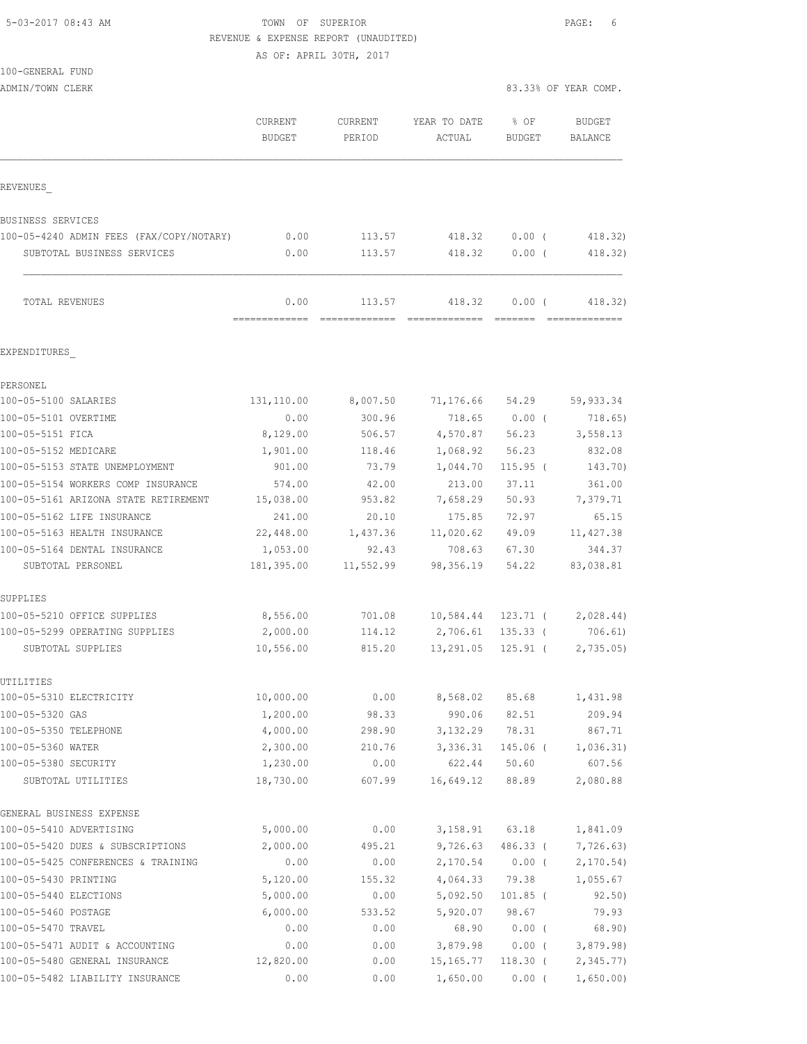5-03-2017 08:43 AM

# TOWN OF SUPERIOR

REVENUE & EXPENSE REPORT (UNAUDITED)

AS OF: APRIL 30TH, 2017

100-GENERAL FUND

ADMIN/TOWN CLERK

83.33% OF YEAR COMP.

| | CURRENT BUDGET | CURRENT PERIOD | YEAR TO DATE ACTUAL | % OF BUDGET | BUDGET BALANCE |
|---|---|---|---|---|---|
| **REVENUES** | | | | | |
| **BUSINESS SERVICES** | | | | | |
| 100-05-4240 ADMIN FEES (FAX/COPY/NOTARY) | 0.00 | 113.57 | 418.32 | 0.00 ( | 418.32) |
| SUBTOTAL BUSINESS SERVICES | 0.00 | 113.57 | 418.32 | 0.00 ( | 418.32) |
| TOTAL REVENUES | 0.00 | 113.57 | 418.32 | 0.00 ( | 418.32) |
| **EXPENDITURES** | | | | | |
| **PERSONEL** | | | | | |
| 100-05-5100 SALARIES | 131,110.00 | 8,007.50 | 71,176.66 | 54.29 | 59,933.34 |
| 100-05-5101 OVERTIME | 0.00 | 300.96 | 718.65 | 0.00 ( | 718.65) |
| 100-05-5151 FICA | 8,129.00 | 506.57 | 4,570.87 | 56.23 | 3,558.13 |
| 100-05-5152 MEDICARE | 1,901.00 | 118.46 | 1,068.92 | 56.23 | 832.08 |
| 100-05-5153 STATE UNEMPLOYMENT | 901.00 | 73.79 | 1,044.70 | 115.95 ( | 143.70) |
| 100-05-5154 WORKERS COMP INSURANCE | 574.00 | 42.00 | 213.00 | 37.11 | 361.00 |
| 100-05-5161 ARIZONA STATE RETIREMENT | 15,038.00 | 953.82 | 7,658.29 | 50.93 | 7,379.71 |
| 100-05-5162 LIFE INSURANCE | 241.00 | 20.10 | 175.85 | 72.97 | 65.15 |
| 100-05-5163 HEALTH INSURANCE | 22,448.00 | 1,437.36 | 11,020.62 | 49.09 | 11,427.38 |
| 100-05-5164 DENTAL INSURANCE | 1,053.00 | 92.43 | 708.63 | 67.30 | 344.37 |
| SUBTOTAL PERSONEL | 181,395.00 | 11,552.99 | 98,356.19 | 54.22 | 83,038.81 |
| **SUPPLIES** | | | | | |
| 100-05-5210 OFFICE SUPPLIES | 8,556.00 | 701.08 | 10,584.44 | 123.71 ( | 2,028.44) |
| 100-05-5299 OPERATING SUPPLIES | 2,000.00 | 114.12 | 2,706.61 | 135.33 ( | 706.61) |
| SUBTOTAL SUPPLIES | 10,556.00 | 815.20 | 13,291.05 | 125.91 ( | 2,735.05) |
| **UTILITIES** | | | | | |
| 100-05-5310 ELECTRICITY | 10,000.00 | 0.00 | 8,568.02 | 85.68 | 1,431.98 |
| 100-05-5320 GAS | 1,200.00 | 98.33 | 990.06 | 82.51 | 209.94 |
| 100-05-5350 TELEPHONE | 4,000.00 | 298.90 | 3,132.29 | 78.31 | 867.71 |
| 100-05-5360 WATER | 2,300.00 | 210.76 | 3,336.31 | 145.06 ( | 1,036.31) |
| 100-05-5380 SECURITY | 1,230.00 | 0.00 | 622.44 | 50.60 | 607.56 |
| SUBTOTAL UTILITIES | 18,730.00 | 607.99 | 16,649.12 | 88.89 | 2,080.88 |
| **GENERAL BUSINESS EXPENSE** | | | | | |
| 100-05-5410 ADVERTISING | 5,000.00 | 0.00 | 3,158.91 | 63.18 | 1,841.09 |
| 100-05-5420 DUES & SUBSCRIPTIONS | 2,000.00 | 495.21 | 9,726.63 | 486.33 ( | 7,726.63) |
| 100-05-5425 CONFERENCES & TRAINING | 0.00 | 0.00 | 2,170.54 | 0.00 ( | 2,170.54) |
| 100-05-5430 PRINTING | 5,120.00 | 155.32 | 4,064.33 | 79.38 | 1,055.67 |
| 100-05-5440 ELECTIONS | 5,000.00 | 0.00 | 5,092.50 | 101.85 ( | 92.50) |
| 100-05-5460 POSTAGE | 6,000.00 | 533.52 | 5,920.07 | 98.67 | 79.93 |
| 100-05-5470 TRAVEL | 0.00 | 0.00 | 68.90 | 0.00 ( | 68.90) |
| 100-05-5471 AUDIT & ACCOUNTING | 0.00 | 0.00 | 3,879.98 | 0.00 ( | 3,879.98) |
| 100-05-5480 GENERAL INSURANCE | 12,820.00 | 0.00 | 15,165.77 | 118.30 ( | 2,345.77) |
| 100-05-5482 LIABILITY INSURANCE | 0.00 | 0.00 | 1,650.00 | 0.00 ( | 1,650.00) |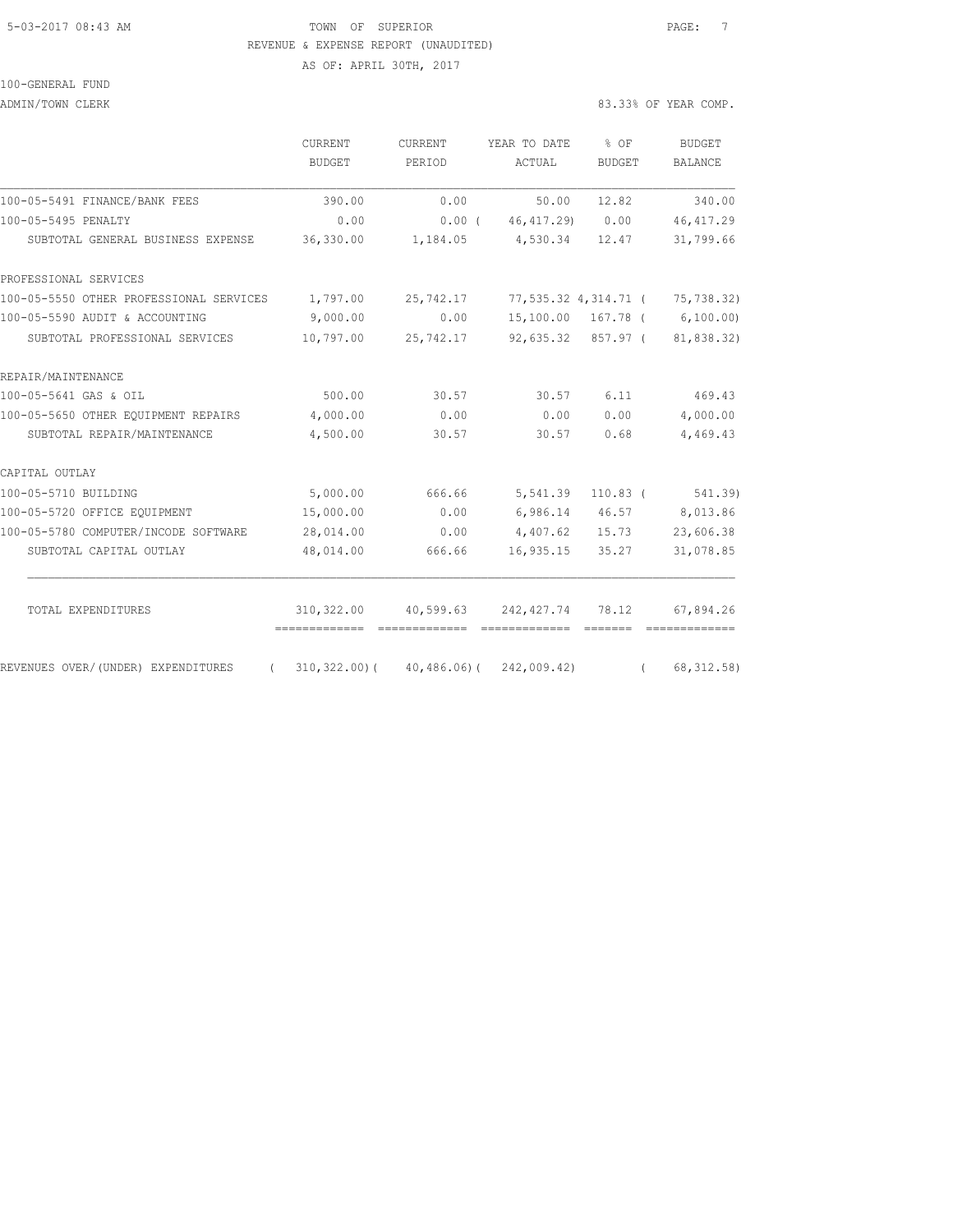TOWN OF SUPERIOR

REVENUE & EXPENSE REPORT (UNAUDITED)

AS OF: APRIL 30TH, 2017

100-GENERAL FUND

ADMIN/TOWN CLERK

83.33% OF YEAR COMP.

| | CURRENT BUDGET | CURRENT PERIOD | YEAR TO DATE ACTUAL | % OF BUDGET | BUDGET BALANCE |
|---|---|---|---|---|---|
| 100-05-5491 FINANCE/BANK FEES | 390.00 | 0.00 | 50.00 | 12.82 | 340.00 |
| 100-05-5495 PENALTY | 0.00 | 0.00 | ( 46,417.29) | 0.00 | 46,417.29 |
| SUBTOTAL GENERAL BUSINESS EXPENSE | 36,330.00 | 1,184.05 | 4,530.34 | 12.47 | 31,799.66 |
| PROFESSIONAL SERVICES | | | | | |
| 100-05-5550 OTHER PROFESSIONAL SERVICES | 1,797.00 | 25,742.17 | 77,535.32 | 4,314.71 | ( 75,738.32) |
| 100-05-5590 AUDIT & ACCOUNTING | 9,000.00 | 0.00 | 15,100.00 | 167.78 | ( 6,100.00) |
| SUBTOTAL PROFESSIONAL SERVICES | 10,797.00 | 25,742.17 | 92,635.32 | 857.97 | ( 81,838.32) |
| REPAIR/MAINTENANCE | | | | | |
| 100-05-5641 GAS & OIL | 500.00 | 30.57 | 30.57 | 6.11 | 469.43 |
| 100-05-5650 OTHER EQUIPMENT REPAIRS | 4,000.00 | 0.00 | 0.00 | 0.00 | 4,000.00 |
| SUBTOTAL REPAIR/MAINTENANCE | 4,500.00 | 30.57 | 30.57 | 0.68 | 4,469.43 |
| CAPITAL OUTLAY | | | | | |
| 100-05-5710 BUILDING | 5,000.00 | 666.66 | 5,541.39 | 110.83 | ( 541.39) |
| 100-05-5720 OFFICE EQUIPMENT | 15,000.00 | 0.00 | 6,986.14 | 46.57 | 8,013.86 |
| 100-05-5780 COMPUTER/INCODE SOFTWARE | 28,014.00 | 0.00 | 4,407.62 | 15.73 | 23,606.38 |
| SUBTOTAL CAPITAL OUTLAY | 48,014.00 | 666.66 | 16,935.15 | 35.27 | 31,078.85 |
| TOTAL EXPENDITURES | 310,322.00 | 40,599.63 | 242,427.74 | 78.12 | 67,894.26 |
| REVENUES OVER/(UNDER) EXPENDITURES | ( 310,322.00) | ( 40,486.06) | ( 242,009.42) | | ( 68,312.58) |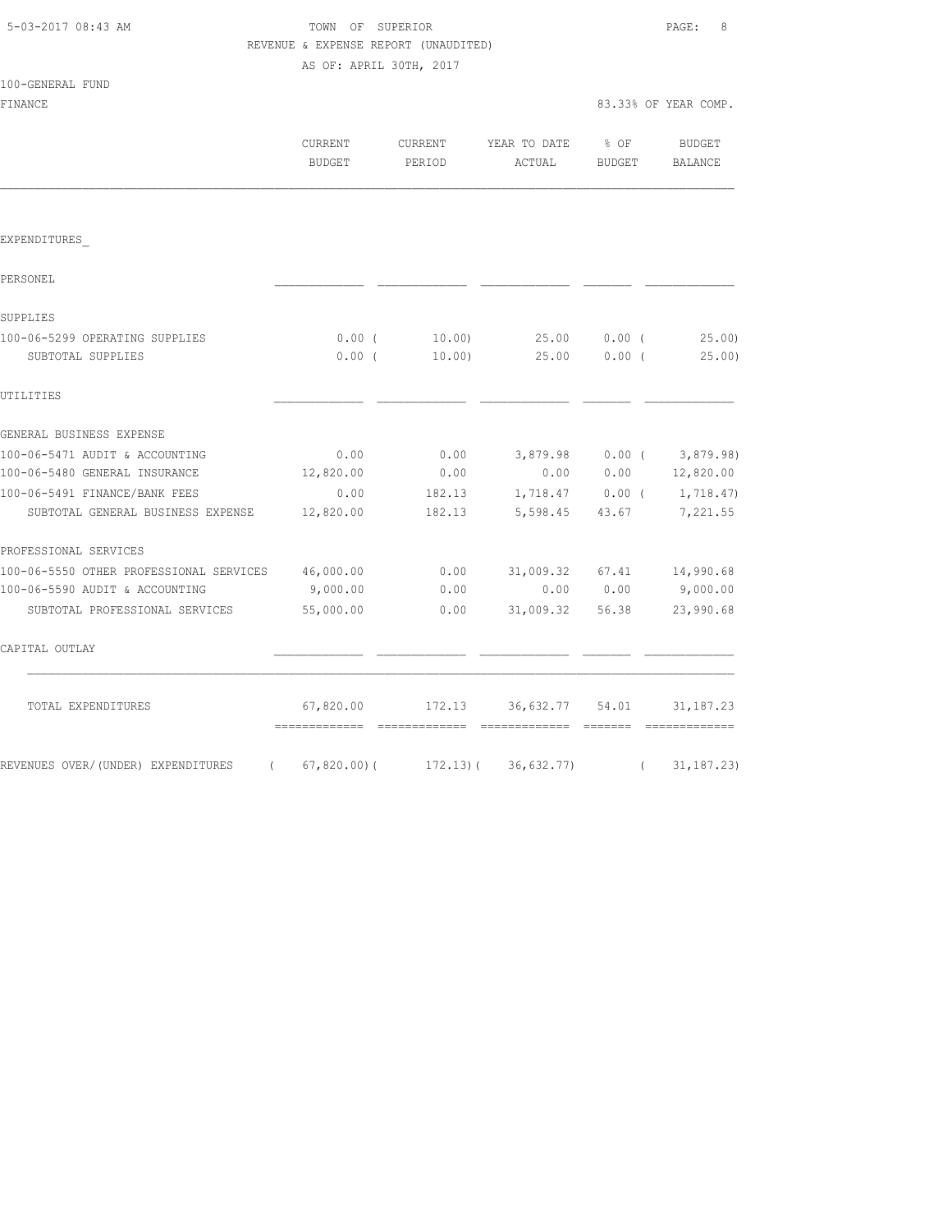TOWN OF SUPERIOR

REVENUE & EXPENSE REPORT (UNAUDITED)

AS OF: APRIL 30TH, 2017

100-GENERAL FUND

FINANCE — 83.33% OF YEAR COMP.

| | CURRENT BUDGET | CURRENT PERIOD | YEAR TO DATE ACTUAL | % OF BUDGET | BUDGET BALANCE |
|---|---|---|---|---|---|
| EXPENDITURES_ | | | | | |
| PERSONEL | | | | | |
| SUPPLIES | | | | | |
| 100-06-5299 OPERATING SUPPLIES | 0.00 | ( 10.00) | 25.00 | 0.00 | ( 25.00) |
| SUBTOTAL SUPPLIES | 0.00 | ( 10.00) | 25.00 | 0.00 | ( 25.00) |
| UTILITIES | | | | | |
| GENERAL BUSINESS EXPENSE | | | | | |
| 100-06-5471 AUDIT & ACCOUNTING | 0.00 | 0.00 | 3,879.98 | 0.00 | ( 3,879.98) |
| 100-06-5480 GENERAL INSURANCE | 12,820.00 | 0.00 | 0.00 | 0.00 | 12,820.00 |
| 100-06-5491 FINANCE/BANK FEES | 0.00 | 182.13 | 1,718.47 | 0.00 | ( 1,718.47) |
| SUBTOTAL GENERAL BUSINESS EXPENSE | 12,820.00 | 182.13 | 5,598.45 | 43.67 | 7,221.55 |
| PROFESSIONAL SERVICES | | | | | |
| 100-06-5550 OTHER PROFESSIONAL SERVICES | 46,000.00 | 0.00 | 31,009.32 | 67.41 | 14,990.68 |
| 100-06-5590 AUDIT & ACCOUNTING | 9,000.00 | 0.00 | 0.00 | 0.00 | 9,000.00 |
| SUBTOTAL PROFESSIONAL SERVICES | 55,000.00 | 0.00 | 31,009.32 | 56.38 | 23,990.68 |
| CAPITAL OUTLAY | | | | | |
| TOTAL EXPENDITURES | 67,820.00 | 172.13 | 36,632.77 | 54.01 | 31,187.23 |
| REVENUES OVER/(UNDER) EXPENDITURES | ( 67,820.00) | ( 172.13) | ( 36,632.77) | | ( 31,187.23) |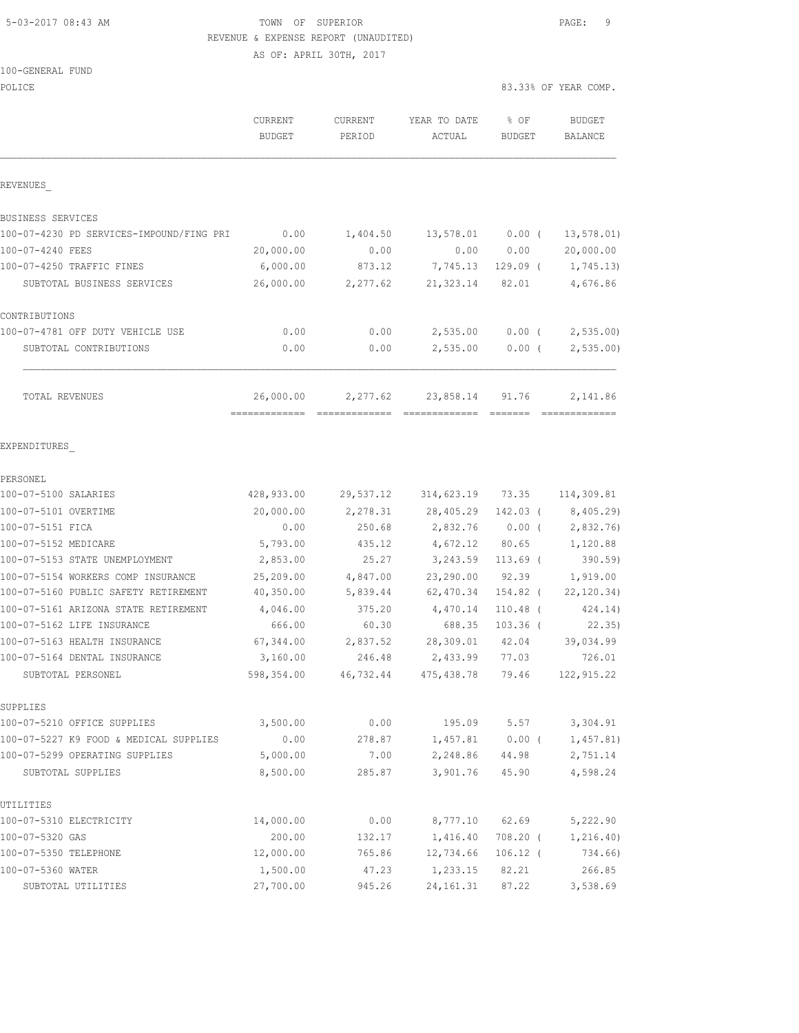TOWN OF SUPERIOR
REVENUE & EXPENSE REPORT (UNAUDITED)
AS OF: APRIL 30TH, 2017

5-03-2017 08:43 AM

100-GENERAL FUND
POLICE

83.33% OF YEAR COMP.

| | CURRENT BUDGET | CURRENT PERIOD | YEAR TO DATE ACTUAL | % OF BUDGET | BUDGET BALANCE |
|---|---|---|---|---|---|
| **REVENUES** | | | | | |
| BUSINESS SERVICES | | | | | |
| 100-07-4230 PD SERVICES-IMPOUND/FING PRI | 0.00 | 1,404.50 | 13,578.01 | 0.00 ( | 13,578.01) |
| 100-07-4240 FEES | 20,000.00 | 0.00 | 0.00 | 0.00 | 20,000.00 |
| 100-07-4250 TRAFFIC FINES | 6,000.00 | 873.12 | 7,745.13 | 129.09 ( | 1,745.13) |
| SUBTOTAL BUSINESS SERVICES | 26,000.00 | 2,277.62 | 21,323.14 | 82.01 | 4,676.86 |
| CONTRIBUTIONS | | | | | |
| 100-07-4781 OFF DUTY VEHICLE USE | 0.00 | 0.00 | 2,535.00 | 0.00 ( | 2,535.00) |
| SUBTOTAL CONTRIBUTIONS | 0.00 | 0.00 | 2,535.00 | 0.00 ( | 2,535.00) |
| TOTAL REVENUES | 26,000.00 | 2,277.62 | 23,858.14 | 91.76 | 2,141.86 |
| **EXPENDITURES** | | | | | |
| PERSONEL | | | | | |
| 100-07-5100 SALARIES | 428,933.00 | 29,537.12 | 314,623.19 | 73.35 | 114,309.81 |
| 100-07-5101 OVERTIME | 20,000.00 | 2,278.31 | 28,405.29 | 142.03 ( | 8,405.29) |
| 100-07-5151 FICA | 0.00 | 250.68 | 2,832.76 | 0.00 ( | 2,832.76) |
| 100-07-5152 MEDICARE | 5,793.00 | 435.12 | 4,672.12 | 80.65 | 1,120.88 |
| 100-07-5153 STATE UNEMPLOYMENT | 2,853.00 | 25.27 | 3,243.59 | 113.69 ( | 390.59) |
| 100-07-5154 WORKERS COMP INSURANCE | 25,209.00 | 4,847.00 | 23,290.00 | 92.39 | 1,919.00 |
| 100-07-5160 PUBLIC SAFETY RETIREMENT | 40,350.00 | 5,839.44 | 62,470.34 | 154.82 ( | 22,120.34) |
| 100-07-5161 ARIZONA STATE RETIREMENT | 4,046.00 | 375.20 | 4,470.14 | 110.48 ( | 424.14) |
| 100-07-5162 LIFE INSURANCE | 666.00 | 60.30 | 688.35 | 103.36 ( | 22.35) |
| 100-07-5163 HEALTH INSURANCE | 67,344.00 | 2,837.52 | 28,309.01 | 42.04 | 39,034.99 |
| 100-07-5164 DENTAL INSURANCE | 3,160.00 | 246.48 | 2,433.99 | 77.03 | 726.01 |
| SUBTOTAL PERSONEL | 598,354.00 | 46,732.44 | 475,438.78 | 79.46 | 122,915.22 |
| SUPPLIES | | | | | |
| 100-07-5210 OFFICE SUPPLIES | 3,500.00 | 0.00 | 195.09 | 5.57 | 3,304.91 |
| 100-07-5227 K9 FOOD & MEDICAL SUPPLIES | 0.00 | 278.87 | 1,457.81 | 0.00 ( | 1,457.81) |
| 100-07-5299 OPERATING SUPPLIES | 5,000.00 | 7.00 | 2,248.86 | 44.98 | 2,751.14 |
| SUBTOTAL SUPPLIES | 8,500.00 | 285.87 | 3,901.76 | 45.90 | 4,598.24 |
| UTILITIES | | | | | |
| 100-07-5310 ELECTRICITY | 14,000.00 | 0.00 | 8,777.10 | 62.69 | 5,222.90 |
| 100-07-5320 GAS | 200.00 | 132.17 | 1,416.40 | 708.20 ( | 1,216.40) |
| 100-07-5350 TELEPHONE | 12,000.00 | 765.86 | 12,734.66 | 106.12 ( | 734.66) |
| 100-07-5360 WATER | 1,500.00 | 47.23 | 1,233.15 | 82.21 | 266.85 |
| SUBTOTAL UTILITIES | 27,700.00 | 945.26 | 24,161.31 | 87.22 | 3,538.69 |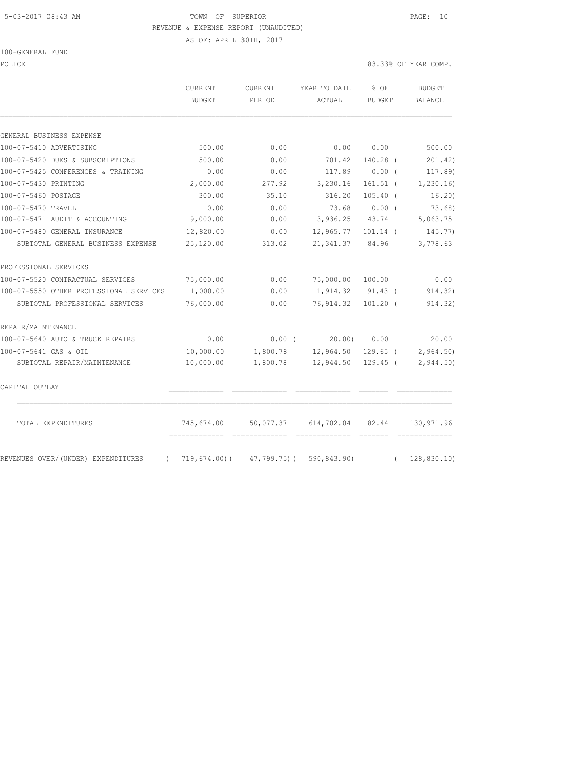TOWN OF SUPERIOR
REVENUE & EXPENSE REPORT (UNAUDITED)
AS OF: APRIL 30TH, 2017

100-GENERAL FUND

POLICE — 83.33% OF YEAR COMP.

| | CURRENT BUDGET | CURRENT PERIOD | YEAR TO DATE ACTUAL | % OF BUDGET | BUDGET BALANCE |
|---|---|---|---|---|---|
| **GENERAL BUSINESS EXPENSE** | | | | | |
| 100-07-5410 ADVERTISING | 500.00 | 0.00 | 0.00 | 0.00 | 500.00 |
| 100-07-5420 DUES & SUBSCRIPTIONS | 500.00 | 0.00 | 701.42 | 140.28 | ( 201.42) |
| 100-07-5425 CONFERENCES & TRAINING | 0.00 | 0.00 | 117.89 | 0.00 | ( 117.89) |
| 100-07-5430 PRINTING | 2,000.00 | 277.92 | 3,230.16 | 161.51 | ( 1,230.16) |
| 100-07-5460 POSTAGE | 300.00 | 35.10 | 316.20 | 105.40 | ( 16.20) |
| 100-07-5470 TRAVEL | 0.00 | 0.00 | 73.68 | 0.00 | ( 73.68) |
| 100-07-5471 AUDIT & ACCOUNTING | 9,000.00 | 0.00 | 3,936.25 | 43.74 | 5,063.75 |
| 100-07-5480 GENERAL INSURANCE | 12,820.00 | 0.00 | 12,965.77 | 101.14 | ( 145.77) |
| SUBTOTAL GENERAL BUSINESS EXPENSE | 25,120.00 | 313.02 | 21,341.37 | 84.96 | 3,778.63 |
| **PROFESSIONAL SERVICES** | | | | | |
| 100-07-5520 CONTRACTUAL SERVICES | 75,000.00 | 0.00 | 75,000.00 | 100.00 | 0.00 |
| 100-07-5550 OTHER PROFESSIONAL SERVICES | 1,000.00 | 0.00 | 1,914.32 | 191.43 | ( 914.32) |
| SUBTOTAL PROFESSIONAL SERVICES | 76,000.00 | 0.00 | 76,914.32 | 101.20 | ( 914.32) |
| **REPAIR/MAINTENANCE** | | | | | |
| 100-07-5640 AUTO & TRUCK REPAIRS | 0.00 | 0.00 | ( 20.00) | 0.00 | 20.00 |
| 100-07-5641 GAS & OIL | 10,000.00 | 1,800.78 | 12,964.50 | 129.65 | ( 2,964.50) |
| SUBTOTAL REPAIR/MAINTENANCE | 10,000.00 | 1,800.78 | 12,944.50 | 129.45 | ( 2,944.50) |
| **CAPITAL OUTLAY** | | | | | |
| TOTAL EXPENDITURES | 745,674.00 | 50,077.37 | 614,702.04 | 82.44 | 130,971.96 |
| REVENUES OVER/(UNDER) EXPENDITURES | ( 719,674.00) | ( 47,799.75) | ( 590,843.90) | | ( 128,830.10) |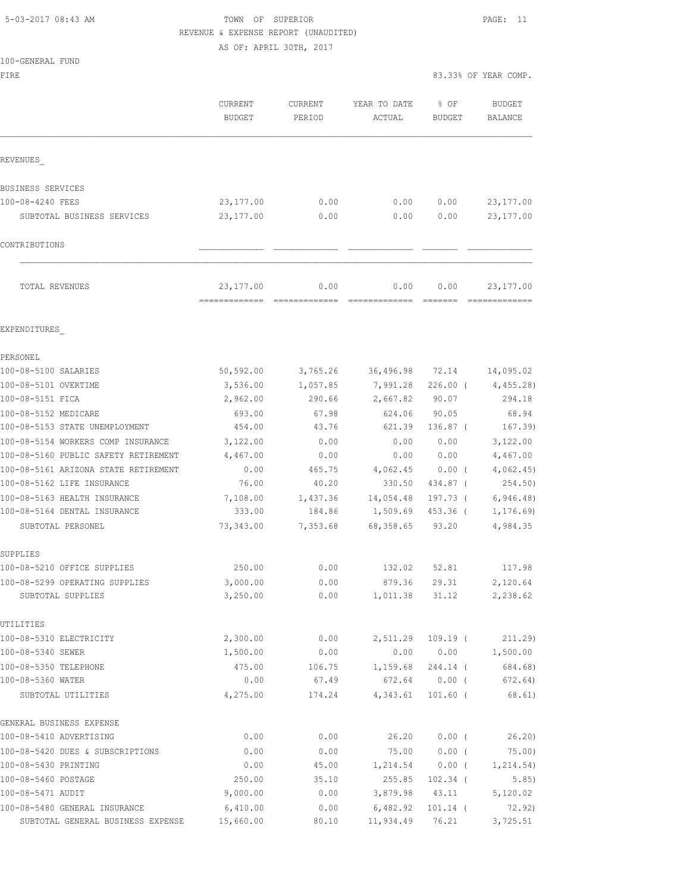TOWN OF SUPERIOR
REVENUE & EXPENSE REPORT (UNAUDITED)
AS OF: APRIL 30TH, 2017

100-GENERAL FUND
FIRE

83.33% OF YEAR COMP.

| | CURRENT BUDGET | CURRENT PERIOD | YEAR TO DATE ACTUAL | % OF BUDGET | BUDGET BALANCE |
|---|---|---|---|---|---|
| **REVENUES** | | | | | |
| BUSINESS SERVICES | | | | | |
| 100-08-4240 FEES | 23,177.00 | 0.00 | 0.00 | 0.00 | 23,177.00 |
| SUBTOTAL BUSINESS SERVICES | 23,177.00 | 0.00 | 0.00 | 0.00 | 23,177.00 |
| CONTRIBUTIONS | | | | | |
| TOTAL REVENUES | 23,177.00 | 0.00 | 0.00 | 0.00 | 23,177.00 |
| **EXPENDITURES** | | | | | |
| PERSONEL | | | | | |
| 100-08-5100 SALARIES | 50,592.00 | 3,765.26 | 36,496.98 | 72.14 | 14,095.02 |
| 100-08-5101 OVERTIME | 3,536.00 | 1,057.85 | 7,991.28 | 226.00 ( | 4,455.28) |
| 100-08-5151 FICA | 2,962.00 | 290.66 | 2,667.82 | 90.07 | 294.18 |
| 100-08-5152 MEDICARE | 693.00 | 67.98 | 624.06 | 90.05 | 68.94 |
| 100-08-5153 STATE UNEMPLOYMENT | 454.00 | 43.76 | 621.39 | 136.87 ( | 167.39) |
| 100-08-5154 WORKERS COMP INSURANCE | 3,122.00 | 0.00 | 0.00 | 0.00 | 3,122.00 |
| 100-08-5160 PUBLIC SAFETY RETIREMENT | 4,467.00 | 0.00 | 0.00 | 0.00 | 4,467.00 |
| 100-08-5161 ARIZONA STATE RETIREMENT | 0.00 | 465.75 | 4,062.45 | 0.00 ( | 4,062.45) |
| 100-08-5162 LIFE INSURANCE | 76.00 | 40.20 | 330.50 | 434.87 ( | 254.50) |
| 100-08-5163 HEALTH INSURANCE | 7,108.00 | 1,437.36 | 14,054.48 | 197.73 ( | 6,946.48) |
| 100-08-5164 DENTAL INSURANCE | 333.00 | 184.86 | 1,509.69 | 453.36 ( | 1,176.69) |
| SUBTOTAL PERSONEL | 73,343.00 | 7,353.68 | 68,358.65 | 93.20 | 4,984.35 |
| SUPPLIES | | | | | |
| 100-08-5210 OFFICE SUPPLIES | 250.00 | 0.00 | 132.02 | 52.81 | 117.98 |
| 100-08-5299 OPERATING SUPPLIES | 3,000.00 | 0.00 | 879.36 | 29.31 | 2,120.64 |
| SUBTOTAL SUPPLIES | 3,250.00 | 0.00 | 1,011.38 | 31.12 | 2,238.62 |
| UTILITIES | | | | | |
| 100-08-5310 ELECTRICITY | 2,300.00 | 0.00 | 2,511.29 | 109.19 ( | 211.29) |
| 100-08-5340 SEWER | 1,500.00 | 0.00 | 0.00 | 0.00 | 1,500.00 |
| 100-08-5350 TELEPHONE | 475.00 | 106.75 | 1,159.68 | 244.14 ( | 684.68) |
| 100-08-5360 WATER | 0.00 | 67.49 | 672.64 | 0.00 ( | 672.64) |
| SUBTOTAL UTILITIES | 4,275.00 | 174.24 | 4,343.61 | 101.60 ( | 68.61) |
| GENERAL BUSINESS EXPENSE | | | | | |
| 100-08-5410 ADVERTISING | 0.00 | 0.00 | 26.20 | 0.00 ( | 26.20) |
| 100-08-5420 DUES & SUBSCRIPTIONS | 0.00 | 0.00 | 75.00 | 0.00 ( | 75.00) |
| 100-08-5430 PRINTING | 0.00 | 45.00 | 1,214.54 | 0.00 ( | 1,214.54) |
| 100-08-5460 POSTAGE | 250.00 | 35.10 | 255.85 | 102.34 ( | 5.85) |
| 100-08-5471 AUDIT | 9,000.00 | 0.00 | 3,879.98 | 43.11 | 5,120.02 |
| 100-08-5480 GENERAL INSURANCE | 6,410.00 | 0.00 | 6,482.92 | 101.14 ( | 72.92) |
| SUBTOTAL GENERAL BUSINESS EXPENSE | 15,660.00 | 80.10 | 11,934.49 | 76.21 | 3,725.51 |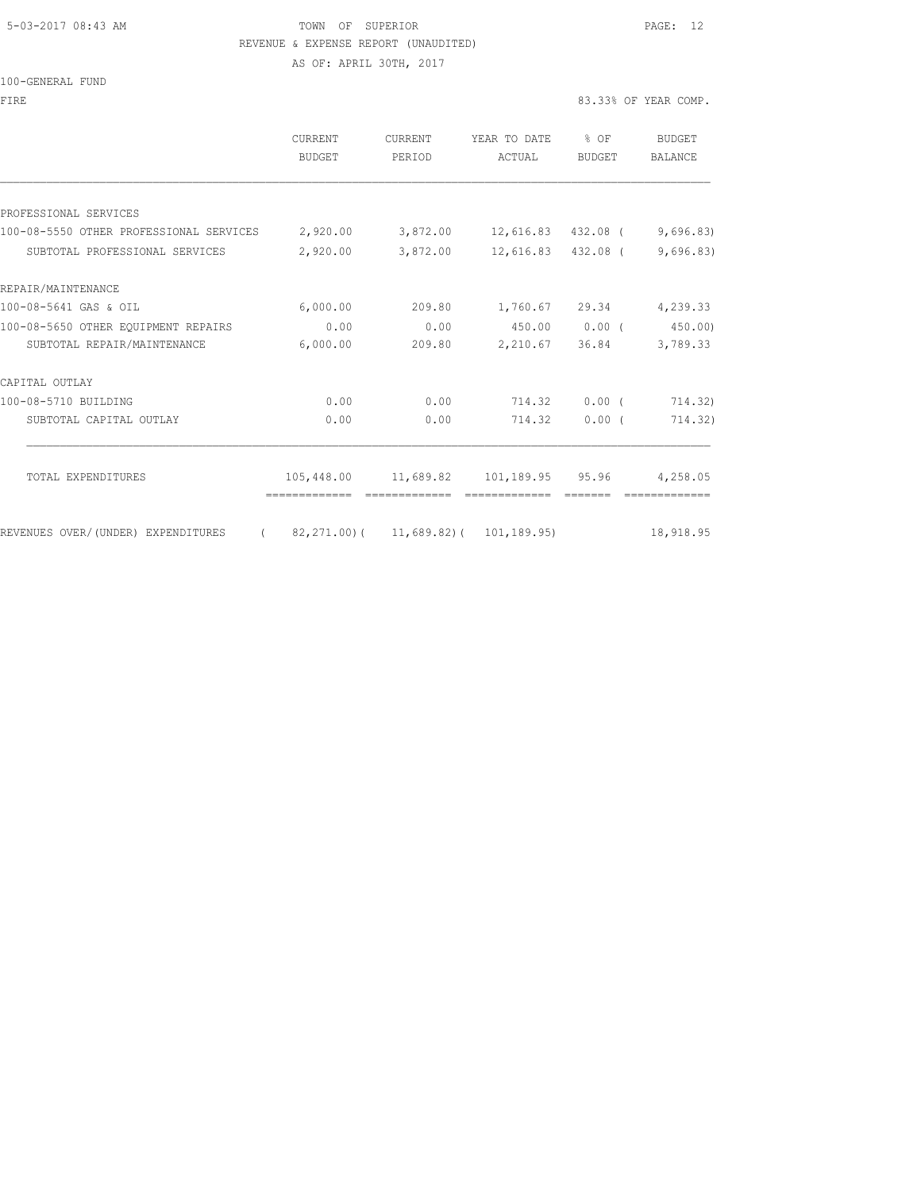5-03-2017 08:43 AM TOWN OF SUPERIOR

REVENUE & EXPENSE REPORT (UNAUDITED)

AS OF: APRIL 30TH, 2017

100-GENERAL FUND

FIRE 83.33% OF YEAR COMP.

| | CURRENT BUDGET | CURRENT PERIOD | YEAR TO DATE ACTUAL | % OF BUDGET | BUDGET BALANCE |
|---|---|---|---|---|---|
| PROFESSIONAL SERVICES | | | | | |
| 100-08-5550 OTHER PROFESSIONAL SERVICES | 2,920.00 | 3,872.00 | 12,616.83 | 432.08 | ( 9,696.83) |
| SUBTOTAL PROFESSIONAL SERVICES | 2,920.00 | 3,872.00 | 12,616.83 | 432.08 | ( 9,696.83) |
| REPAIR/MAINTENANCE | | | | | |
| 100-08-5641 GAS & OIL | 6,000.00 | 209.80 | 1,760.67 | 29.34 | 4,239.33 |
| 100-08-5650 OTHER EQUIPMENT REPAIRS | 0.00 | 0.00 | 450.00 | 0.00 | ( 450.00) |
| SUBTOTAL REPAIR/MAINTENANCE | 6,000.00 | 209.80 | 2,210.67 | 36.84 | 3,789.33 |
| CAPITAL OUTLAY | | | | | |
| 100-08-5710 BUILDING | 0.00 | 0.00 | 714.32 | 0.00 | ( 714.32) |
| SUBTOTAL CAPITAL OUTLAY | 0.00 | 0.00 | 714.32 | 0.00 | ( 714.32) |
| TOTAL EXPENDITURES | 105,448.00 | 11,689.82 | 101,189.95 | 95.96 | 4,258.05 |
| REVENUES OVER/(UNDER) EXPENDITURES | ( 82,271.00) | ( 11,689.82) | ( 101,189.95) | | 18,918.95 |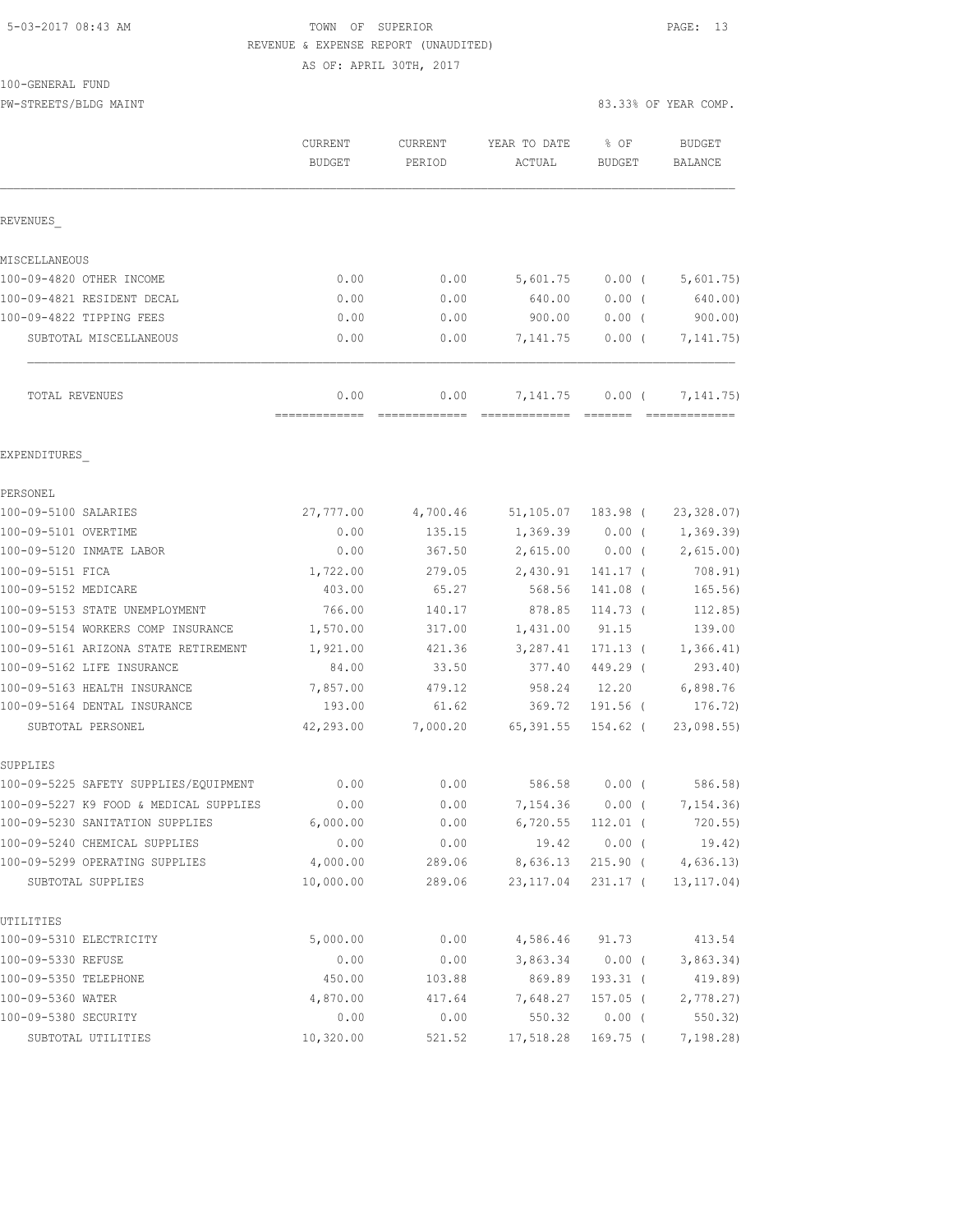5-03-2017 08:43 AM

TOWN OF SUPERIOR

REVENUE & EXPENSE REPORT (UNAUDITED)

AS OF: APRIL 30TH, 2017

100-GENERAL FUND

PW-STREETS/BLDG MAINT

83.33% OF YEAR COMP.

| | CURRENT BUDGET | CURRENT PERIOD | YEAR TO DATE ACTUAL | % OF BUDGET | BUDGET BALANCE |
|---|---|---|---|---|---|
| REVENUES_ | | | | | |
| MISCELLANEOUS | | | | | |
| 100-09-4820 OTHER INCOME | 0.00 | 0.00 | 5,601.75 | 0.00 ( | 5,601.75) |
| 100-09-4821 RESIDENT DECAL | 0.00 | 0.00 | 640.00 | 0.00 ( | 640.00) |
| 100-09-4822 TIPPING FEES | 0.00 | 0.00 | 900.00 | 0.00 ( | 900.00) |
| SUBTOTAL MISCELLANEOUS | 0.00 | 0.00 | 7,141.75 | 0.00 ( | 7,141.75) |
| TOTAL REVENUES | 0.00 | 0.00 | 7,141.75 | 0.00 ( | 7,141.75) |
| EXPENDITURES_ | | | | | |
| PERSONEL | | | | | |
| 100-09-5100 SALARIES | 27,777.00 | 4,700.46 | 51,105.07 | 183.98 ( | 23,328.07) |
| 100-09-5101 OVERTIME | 0.00 | 135.15 | 1,369.39 | 0.00 ( | 1,369.39) |
| 100-09-5120 INMATE LABOR | 0.00 | 367.50 | 2,615.00 | 0.00 ( | 2,615.00) |
| 100-09-5151 FICA | 1,722.00 | 279.05 | 2,430.91 | 141.17 ( | 708.91) |
| 100-09-5152 MEDICARE | 403.00 | 65.27 | 568.56 | 141.08 ( | 165.56) |
| 100-09-5153 STATE UNEMPLOYMENT | 766.00 | 140.17 | 878.85 | 114.73 ( | 112.85) |
| 100-09-5154 WORKERS COMP INSURANCE | 1,570.00 | 317.00 | 1,431.00 | 91.15 | 139.00 |
| 100-09-5161 ARIZONA STATE RETIREMENT | 1,921.00 | 421.36 | 3,287.41 | 171.13 ( | 1,366.41) |
| 100-09-5162 LIFE INSURANCE | 84.00 | 33.50 | 377.40 | 449.29 ( | 293.40) |
| 100-09-5163 HEALTH INSURANCE | 7,857.00 | 479.12 | 958.24 | 12.20 | 6,898.76 |
| 100-09-5164 DENTAL INSURANCE | 193.00 | 61.62 | 369.72 | 191.56 ( | 176.72) |
| SUBTOTAL PERSONEL | 42,293.00 | 7,000.20 | 65,391.55 | 154.62 ( | 23,098.55) |
| SUPPLIES | | | | | |
| 100-09-5225 SAFETY SUPPLIES/EQUIPMENT | 0.00 | 0.00 | 586.58 | 0.00 ( | 586.58) |
| 100-09-5227 K9 FOOD & MEDICAL SUPPLIES | 0.00 | 0.00 | 7,154.36 | 0.00 ( | 7,154.36) |
| 100-09-5230 SANITATION SUPPLIES | 6,000.00 | 0.00 | 6,720.55 | 112.01 ( | 720.55) |
| 100-09-5240 CHEMICAL SUPPLIES | 0.00 | 0.00 | 19.42 | 0.00 ( | 19.42) |
| 100-09-5299 OPERATING SUPPLIES | 4,000.00 | 289.06 | 8,636.13 | 215.90 ( | 4,636.13) |
| SUBTOTAL SUPPLIES | 10,000.00 | 289.06 | 23,117.04 | 231.17 ( | 13,117.04) |
| UTILITIES | | | | | |
| 100-09-5310 ELECTRICITY | 5,000.00 | 0.00 | 4,586.46 | 91.73 | 413.54 |
| 100-09-5330 REFUSE | 0.00 | 0.00 | 3,863.34 | 0.00 ( | 3,863.34) |
| 100-09-5350 TELEPHONE | 450.00 | 103.88 | 869.89 | 193.31 ( | 419.89) |
| 100-09-5360 WATER | 4,870.00 | 417.64 | 7,648.27 | 157.05 ( | 2,778.27) |
| 100-09-5380 SECURITY | 0.00 | 0.00 | 550.32 | 0.00 ( | 550.32) |
| SUBTOTAL UTILITIES | 10,320.00 | 521.52 | 17,518.28 | 169.75 ( | 7,198.28) |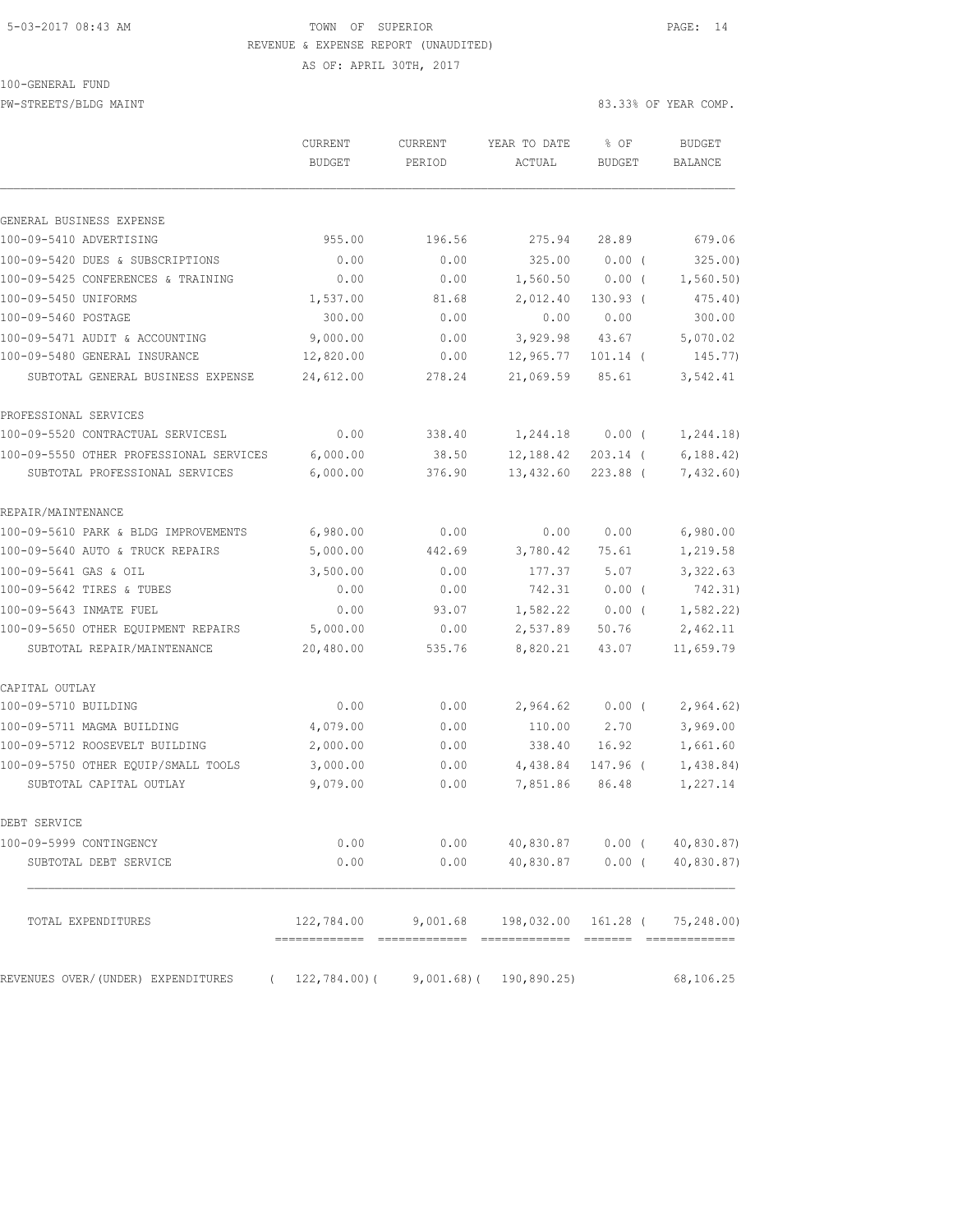TOWN OF SUPERIOR
REVENUE & EXPENSE REPORT (UNAUDITED)
AS OF: APRIL 30TH, 2017

100-GENERAL FUND
PW-STREETS/BLDG MAINT

83.33% OF YEAR COMP.

| | CURRENT BUDGET | CURRENT PERIOD | YEAR TO DATE ACTUAL | % OF BUDGET | BUDGET BALANCE |
|---|---|---|---|---|---|
| GENERAL BUSINESS EXPENSE | | | | | |
| 100-09-5410 ADVERTISING | 955.00 | 196.56 | 275.94 | 28.89 | 679.06 |
| 100-09-5420 DUES & SUBSCRIPTIONS | 0.00 | 0.00 | 325.00 | 0.00 ( | 325.00) |
| 100-09-5425 CONFERENCES & TRAINING | 0.00 | 0.00 | 1,560.50 | 0.00 ( | 1,560.50) |
| 100-09-5450 UNIFORMS | 1,537.00 | 81.68 | 2,012.40 | 130.93 ( | 475.40) |
| 100-09-5460 POSTAGE | 300.00 | 0.00 | 0.00 | 0.00 | 300.00 |
| 100-09-5471 AUDIT & ACCOUNTING | 9,000.00 | 0.00 | 3,929.98 | 43.67 | 5,070.02 |
| 100-09-5480 GENERAL INSURANCE | 12,820.00 | 0.00 | 12,965.77 | 101.14 ( | 145.77) |
| SUBTOTAL GENERAL BUSINESS EXPENSE | 24,612.00 | 278.24 | 21,069.59 | 85.61 | 3,542.41 |
| PROFESSIONAL SERVICES | | | | | |
| 100-09-5520 CONTRACTUAL SERVICESL | 0.00 | 338.40 | 1,244.18 | 0.00 ( | 1,244.18) |
| 100-09-5550 OTHER PROFESSIONAL SERVICES | 6,000.00 | 38.50 | 12,188.42 | 203.14 ( | 6,188.42) |
| SUBTOTAL PROFESSIONAL SERVICES | 6,000.00 | 376.90 | 13,432.60 | 223.88 ( | 7,432.60) |
| REPAIR/MAINTENANCE | | | | | |
| 100-09-5610 PARK & BLDG IMPROVEMENTS | 6,980.00 | 0.00 | 0.00 | 0.00 | 6,980.00 |
| 100-09-5640 AUTO & TRUCK REPAIRS | 5,000.00 | 442.69 | 3,780.42 | 75.61 | 1,219.58 |
| 100-09-5641 GAS & OIL | 3,500.00 | 0.00 | 177.37 | 5.07 | 3,322.63 |
| 100-09-5642 TIRES & TUBES | 0.00 | 0.00 | 742.31 | 0.00 ( | 742.31) |
| 100-09-5643 INMATE FUEL | 0.00 | 93.07 | 1,582.22 | 0.00 ( | 1,582.22) |
| 100-09-5650 OTHER EQUIPMENT REPAIRS | 5,000.00 | 0.00 | 2,537.89 | 50.76 | 2,462.11 |
| SUBTOTAL REPAIR/MAINTENANCE | 20,480.00 | 535.76 | 8,820.21 | 43.07 | 11,659.79 |
| CAPITAL OUTLAY | | | | | |
| 100-09-5710 BUILDING | 0.00 | 0.00 | 2,964.62 | 0.00 ( | 2,964.62) |
| 100-09-5711 MAGMA BUILDING | 4,079.00 | 0.00 | 110.00 | 2.70 | 3,969.00 |
| 100-09-5712 ROOSEVELT BUILDING | 2,000.00 | 0.00 | 338.40 | 16.92 | 1,661.60 |
| 100-09-5750 OTHER EQUIP/SMALL TOOLS | 3,000.00 | 0.00 | 4,438.84 | 147.96 ( | 1,438.84) |
| SUBTOTAL CAPITAL OUTLAY | 9,079.00 | 0.00 | 7,851.86 | 86.48 | 1,227.14 |
| DEBT SERVICE | | | | | |
| 100-09-5999 CONTINGENCY | 0.00 | 0.00 | 40,830.87 | 0.00 ( | 40,830.87) |
| SUBTOTAL DEBT SERVICE | 0.00 | 0.00 | 40,830.87 | 0.00 ( | 40,830.87) |
| TOTAL EXPENDITURES | 122,784.00 | 9,001.68 | 198,032.00 | 161.28 ( | 75,248.00) |
| REVENUES OVER/(UNDER) EXPENDITURES | ( 122,784.00)( | 9,001.68)( | 190,890.25) | | 68,106.25 |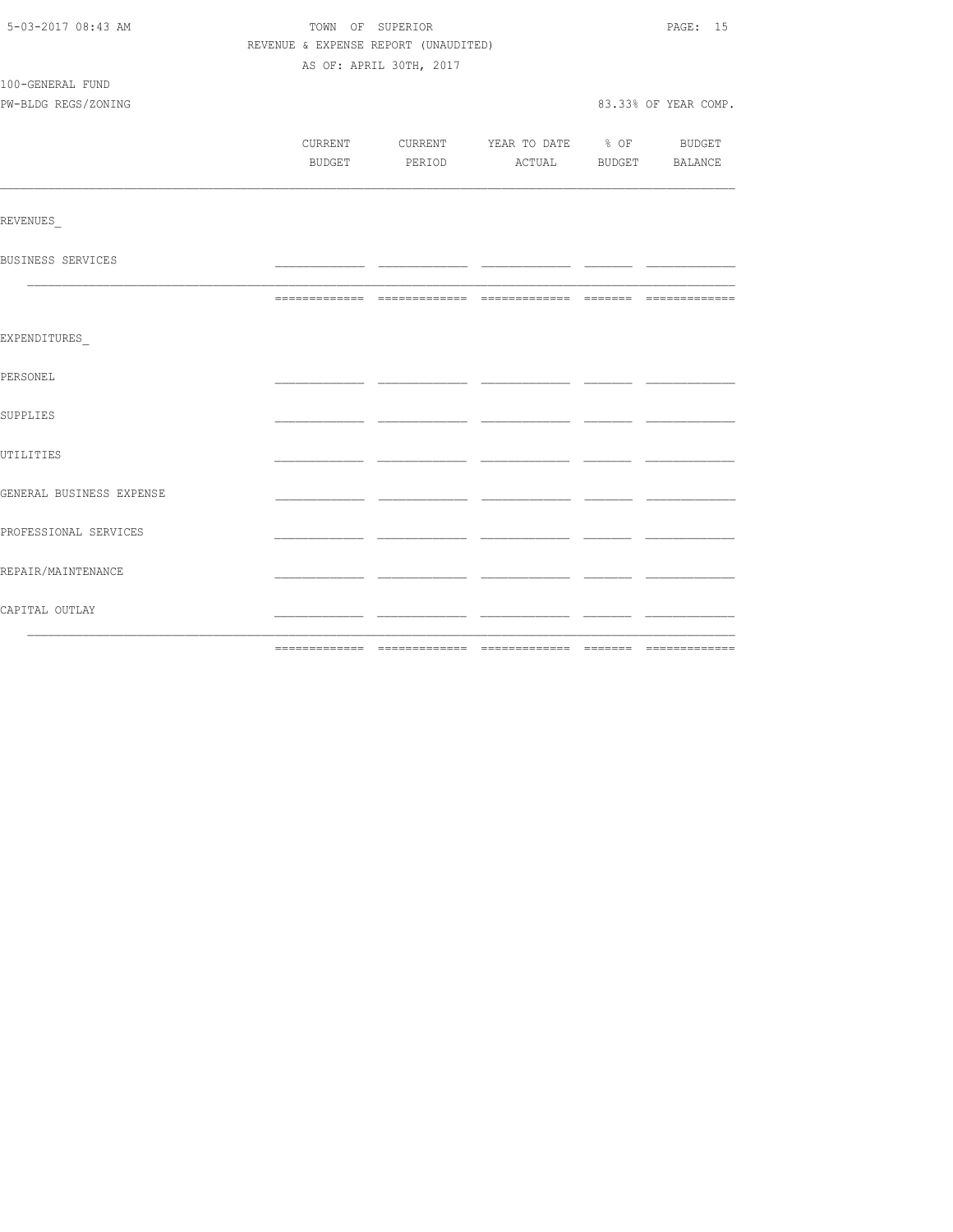TOWN OF SUPERIOR

REVENUE & EXPENSE REPORT (UNAUDITED)

AS OF: APRIL 30TH, 2017

100-GENERAL FUND

PW-BLDG REGS/ZONING

83.33% OF YEAR COMP.

| | CURRENT BUDGET | CURRENT PERIOD | YEAR TO DATE ACTUAL | % OF BUDGET | BUDGET BALANCE |
|---|---|---|---|---|---|
| REVENUES_ | | | | | |
| BUSINESS SERVICES | | | | | |
| EXPENDITURES_ | | | | | |
| PERSONEL | | | | | |
| SUPPLIES | | | | | |
| UTILITIES | | | | | |
| GENERAL BUSINESS EXPENSE | | | | | |
| PROFESSIONAL SERVICES | | | | | |
| REPAIR/MAINTENANCE | | | | | |
| CAPITAL OUTLAY | | | | | |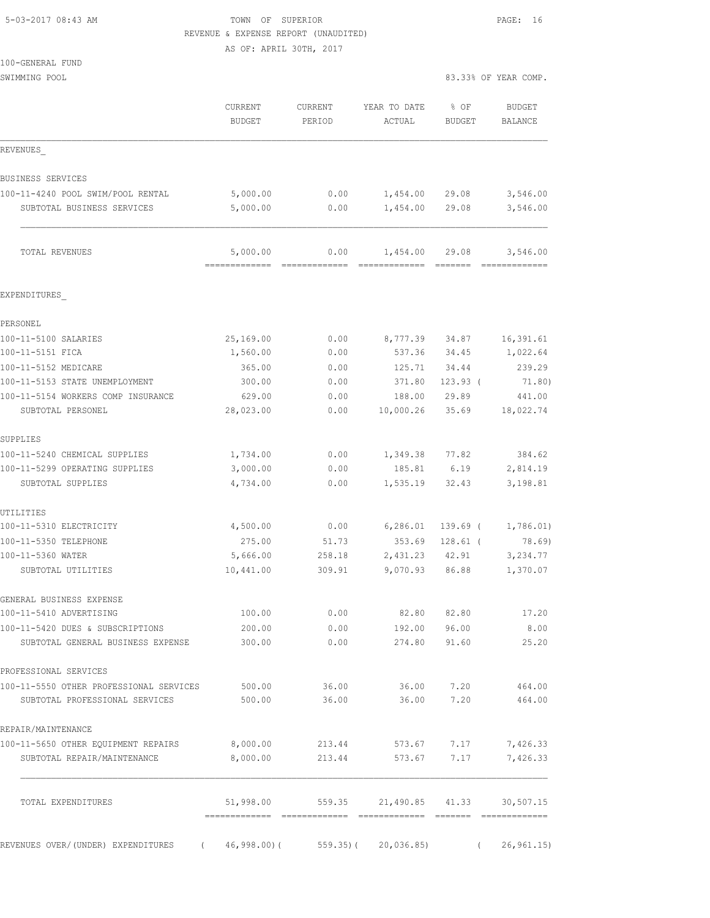5-03-2017 08:43 AM TOWN OF SUPERIOR

REVENUE & EXPENSE REPORT (UNAUDITED)

AS OF: APRIL 30TH, 2017

100-GENERAL FUND

SWIMMING POOL 83.33% OF YEAR COMP.

| | CURRENT BUDGET | CURRENT PERIOD | YEAR TO DATE ACTUAL | % OF BUDGET | BUDGET BALANCE |
|---|---|---|---|---|---|
| REVENUES_ | | | | | |
| BUSINESS SERVICES | | | | | |
| 100-11-4240 POOL SWIM/POOL RENTAL | 5,000.00 | 0.00 | 1,454.00 | 29.08 | 3,546.00 |
| SUBTOTAL BUSINESS SERVICES | 5,000.00 | 0.00 | 1,454.00 | 29.08 | 3,546.00 |
| TOTAL REVENUES | 5,000.00 | 0.00 | 1,454.00 | 29.08 | 3,546.00 |
| EXPENDITURES_ | | | | | |
| PERSONEL | | | | | |
| 100-11-5100 SALARIES | 25,169.00 | 0.00 | 8,777.39 | 34.87 | 16,391.61 |
| 100-11-5151 FICA | 1,560.00 | 0.00 | 537.36 | 34.45 | 1,022.64 |
| 100-11-5152 MEDICARE | 365.00 | 0.00 | 125.71 | 34.44 | 239.29 |
| 100-11-5153 STATE UNEMPLOYMENT | 300.00 | 0.00 | 371.80 | 123.93 | ( 71.80) |
| 100-11-5154 WORKERS COMP INSURANCE | 629.00 | 0.00 | 188.00 | 29.89 | 441.00 |
| SUBTOTAL PERSONEL | 28,023.00 | 0.00 | 10,000.26 | 35.69 | 18,022.74 |
| SUPPLIES | | | | | |
| 100-11-5240 CHEMICAL SUPPLIES | 1,734.00 | 0.00 | 1,349.38 | 77.82 | 384.62 |
| 100-11-5299 OPERATING SUPPLIES | 3,000.00 | 0.00 | 185.81 | 6.19 | 2,814.19 |
| SUBTOTAL SUPPLIES | 4,734.00 | 0.00 | 1,535.19 | 32.43 | 3,198.81 |
| UTILITIES | | | | | |
| 100-11-5310 ELECTRICITY | 4,500.00 | 0.00 | 6,286.01 | 139.69 | ( 1,786.01) |
| 100-11-5350 TELEPHONE | 275.00 | 51.73 | 353.69 | 128.61 | ( 78.69) |
| 100-11-5360 WATER | 5,666.00 | 258.18 | 2,431.23 | 42.91 | 3,234.77 |
| SUBTOTAL UTILITIES | 10,441.00 | 309.91 | 9,070.93 | 86.88 | 1,370.07 |
| GENERAL BUSINESS EXPENSE | | | | | |
| 100-11-5410 ADVERTISING | 100.00 | 0.00 | 82.80 | 82.80 | 17.20 |
| 100-11-5420 DUES & SUBSCRIPTIONS | 200.00 | 0.00 | 192.00 | 96.00 | 8.00 |
| SUBTOTAL GENERAL BUSINESS EXPENSE | 300.00 | 0.00 | 274.80 | 91.60 | 25.20 |
| PROFESSIONAL SERVICES | | | | | |
| 100-11-5550 OTHER PROFESSIONAL SERVICES | 500.00 | 36.00 | 36.00 | 7.20 | 464.00 |
| SUBTOTAL PROFESSIONAL SERVICES | 500.00 | 36.00 | 36.00 | 7.20 | 464.00 |
| REPAIR/MAINTENANCE | | | | | |
| 100-11-5650 OTHER EQUIPMENT REPAIRS | 8,000.00 | 213.44 | 573.67 | 7.17 | 7,426.33 |
| SUBTOTAL REPAIR/MAINTENANCE | 8,000.00 | 213.44 | 573.67 | 7.17 | 7,426.33 |
| TOTAL EXPENDITURES | 51,998.00 | 559.35 | 21,490.85 | 41.33 | 30,507.15 |
| REVENUES OVER/(UNDER) EXPENDITURES | ( 46,998.00) | ( 559.35) | ( 20,036.85) | | ( 26,961.15) |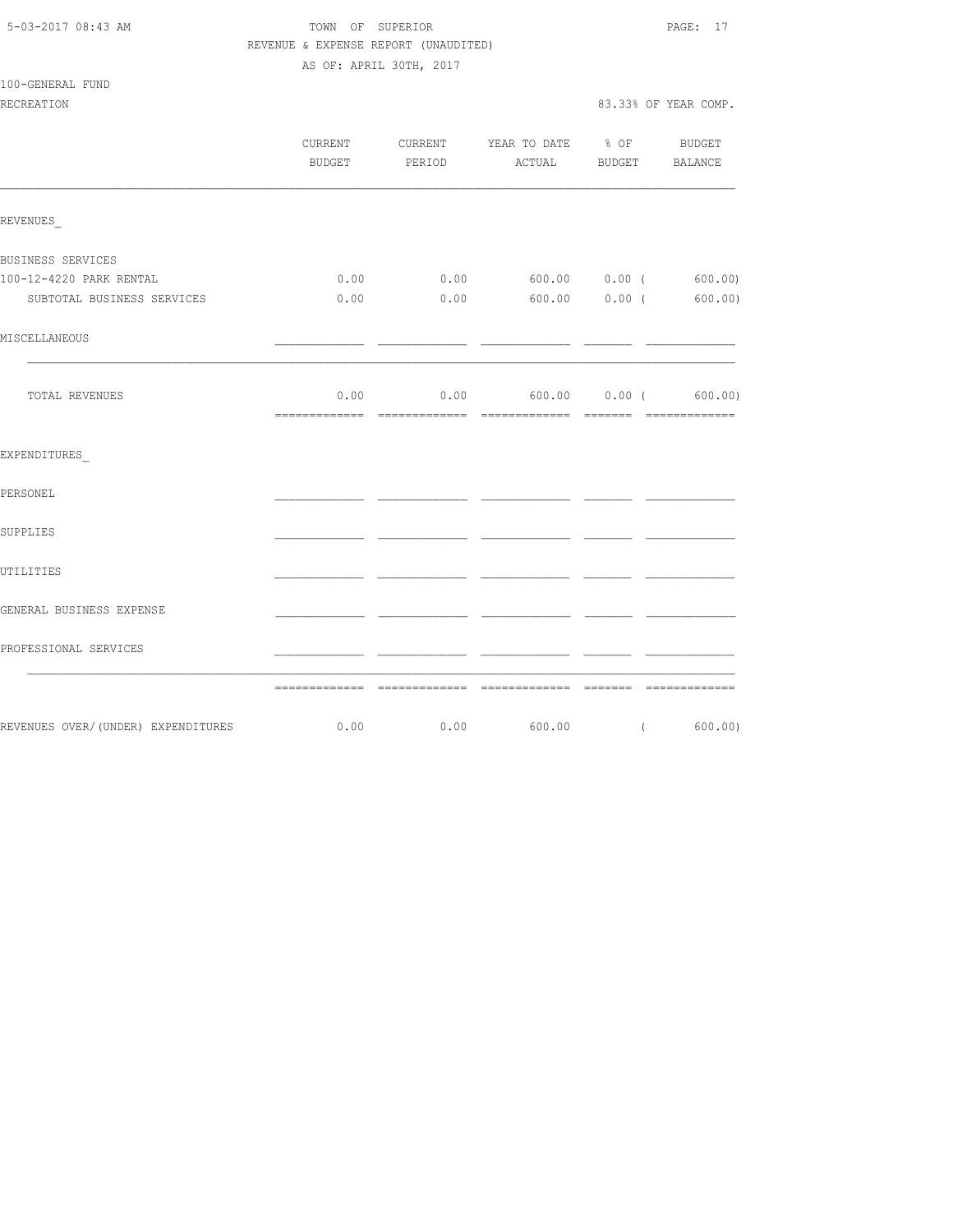TOWN OF SUPERIOR
REVENUE & EXPENSE REPORT (UNAUDITED)
AS OF: APRIL 30TH, 2017

5-03-2017 08:43 AM

100-GENERAL FUND
RECREATION

83.33% OF YEAR COMP.

| | CURRENT BUDGET | CURRENT PERIOD | YEAR TO DATE ACTUAL | % OF BUDGET | BUDGET BALANCE |
|---|---|---|---|---|---|
| REVENUES_ | | | | | |
| BUSINESS SERVICES | | | | | |
| 100-12-4220 PARK RENTAL | 0.00 | 0.00 | 600.00 | 0.00 | ( 600.00) |
| SUBTOTAL BUSINESS SERVICES | 0.00 | 0.00 | 600.00 | 0.00 | ( 600.00) |
| MISCELLANEOUS | | | | | |
| TOTAL REVENUES | 0.00 | 0.00 | 600.00 | 0.00 | ( 600.00) |
| EXPENDITURES_ | | | | | |
| PERSONEL | | | | | |
| SUPPLIES | | | | | |
| UTILITIES | | | | | |
| GENERAL BUSINESS EXPENSE | | | | | |
| PROFESSIONAL SERVICES | | | | | |
| REVENUES OVER/(UNDER) EXPENDITURES | 0.00 | 0.00 | 600.00 | | ( 600.00) |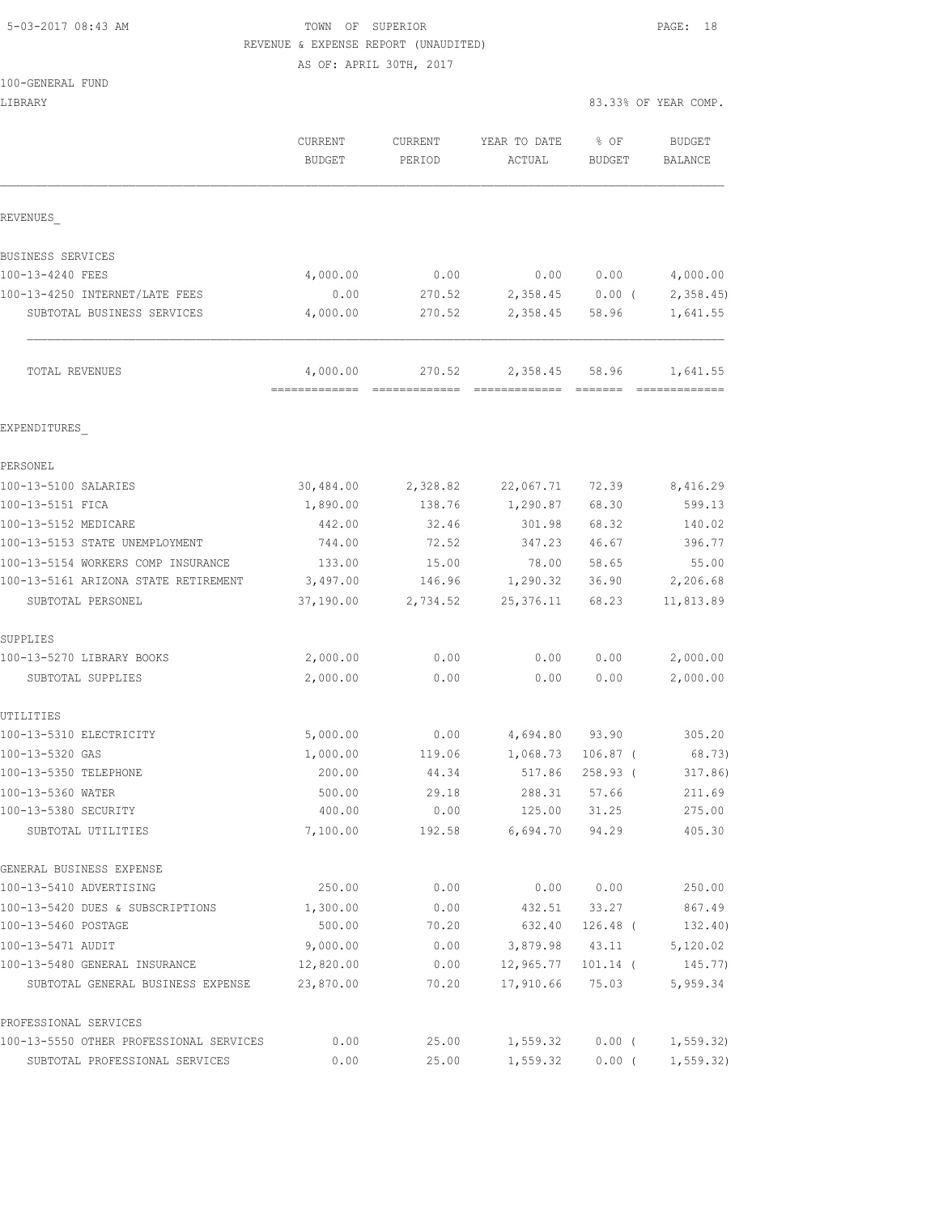5-03-2017 08:43 AM

TOWN OF SUPERIOR
REVENUE & EXPENSE REPORT (UNAUDITED)
AS OF: APRIL 30TH, 2017

100-GENERAL FUND
LIBRARY

83.33% OF YEAR COMP.

| | CURRENT BUDGET | CURRENT PERIOD | YEAR TO DATE ACTUAL | % OF BUDGET | BUDGET BALANCE |
|---|---|---|---|---|---|
| REVENUES_ | | | | | |
| BUSINESS SERVICES | | | | | |
| 100-13-4240 FEES | 4,000.00 | 0.00 | 0.00 | 0.00 | 4,000.00 |
| 100-13-4250 INTERNET/LATE FEES | 0.00 | 270.52 | 2,358.45 | 0.00 ( | 2,358.45) |
| SUBTOTAL BUSINESS SERVICES | 4,000.00 | 270.52 | 2,358.45 | 58.96 | 1,641.55 |
| TOTAL REVENUES | 4,000.00 | 270.52 | 2,358.45 | 58.96 | 1,641.55 |
| EXPENDITURES_ | | | | | |
| PERSONEL | | | | | |
| 100-13-5100 SALARIES | 30,484.00 | 2,328.82 | 22,067.71 | 72.39 | 8,416.29 |
| 100-13-5151 FICA | 1,890.00 | 138.76 | 1,290.87 | 68.30 | 599.13 |
| 100-13-5152 MEDICARE | 442.00 | 32.46 | 301.98 | 68.32 | 140.02 |
| 100-13-5153 STATE UNEMPLOYMENT | 744.00 | 72.52 | 347.23 | 46.67 | 396.77 |
| 100-13-5154 WORKERS COMP INSURANCE | 133.00 | 15.00 | 78.00 | 58.65 | 55.00 |
| 100-13-5161 ARIZONA STATE RETIREMENT | 3,497.00 | 146.96 | 1,290.32 | 36.90 | 2,206.68 |
| SUBTOTAL PERSONEL | 37,190.00 | 2,734.52 | 25,376.11 | 68.23 | 11,813.89 |
| SUPPLIES | | | | | |
| 100-13-5270 LIBRARY BOOKS | 2,000.00 | 0.00 | 0.00 | 0.00 | 2,000.00 |
| SUBTOTAL SUPPLIES | 2,000.00 | 0.00 | 0.00 | 0.00 | 2,000.00 |
| UTILITIES | | | | | |
| 100-13-5310 ELECTRICITY | 5,000.00 | 0.00 | 4,694.80 | 93.90 | 305.20 |
| 100-13-5320 GAS | 1,000.00 | 119.06 | 1,068.73 | 106.87 ( | 68.73) |
| 100-13-5350 TELEPHONE | 200.00 | 44.34 | 517.86 | 258.93 ( | 317.86) |
| 100-13-5360 WATER | 500.00 | 29.18 | 288.31 | 57.66 | 211.69 |
| 100-13-5380 SECURITY | 400.00 | 0.00 | 125.00 | 31.25 | 275.00 |
| SUBTOTAL UTILITIES | 7,100.00 | 192.58 | 6,694.70 | 94.29 | 405.30 |
| GENERAL BUSINESS EXPENSE | | | | | |
| 100-13-5410 ADVERTISING | 250.00 | 0.00 | 0.00 | 0.00 | 250.00 |
| 100-13-5420 DUES & SUBSCRIPTIONS | 1,300.00 | 0.00 | 432.51 | 33.27 | 867.49 |
| 100-13-5460 POSTAGE | 500.00 | 70.20 | 632.40 | 126.48 ( | 132.40) |
| 100-13-5471 AUDIT | 9,000.00 | 0.00 | 3,879.98 | 43.11 | 5,120.02 |
| 100-13-5480 GENERAL INSURANCE | 12,820.00 | 0.00 | 12,965.77 | 101.14 ( | 145.77) |
| SUBTOTAL GENERAL BUSINESS EXPENSE | 23,870.00 | 70.20 | 17,910.66 | 75.03 | 5,959.34 |
| PROFESSIONAL SERVICES | | | | | |
| 100-13-5550 OTHER PROFESSIONAL SERVICES | 0.00 | 25.00 | 1,559.32 | 0.00 ( | 1,559.32) |
| SUBTOTAL PROFESSIONAL SERVICES | 0.00 | 25.00 | 1,559.32 | 0.00 ( | 1,559.32) |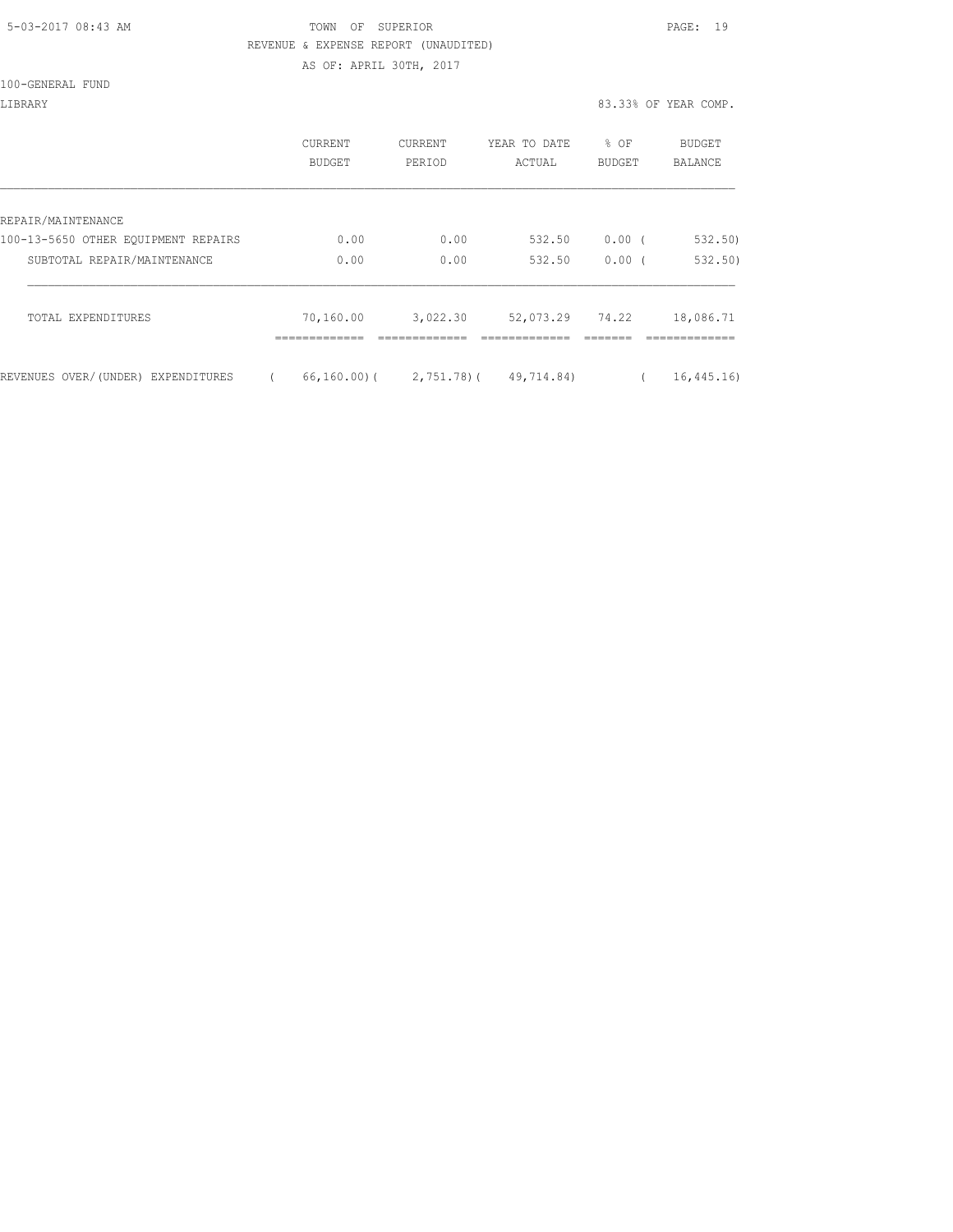TOWN OF SUPERIOR

REVENUE & EXPENSE REPORT (UNAUDITED)

AS OF: APRIL 30TH, 2017

100-GENERAL FUND

LIBRARY

83.33% OF YEAR COMP.

| | CURRENT BUDGET | CURRENT PERIOD | YEAR TO DATE ACTUAL | % OF BUDGET | BUDGET BALANCE |
|---|---|---|---|---|---|
| REPAIR/MAINTENANCE | | | | | |
| 100-13-5650 OTHER EQUIPMENT REPAIRS | 0.00 | 0.00 | 532.50 | 0.00 | ( 532.50) |
| SUBTOTAL REPAIR/MAINTENANCE | 0.00 | 0.00 | 532.50 | 0.00 | ( 532.50) |
| TOTAL EXPENDITURES | 70,160.00 | 3,022.30 | 52,073.29 | 74.22 | 18,086.71 |
| REVENUES OVER/(UNDER) EXPENDITURES | ( 66,160.00) | ( 2,751.78) | ( 49,714.84) | | ( 16,445.16) |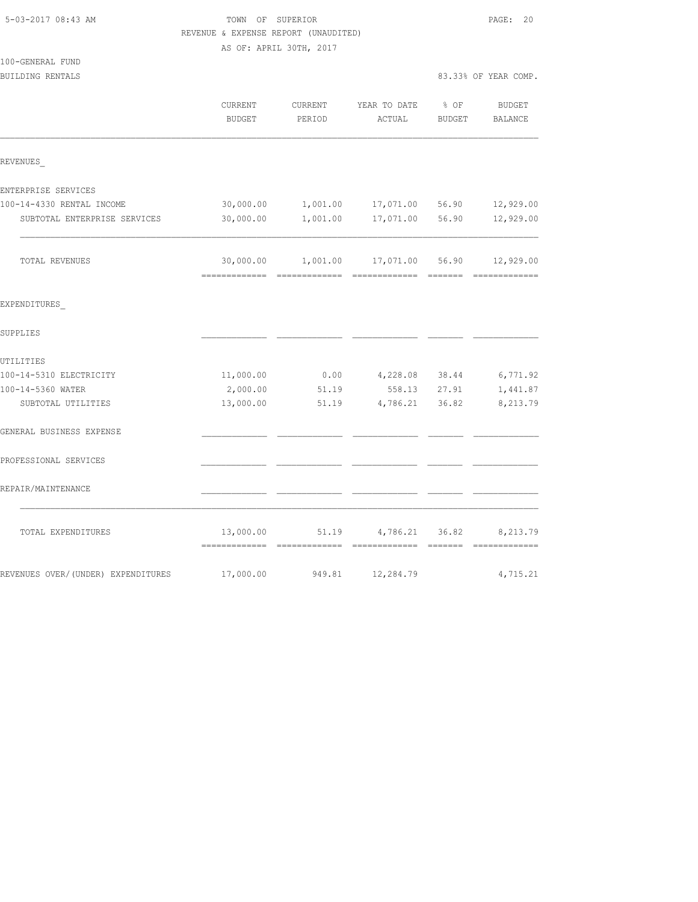TOWN OF SUPERIOR
REVENUE & EXPENSE REPORT (UNAUDITED)
AS OF: APRIL 30TH, 2017

100-GENERAL FUND
BUILDING RENTALS

83.33% OF YEAR COMP.

| | CURRENT BUDGET | CURRENT PERIOD | YEAR TO DATE ACTUAL | % OF BUDGET | BUDGET BALANCE |
|---|---|---|---|---|---|
| REVENUES_ | | | | | |
| ENTERPRISE SERVICES | | | | | |
| 100-14-4330 RENTAL INCOME | 30,000.00 | 1,001.00 | 17,071.00 | 56.90 | 12,929.00 |
| SUBTOTAL ENTERPRISE SERVICES | 30,000.00 | 1,001.00 | 17,071.00 | 56.90 | 12,929.00 |
| TOTAL REVENUES | 30,000.00 | 1,001.00 | 17,071.00 | 56.90 | 12,929.00 |
| EXPENDITURES_ | | | | | |
| SUPPLIES | | | | | |
| UTILITIES | | | | | |
| 100-14-5310 ELECTRICITY | 11,000.00 | 0.00 | 4,228.08 | 38.44 | 6,771.92 |
| 100-14-5360 WATER | 2,000.00 | 51.19 | 558.13 | 27.91 | 1,441.87 |
| SUBTOTAL UTILITIES | 13,000.00 | 51.19 | 4,786.21 | 36.82 | 8,213.79 |
| GENERAL BUSINESS EXPENSE | | | | | |
| PROFESSIONAL SERVICES | | | | | |
| REPAIR/MAINTENANCE | | | | | |
| TOTAL EXPENDITURES | 13,000.00 | 51.19 | 4,786.21 | 36.82 | 8,213.79 |
| REVENUES OVER/(UNDER) EXPENDITURES | 17,000.00 | 949.81 | 12,284.79 | | 4,715.21 |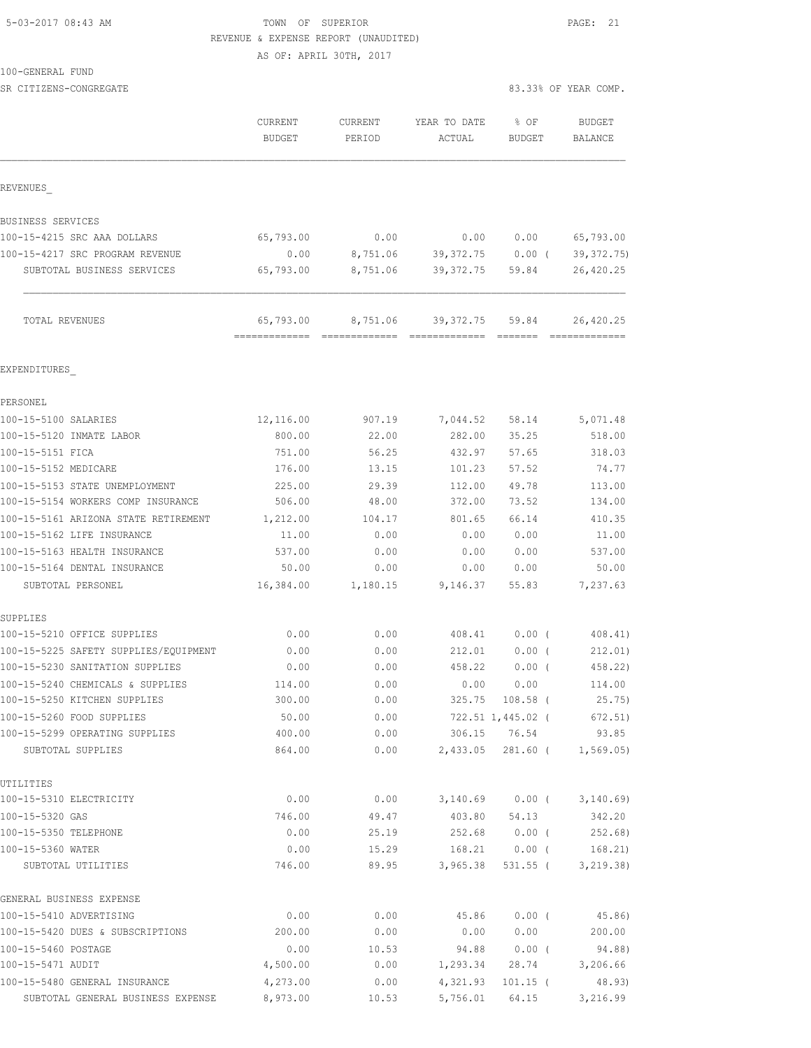5-03-2017 08:43 AM

TOWN OF SUPERIOR

REVENUE & EXPENSE REPORT (UNAUDITED)

AS OF: APRIL 30TH, 2017

100-GENERAL FUND

SR CITIZENS-CONGREGATE — 83.33% OF YEAR COMP.

| | CURRENT BUDGET | CURRENT PERIOD | YEAR TO DATE ACTUAL | % OF BUDGET | BUDGET BALANCE |
|---|---|---|---|---|---|
| **REVENUES** | | | | | |
| BUSINESS SERVICES | | | | | |
| 100-15-4215 SRC AAA DOLLARS | 65,793.00 | 0.00 | 0.00 | 0.00 | 65,793.00 |
| 100-15-4217 SRC PROGRAM REVENUE | 0.00 | 8,751.06 | 39,372.75 | 0.00 ( | 39,372.75) |
| SUBTOTAL BUSINESS SERVICES | 65,793.00 | 8,751.06 | 39,372.75 | 59.84 | 26,420.25 |
| TOTAL REVENUES | 65,793.00 | 8,751.06 | 39,372.75 | 59.84 | 26,420.25 |
| **EXPENDITURES** | | | | | |
| PERSONEL | | | | | |
| 100-15-5100 SALARIES | 12,116.00 | 907.19 | 7,044.52 | 58.14 | 5,071.48 |
| 100-15-5120 INMATE LABOR | 800.00 | 22.00 | 282.00 | 35.25 | 518.00 |
| 100-15-5151 FICA | 751.00 | 56.25 | 432.97 | 57.65 | 318.03 |
| 100-15-5152 MEDICARE | 176.00 | 13.15 | 101.23 | 57.52 | 74.77 |
| 100-15-5153 STATE UNEMPLOYMENT | 225.00 | 29.39 | 112.00 | 49.78 | 113.00 |
| 100-15-5154 WORKERS COMP INSURANCE | 506.00 | 48.00 | 372.00 | 73.52 | 134.00 |
| 100-15-5161 ARIZONA STATE RETIREMENT | 1,212.00 | 104.17 | 801.65 | 66.14 | 410.35 |
| 100-15-5162 LIFE INSURANCE | 11.00 | 0.00 | 0.00 | 0.00 | 11.00 |
| 100-15-5163 HEALTH INSURANCE | 537.00 | 0.00 | 0.00 | 0.00 | 537.00 |
| 100-15-5164 DENTAL INSURANCE | 50.00 | 0.00 | 0.00 | 0.00 | 50.00 |
| SUBTOTAL PERSONEL | 16,384.00 | 1,180.15 | 9,146.37 | 55.83 | 7,237.63 |
| SUPPLIES | | | | | |
| 100-15-5210 OFFICE SUPPLIES | 0.00 | 0.00 | 408.41 | 0.00 ( | 408.41) |
| 100-15-5225 SAFETY SUPPLIES/EQUIPMENT | 0.00 | 0.00 | 212.01 | 0.00 ( | 212.01) |
| 100-15-5230 SANITATION SUPPLIES | 0.00 | 0.00 | 458.22 | 0.00 ( | 458.22) |
| 100-15-5240 CHEMICALS & SUPPLIES | 114.00 | 0.00 | 0.00 | 0.00 | 114.00 |
| 100-15-5250 KITCHEN SUPPLIES | 300.00 | 0.00 | 325.75 | 108.58 ( | 25.75) |
| 100-15-5260 FOOD SUPPLIES | 50.00 | 0.00 | 722.51 | 1,445.02 ( | 672.51) |
| 100-15-5299 OPERATING SUPPLIES | 400.00 | 0.00 | 306.15 | 76.54 | 93.85 |
| SUBTOTAL SUPPLIES | 864.00 | 0.00 | 2,433.05 | 281.60 ( | 1,569.05) |
| UTILITIES | | | | | |
| 100-15-5310 ELECTRICITY | 0.00 | 0.00 | 3,140.69 | 0.00 ( | 3,140.69) |
| 100-15-5320 GAS | 746.00 | 49.47 | 403.80 | 54.13 | 342.20 |
| 100-15-5350 TELEPHONE | 0.00 | 25.19 | 252.68 | 0.00 ( | 252.68) |
| 100-15-5360 WATER | 0.00 | 15.29 | 168.21 | 0.00 ( | 168.21) |
| SUBTOTAL UTILITIES | 746.00 | 89.95 | 3,965.38 | 531.55 ( | 3,219.38) |
| GENERAL BUSINESS EXPENSE | | | | | |
| 100-15-5410 ADVERTISING | 0.00 | 0.00 | 45.86 | 0.00 ( | 45.86) |
| 100-15-5420 DUES & SUBSCRIPTIONS | 200.00 | 0.00 | 0.00 | 0.00 | 200.00 |
| 100-15-5460 POSTAGE | 0.00 | 10.53 | 94.88 | 0.00 ( | 94.88) |
| 100-15-5471 AUDIT | 4,500.00 | 0.00 | 1,293.34 | 28.74 | 3,206.66 |
| 100-15-5480 GENERAL INSURANCE | 4,273.00 | 0.00 | 4,321.93 | 101.15 ( | 48.93) |
| SUBTOTAL GENERAL BUSINESS EXPENSE | 8,973.00 | 10.53 | 5,756.01 | 64.15 | 3,216.99 |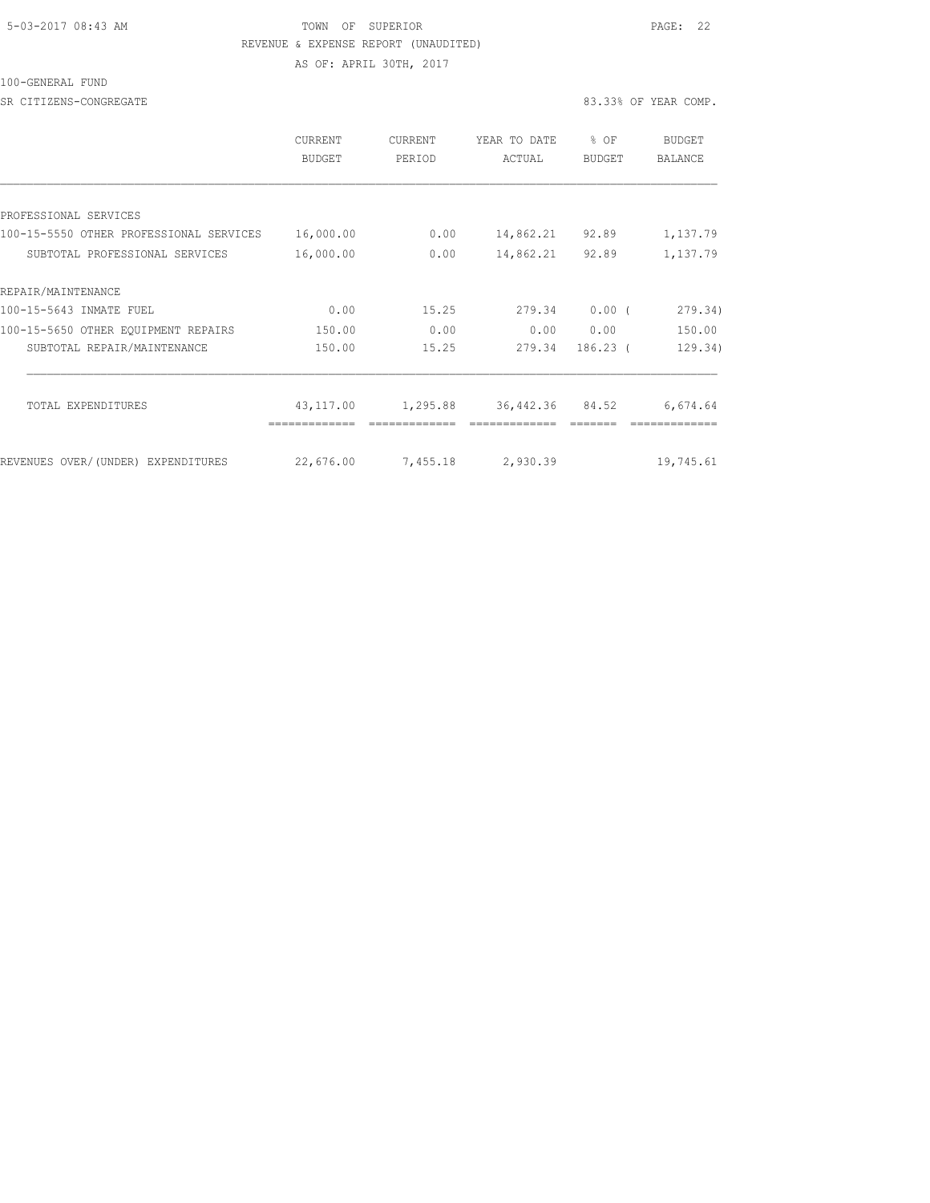TOWN OF SUPERIOR

REVENUE & EXPENSE REPORT (UNAUDITED)

AS OF: APRIL 30TH, 2017

100-GENERAL FUND

SR CITIZENS-CONGREGATE — 83.33% OF YEAR COMP.

| | CURRENT BUDGET | CURRENT PERIOD | YEAR TO DATE ACTUAL | % OF BUDGET | BUDGET BALANCE |
|---|---|---|---|---|---|
| PROFESSIONAL SERVICES | | | | | |
| 100-15-5550 OTHER PROFESSIONAL SERVICES | 16,000.00 | 0.00 | 14,862.21 | 92.89 | 1,137.79 |
| SUBTOTAL PROFESSIONAL SERVICES | 16,000.00 | 0.00 | 14,862.21 | 92.89 | 1,137.79 |
| REPAIR/MAINTENANCE | | | | | |
| 100-15-5643 INMATE FUEL | 0.00 | 15.25 | 279.34 | 0.00 | ( 279.34) |
| 100-15-5650 OTHER EQUIPMENT REPAIRS | 150.00 | 0.00 | 0.00 | 0.00 | 150.00 |
| SUBTOTAL REPAIR/MAINTENANCE | 150.00 | 15.25 | 279.34 | 186.23 | ( 129.34) |
| TOTAL EXPENDITURES | 43,117.00 | 1,295.88 | 36,442.36 | 84.52 | 6,674.64 |
| REVENUES OVER/(UNDER) EXPENDITURES | 22,676.00 | 7,455.18 | 2,930.39 | | 19,745.61 |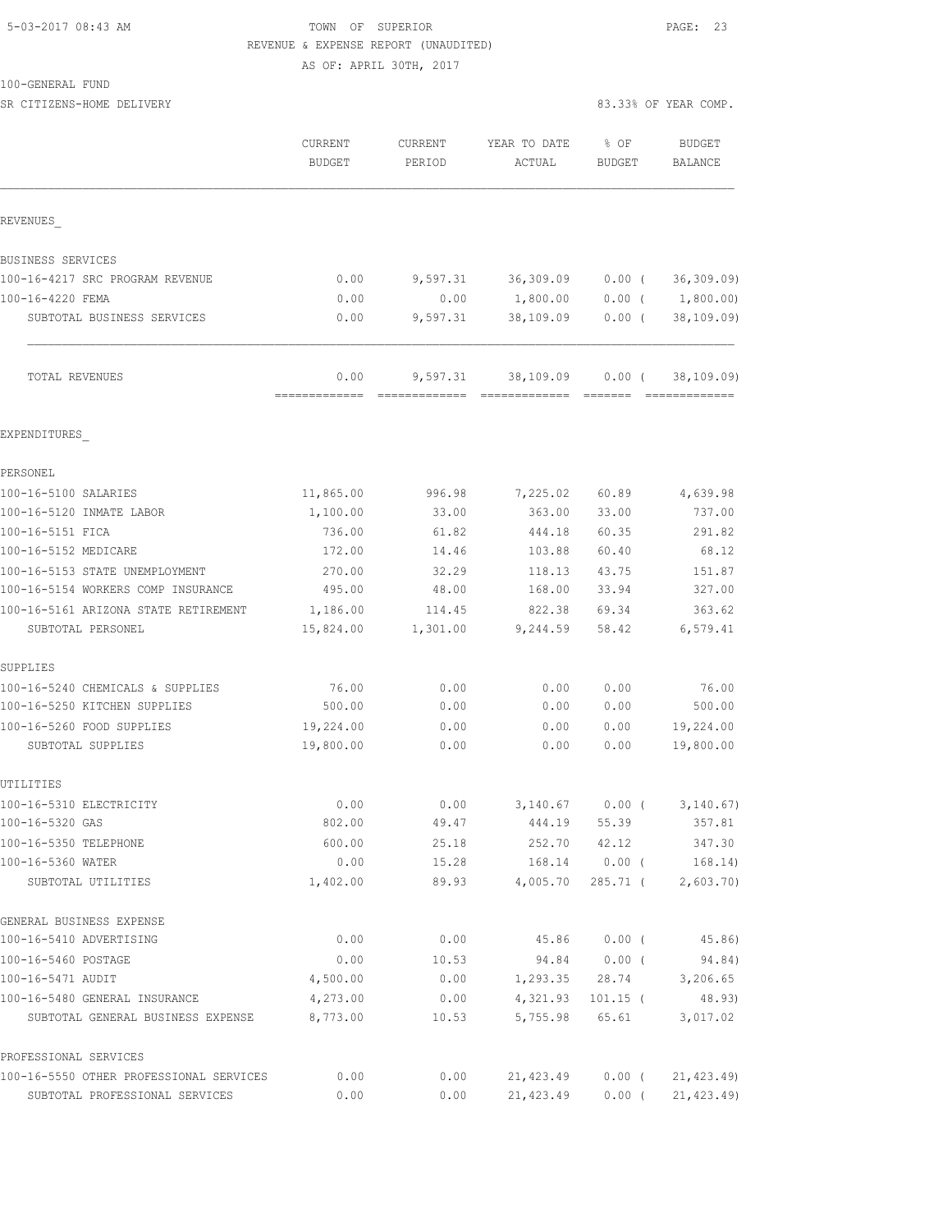5-03-2017 08:43 AM

TOWN OF SUPERIOR

REVENUE & EXPENSE REPORT (UNAUDITED)

AS OF: APRIL 30TH, 2017

100-GENERAL FUND

SR CITIZENS-HOME DELIVERY — 83.33% OF YEAR COMP.

| | CURRENT BUDGET | CURRENT PERIOD | YEAR TO DATE ACTUAL | % OF BUDGET | BUDGET BALANCE |
|---|---|---|---|---|---|
| **REVENUES** | | | | | |
| BUSINESS SERVICES | | | | | |
| 100-16-4217 SRC PROGRAM REVENUE | 0.00 | 9,597.31 | 36,309.09 | 0.00 ( | 36,309.09) |
| 100-16-4220 FEMA | 0.00 | 0.00 | 1,800.00 | 0.00 ( | 1,800.00) |
| SUBTOTAL BUSINESS SERVICES | 0.00 | 9,597.31 | 38,109.09 | 0.00 ( | 38,109.09) |
| TOTAL REVENUES | 0.00 | 9,597.31 | 38,109.09 | 0.00 ( | 38,109.09) |
| **EXPENDITURES** | | | | | |
| PERSONEL | | | | | |
| 100-16-5100 SALARIES | 11,865.00 | 996.98 | 7,225.02 | 60.89 | 4,639.98 |
| 100-16-5120 INMATE LABOR | 1,100.00 | 33.00 | 363.00 | 33.00 | 737.00 |
| 100-16-5151 FICA | 736.00 | 61.82 | 444.18 | 60.35 | 291.82 |
| 100-16-5152 MEDICARE | 172.00 | 14.46 | 103.88 | 60.40 | 68.12 |
| 100-16-5153 STATE UNEMPLOYMENT | 270.00 | 32.29 | 118.13 | 43.75 | 151.87 |
| 100-16-5154 WORKERS COMP INSURANCE | 495.00 | 48.00 | 168.00 | 33.94 | 327.00 |
| 100-16-5161 ARIZONA STATE RETIREMENT | 1,186.00 | 114.45 | 822.38 | 69.34 | 363.62 |
| SUBTOTAL PERSONEL | 15,824.00 | 1,301.00 | 9,244.59 | 58.42 | 6,579.41 |
| SUPPLIES | | | | | |
| 100-16-5240 CHEMICALS & SUPPLIES | 76.00 | 0.00 | 0.00 | 0.00 | 76.00 |
| 100-16-5250 KITCHEN SUPPLIES | 500.00 | 0.00 | 0.00 | 0.00 | 500.00 |
| 100-16-5260 FOOD SUPPLIES | 19,224.00 | 0.00 | 0.00 | 0.00 | 19,224.00 |
| SUBTOTAL SUPPLIES | 19,800.00 | 0.00 | 0.00 | 0.00 | 19,800.00 |
| UTILITIES | | | | | |
| 100-16-5310 ELECTRICITY | 0.00 | 0.00 | 3,140.67 | 0.00 ( | 3,140.67) |
| 100-16-5320 GAS | 802.00 | 49.47 | 444.19 | 55.39 | 357.81 |
| 100-16-5350 TELEPHONE | 600.00 | 25.18 | 252.70 | 42.12 | 347.30 |
| 100-16-5360 WATER | 0.00 | 15.28 | 168.14 | 0.00 ( | 168.14) |
| SUBTOTAL UTILITIES | 1,402.00 | 89.93 | 4,005.70 | 285.71 ( | 2,603.70) |
| GENERAL BUSINESS EXPENSE | | | | | |
| 100-16-5410 ADVERTISING | 0.00 | 0.00 | 45.86 | 0.00 ( | 45.86) |
| 100-16-5460 POSTAGE | 0.00 | 10.53 | 94.84 | 0.00 ( | 94.84) |
| 100-16-5471 AUDIT | 4,500.00 | 0.00 | 1,293.35 | 28.74 | 3,206.65 |
| 100-16-5480 GENERAL INSURANCE | 4,273.00 | 0.00 | 4,321.93 | 101.15 ( | 48.93) |
| SUBTOTAL GENERAL BUSINESS EXPENSE | 8,773.00 | 10.53 | 5,755.98 | 65.61 | 3,017.02 |
| PROFESSIONAL SERVICES | | | | | |
| 100-16-5550 OTHER PROFESSIONAL SERVICES | 0.00 | 0.00 | 21,423.49 | 0.00 ( | 21,423.49) |
| SUBTOTAL PROFESSIONAL SERVICES | 0.00 | 0.00 | 21,423.49 | 0.00 ( | 21,423.49) |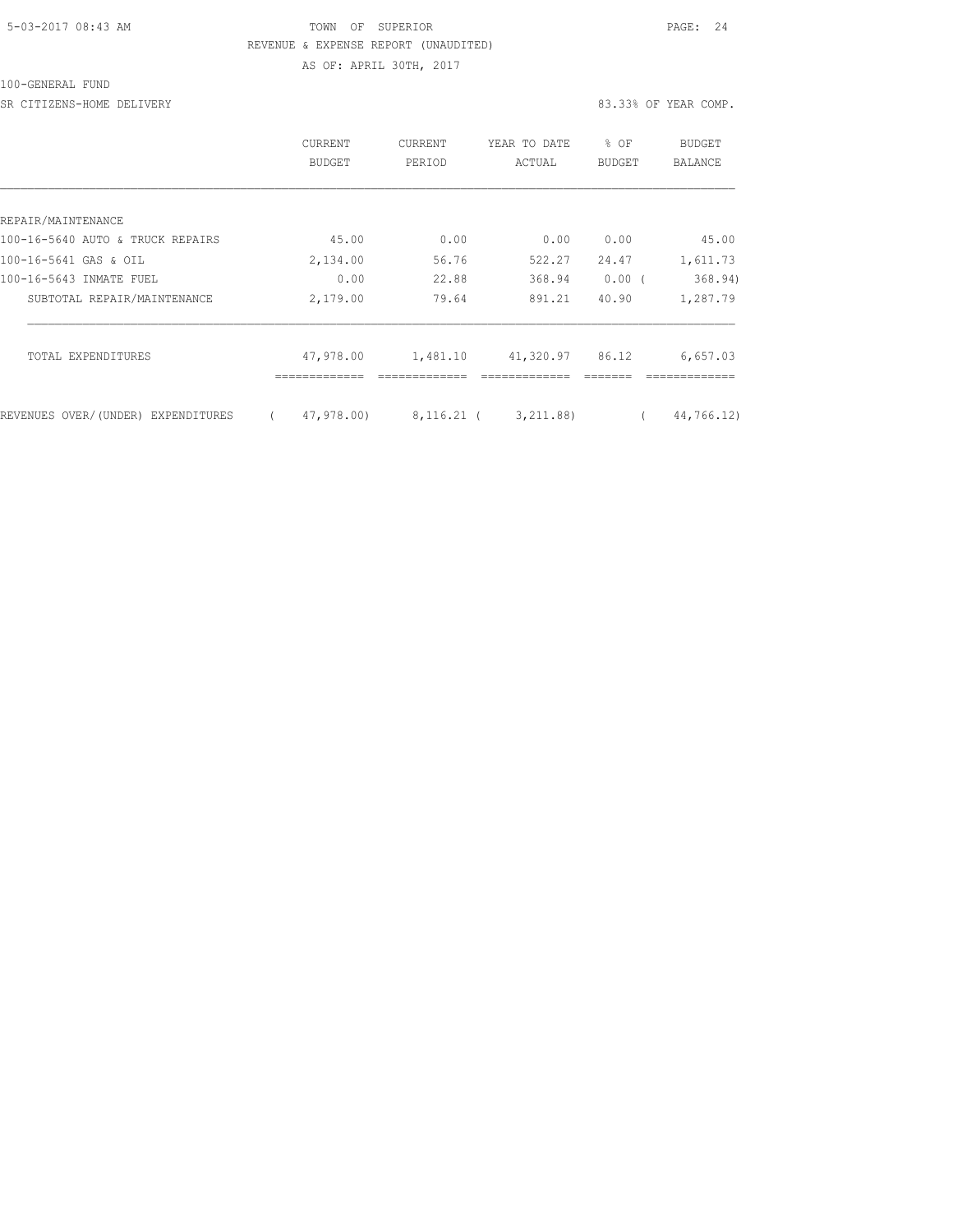TOWN OF SUPERIOR

REVENUE & EXPENSE REPORT (UNAUDITED)

AS OF: APRIL 30TH, 2017

100-GENERAL FUND

SR CITIZENS-HOME DELIVERY

83.33% OF YEAR COMP.

| | CURRENT BUDGET | CURRENT PERIOD | YEAR TO DATE ACTUAL | % OF BUDGET | BUDGET BALANCE |
|---|---|---|---|---|---|
| REPAIR/MAINTENANCE | | | | | |
| 100-16-5640 AUTO & TRUCK REPAIRS | 45.00 | 0.00 | 0.00 | 0.00 | 45.00 |
| 100-16-5641 GAS & OIL | 2,134.00 | 56.76 | 522.27 | 24.47 | 1,611.73 |
| 100-16-5643 INMATE FUEL | 0.00 | 22.88 | 368.94 | 0.00 | ( 368.94) |
| SUBTOTAL REPAIR/MAINTENANCE | 2,179.00 | 79.64 | 891.21 | 40.90 | 1,287.79 |
| TOTAL EXPENDITURES | 47,978.00 | 1,481.10 | 41,320.97 | 86.12 | 6,657.03 |
| REVENUES OVER/(UNDER) EXPENDITURES | ( 47,978.00) | 8,116.21 | ( 3,211.88) | | ( 44,766.12) |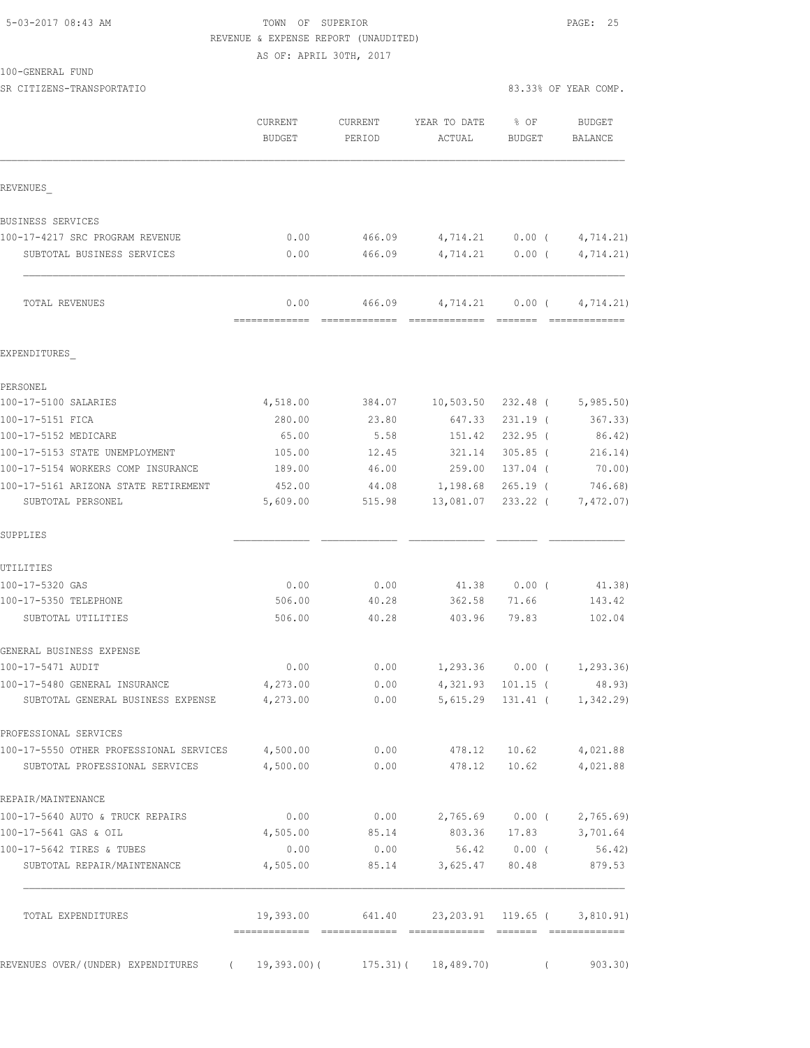TOWN OF SUPERIOR
REVENUE & EXPENSE REPORT (UNAUDITED)
AS OF: APRIL 30TH, 2017

100-GENERAL FUND
SR CITIZENS-TRANSPORTATIO

83.33% OF YEAR COMP.

| | CURRENT BUDGET | CURRENT PERIOD | YEAR TO DATE ACTUAL | % OF BUDGET | BUDGET BALANCE |
|---|---|---|---|---|---|
| REVENUES_ | | | | | |
| BUSINESS SERVICES | | | | | |
| 100-17-4217 SRC PROGRAM REVENUE | 0.00 | 466.09 | 4,714.21 | 0.00 ( | 4,714.21) |
| SUBTOTAL BUSINESS SERVICES | 0.00 | 466.09 | 4,714.21 | 0.00 ( | 4,714.21) |
| TOTAL REVENUES | 0.00 | 466.09 | 4,714.21 | 0.00 ( | 4,714.21) |
| EXPENDITURES_ | | | | | |
| PERSONEL | | | | | |
| 100-17-5100 SALARIES | 4,518.00 | 384.07 | 10,503.50 | 232.48 ( | 5,985.50) |
| 100-17-5151 FICA | 280.00 | 23.80 | 647.33 | 231.19 ( | 367.33) |
| 100-17-5152 MEDICARE | 65.00 | 5.58 | 151.42 | 232.95 ( | 86.42) |
| 100-17-5153 STATE UNEMPLOYMENT | 105.00 | 12.45 | 321.14 | 305.85 ( | 216.14) |
| 100-17-5154 WORKERS COMP INSURANCE | 189.00 | 46.00 | 259.00 | 137.04 ( | 70.00) |
| 100-17-5161 ARIZONA STATE RETIREMENT | 452.00 | 44.08 | 1,198.68 | 265.19 ( | 746.68) |
| SUBTOTAL PERSONEL | 5,609.00 | 515.98 | 13,081.07 | 233.22 ( | 7,472.07) |
| SUPPLIES | | | | | |
| UTILITIES | | | | | |
| 100-17-5320 GAS | 0.00 | 0.00 | 41.38 | 0.00 ( | 41.38) |
| 100-17-5350 TELEPHONE | 506.00 | 40.28 | 362.58 | 71.66 | 143.42 |
| SUBTOTAL UTILITIES | 506.00 | 40.28 | 403.96 | 79.83 | 102.04 |
| GENERAL BUSINESS EXPENSE | | | | | |
| 100-17-5471 AUDIT | 0.00 | 0.00 | 1,293.36 | 0.00 ( | 1,293.36) |
| 100-17-5480 GENERAL INSURANCE | 4,273.00 | 0.00 | 4,321.93 | 101.15 ( | 48.93) |
| SUBTOTAL GENERAL BUSINESS EXPENSE | 4,273.00 | 0.00 | 5,615.29 | 131.41 ( | 1,342.29) |
| PROFESSIONAL SERVICES | | | | | |
| 100-17-5550 OTHER PROFESSIONAL SERVICES | 4,500.00 | 0.00 | 478.12 | 10.62 | 4,021.88 |
| SUBTOTAL PROFESSIONAL SERVICES | 4,500.00 | 0.00 | 478.12 | 10.62 | 4,021.88 |
| REPAIR/MAINTENANCE | | | | | |
| 100-17-5640 AUTO & TRUCK REPAIRS | 0.00 | 0.00 | 2,765.69 | 0.00 ( | 2,765.69) |
| 100-17-5641 GAS & OIL | 4,505.00 | 85.14 | 803.36 | 17.83 | 3,701.64 |
| 100-17-5642 TIRES & TUBES | 0.00 | 0.00 | 56.42 | 0.00 ( | 56.42) |
| SUBTOTAL REPAIR/MAINTENANCE | 4,505.00 | 85.14 | 3,625.47 | 80.48 | 879.53 |
| TOTAL EXPENDITURES | 19,393.00 | 641.40 | 23,203.91 | 119.65 ( | 3,810.91) |
| REVENUES OVER/(UNDER) EXPENDITURES | ( 19,393.00)( | 175.31)( | 18,489.70) | ( | 903.30) |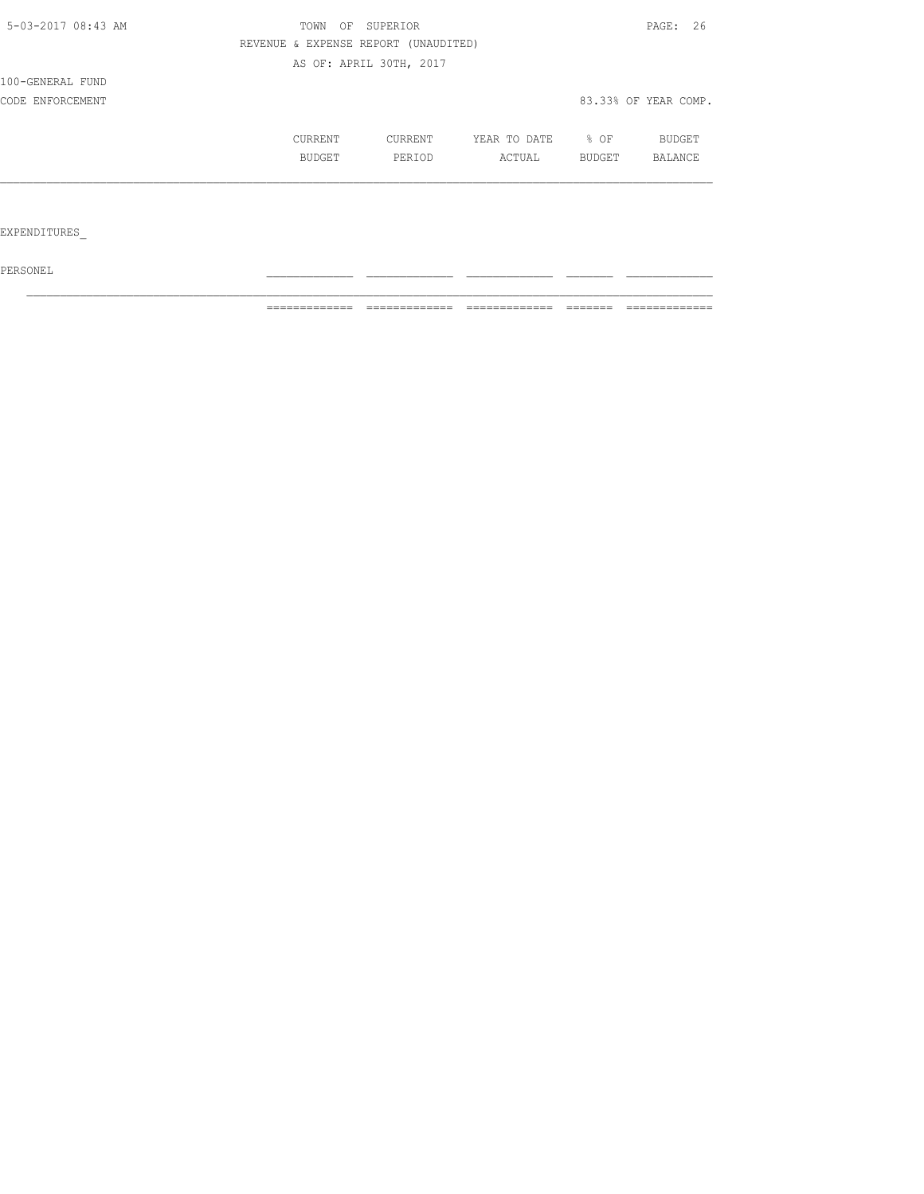5-03-2017 08:43 AM

TOWN OF SUPERIOR

REVENUE & EXPENSE REPORT (UNAUDITED)

AS OF: APRIL 30TH, 2017

100-GENERAL FUND

CODE ENFORCEMENT

83.33% OF YEAR COMP.

| | CURRENT BUDGET | CURRENT PERIOD | YEAR TO DATE ACTUAL | % OF BUDGET | BUDGET BALANCE |
|---|---|---|---|---|---|
| EXPENDITURES_ | | | | | |
| PERSONEL | | | | | |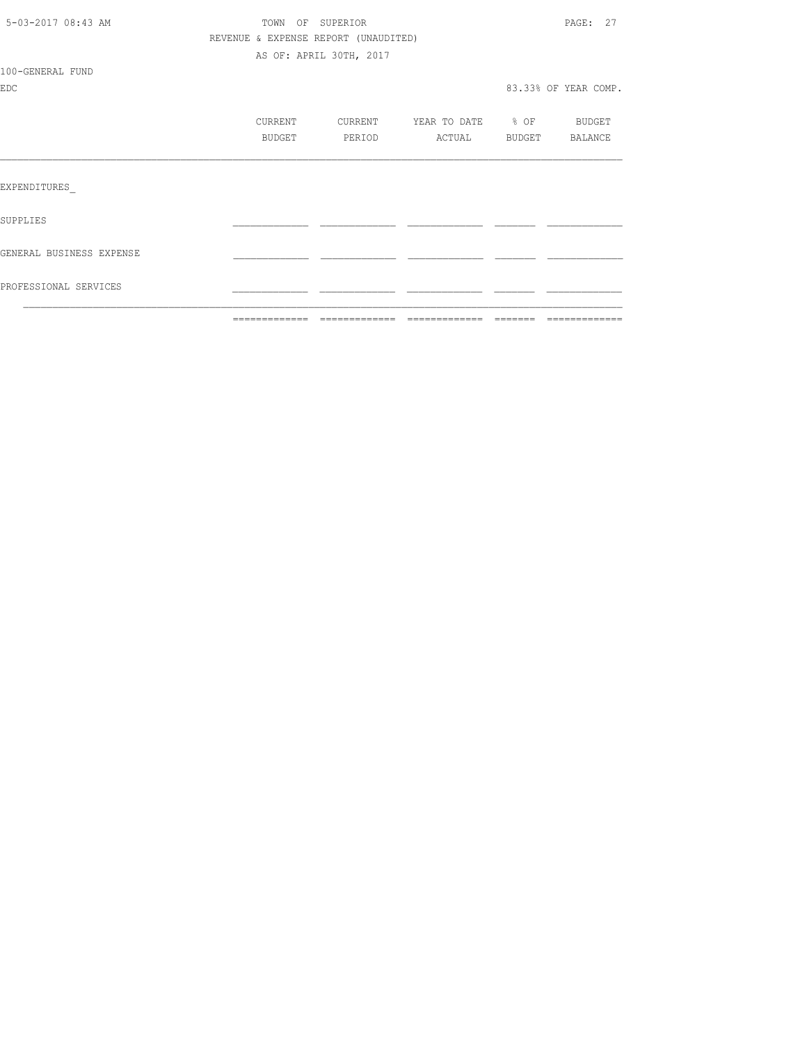TOWN OF SUPERIOR
REVENUE & EXPENSE REPORT (UNAUDITED)
AS OF: APRIL 30TH, 2017

100-GENERAL FUND
EDC

83.33% OF YEAR COMP.

| | CURRENT BUDGET | CURRENT PERIOD | YEAR TO DATE ACTUAL | % OF BUDGET | BUDGET BALANCE |
|---|---|---|---|---|---|
| EXPENDITURES_ | | | | | |
| SUPPLIES | | | | | |
| GENERAL BUSINESS EXPENSE | | | | | |
| PROFESSIONAL SERVICES | | | | | |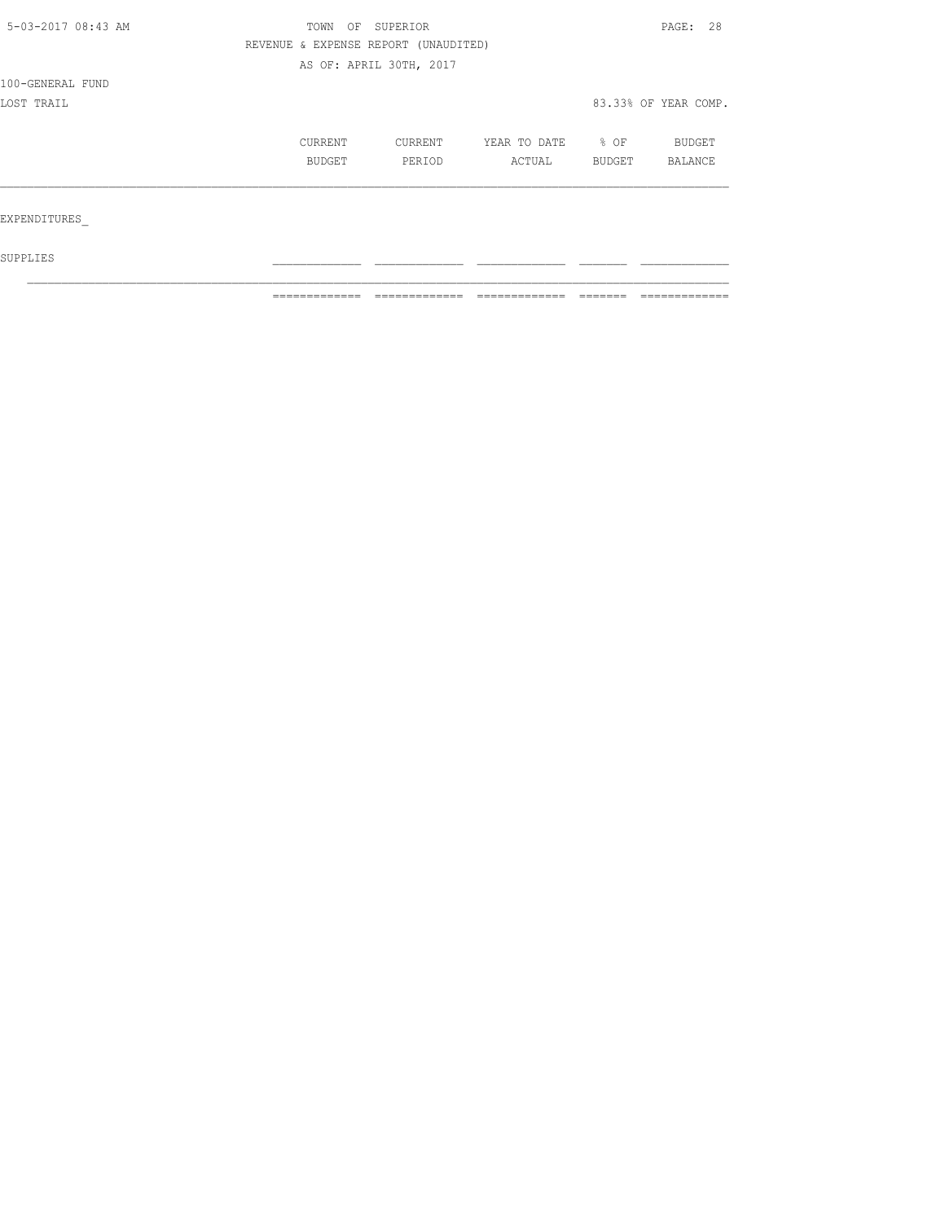TOWN OF SUPERIOR

REVENUE & EXPENSE REPORT (UNAUDITED)

AS OF: APRIL 30TH, 2017

100-GENERAL FUND

LOST TRAIL

83.33% OF YEAR COMP.

| | CURRENT BUDGET | CURRENT PERIOD | YEAR TO DATE ACTUAL | % OF BUDGET | BUDGET BALANCE |
|---|---|---|---|---|---|
| EXPENDITURES_ | | | | | |
| SUPPLIES | | | | | |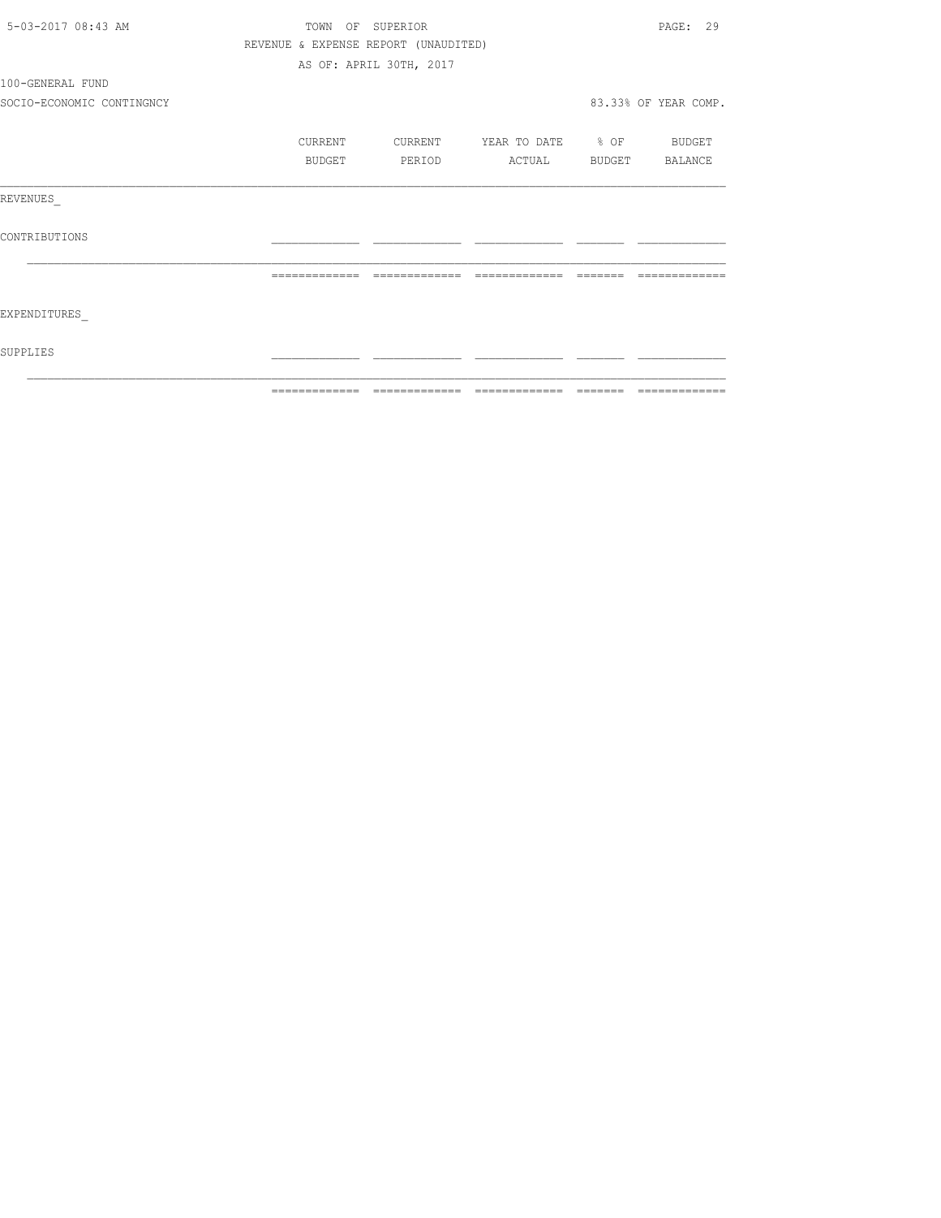TOWN OF SUPERIOR
REVENUE & EXPENSE REPORT (UNAUDITED)
AS OF: APRIL 30TH, 2017

100-GENERAL FUND
SOCIO-ECONOMIC CONTINGNCY

83.33% OF YEAR COMP.

| | CURRENT BUDGET | CURRENT PERIOD | YEAR TO DATE ACTUAL | % OF BUDGET | BUDGET BALANCE |
|---|---|---|---|---|---|
| REVENUES_ | | | | | |
| CONTRIBUTIONS | | | | | |
| EXPENDITURES_ | | | | | |
| SUPPLIES | | | | | |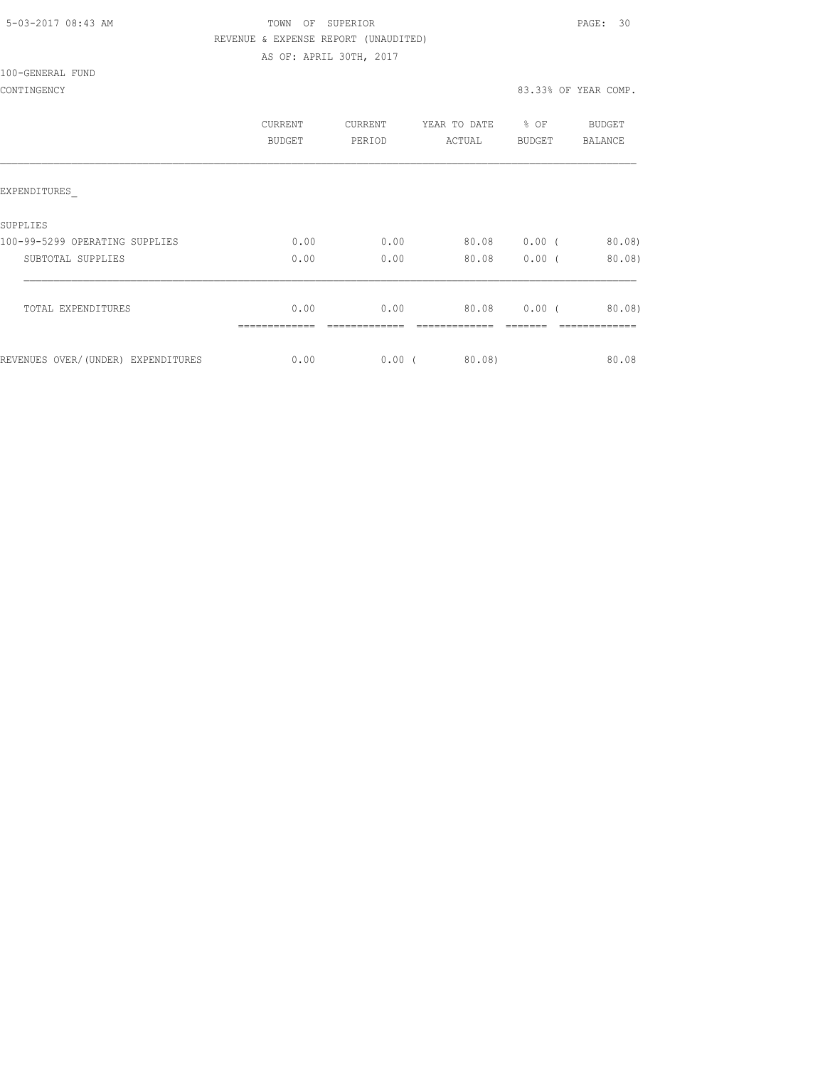TOWN OF SUPERIOR

REVENUE & EXPENSE REPORT (UNAUDITED)

AS OF: APRIL 30TH, 2017

100-GENERAL FUND

CONTINGENCY

83.33% OF YEAR COMP.

| | CURRENT BUDGET | CURRENT PERIOD | YEAR TO DATE ACTUAL | % OF BUDGET | BUDGET BALANCE |
|---|---|---|---|---|---|
| EXPENDITURES_ | | | | | |
| SUPPLIES | | | | | |
| 100-99-5299 OPERATING SUPPLIES | 0.00 | 0.00 | 80.08 | 0.00 | ( 80.08) |
| SUBTOTAL SUPPLIES | 0.00 | 0.00 | 80.08 | 0.00 | ( 80.08) |
| TOTAL EXPENDITURES | 0.00 | 0.00 | 80.08 | 0.00 | ( 80.08) |
| REVENUES OVER/(UNDER) EXPENDITURES | 0.00 | 0.00 | ( 80.08) | | 80.08 |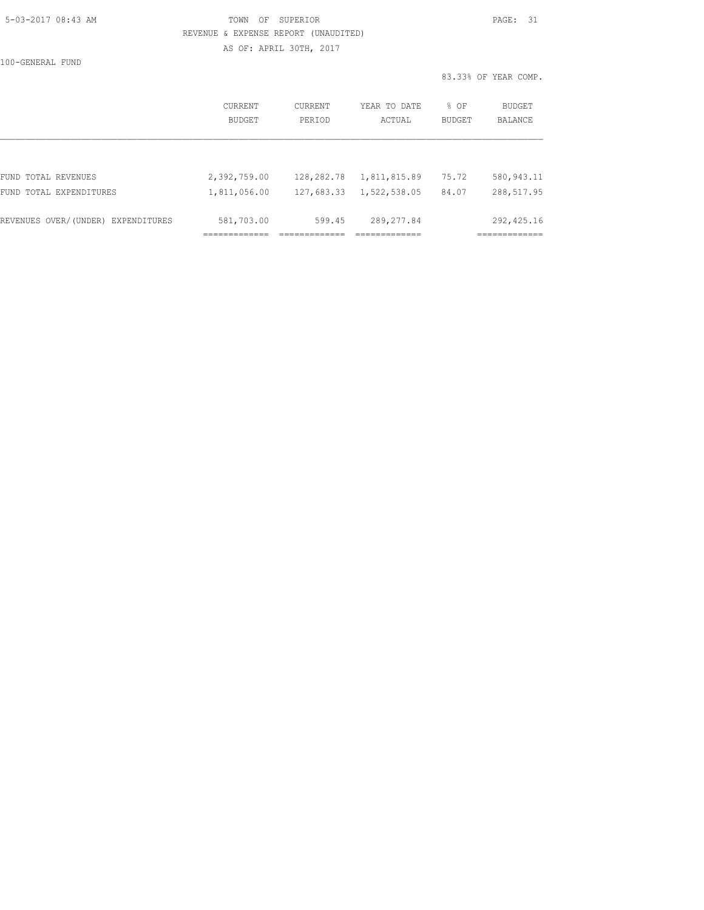TOWN OF SUPERIOR

REVENUE & EXPENSE REPORT (UNAUDITED)

AS OF: APRIL 30TH, 2017

100-GENERAL FUND

83.33% OF YEAR COMP.

| | CURRENT BUDGET | CURRENT PERIOD | YEAR TO DATE ACTUAL | % OF BUDGET | BUDGET BALANCE |
|---|---|---|---|---|---|
| FUND TOTAL REVENUES | 2,392,759.00 | 128,282.78 | 1,811,815.89 | 75.72 | 580,943.11 |
| FUND TOTAL EXPENDITURES | 1,811,056.00 | 127,683.33 | 1,522,538.05 | 84.07 | 288,517.95 |
| REVENUES OVER/(UNDER) EXPENDITURES | 581,703.00 | 599.45 | 289,277.84 | | 292,425.16 |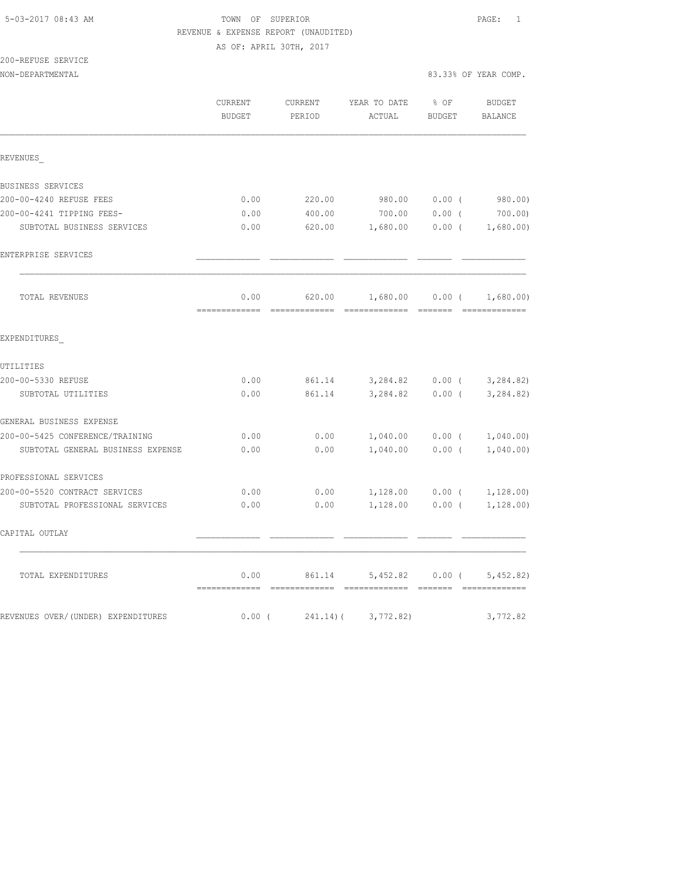TOWN OF SUPERIOR

REVENUE & EXPENSE REPORT (UNAUDITED)

AS OF: APRIL 30TH, 2017

200-REFUSE SERVICE

NON-DEPARTMENTAL — 83.33% OF YEAR COMP.

| | CURRENT BUDGET | CURRENT PERIOD | YEAR TO DATE ACTUAL | % OF BUDGET | BUDGET BALANCE |
|---|---|---|---|---|---|
| **REVENUES** | | | | | |
| BUSINESS SERVICES | | | | | |
| 200-00-4240 REFUSE FEES | 0.00 | 220.00 | 980.00 | 0.00 | ( 980.00) |
| 200-00-4241 TIPPING FEES- | 0.00 | 400.00 | 700.00 | 0.00 | ( 700.00) |
| SUBTOTAL BUSINESS SERVICES | 0.00 | 620.00 | 1,680.00 | 0.00 | ( 1,680.00) |
| ENTERPRISE SERVICES | | | | | |
| TOTAL REVENUES | 0.00 | 620.00 | 1,680.00 | 0.00 | ( 1,680.00) |
| **EXPENDITURES** | | | | | |
| UTILITIES | | | | | |
| 200-00-5330 REFUSE | 0.00 | 861.14 | 3,284.82 | 0.00 | ( 3,284.82) |
| SUBTOTAL UTILITIES | 0.00 | 861.14 | 3,284.82 | 0.00 | ( 3,284.82) |
| GENERAL BUSINESS EXPENSE | | | | | |
| 200-00-5425 CONFERENCE/TRAINING | 0.00 | 0.00 | 1,040.00 | 0.00 | ( 1,040.00) |
| SUBTOTAL GENERAL BUSINESS EXPENSE | 0.00 | 0.00 | 1,040.00 | 0.00 | ( 1,040.00) |
| PROFESSIONAL SERVICES | | | | | |
| 200-00-5520 CONTRACT SERVICES | 0.00 | 0.00 | 1,128.00 | 0.00 | ( 1,128.00) |
| SUBTOTAL PROFESSIONAL SERVICES | 0.00 | 0.00 | 1,128.00 | 0.00 | ( 1,128.00) |
| CAPITAL OUTLAY | | | | | |
| TOTAL EXPENDITURES | 0.00 | 861.14 | 5,452.82 | 0.00 | ( 5,452.82) |
| REVENUES OVER/(UNDER) EXPENDITURES | 0.00 | ( 241.14) | ( 3,772.82) | | 3,772.82 |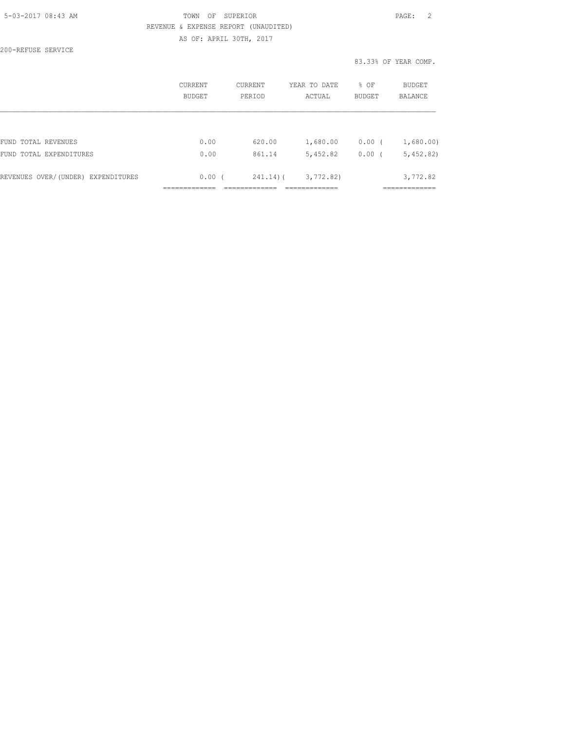TOWN OF SUPERIOR

REVENUE & EXPENSE REPORT (UNAUDITED)

AS OF: APRIL 30TH, 2017

200-REFUSE SERVICE

83.33% OF YEAR COMP.

| | CURRENT BUDGET | CURRENT PERIOD | YEAR TO DATE ACTUAL | % OF BUDGET | BUDGET BALANCE |
|---|---|---|---|---|---|
| FUND TOTAL REVENUES | 0.00 | 620.00 | 1,680.00 | 0.00 | ( 1,680.00) |
| FUND TOTAL EXPENDITURES | 0.00 | 861.14 | 5,452.82 | 0.00 | ( 5,452.82) |
| REVENUES OVER/(UNDER) EXPENDITURES | 0.00 | ( 241.14) | ( 3,772.82) | | 3,772.82 |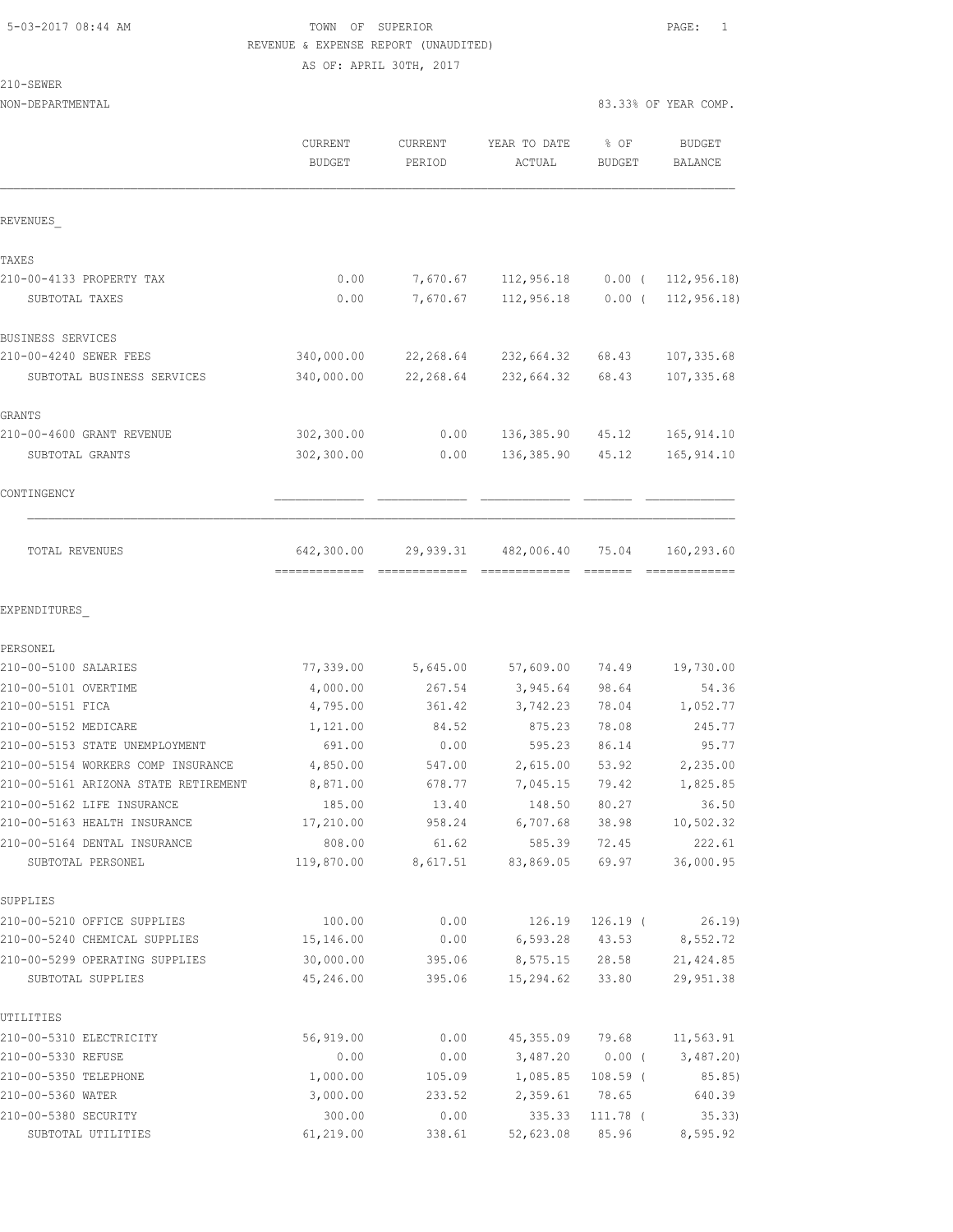5-03-2017 08:44 AM

TOWN OF SUPERIOR
REVENUE & EXPENSE REPORT (UNAUDITED)
AS OF: APRIL 30TH, 2017

210-SEWER
NON-DEPARTMENTAL

83.33% OF YEAR COMP.

| | CURRENT BUDGET | CURRENT PERIOD | YEAR TO DATE ACTUAL | % OF BUDGET | BUDGET BALANCE |
|---|---|---|---|---|---|
| REVENUES_ | | | | | |
| TAXES | | | | | |
| 210-00-4133 PROPERTY TAX | 0.00 | 7,670.67 | 112,956.18 | 0.00 ( | 112,956.18) |
| SUBTOTAL TAXES | 0.00 | 7,670.67 | 112,956.18 | 0.00 ( | 112,956.18) |
| BUSINESS SERVICES | | | | | |
| 210-00-4240 SEWER FEES | 340,000.00 | 22,268.64 | 232,664.32 | 68.43 | 107,335.68 |
| SUBTOTAL BUSINESS SERVICES | 340,000.00 | 22,268.64 | 232,664.32 | 68.43 | 107,335.68 |
| GRANTS | | | | | |
| 210-00-4600 GRANT REVENUE | 302,300.00 | 0.00 | 136,385.90 | 45.12 | 165,914.10 |
| SUBTOTAL GRANTS | 302,300.00 | 0.00 | 136,385.90 | 45.12 | 165,914.10 |
| CONTINGENCY | | | | | |
| TOTAL REVENUES | 642,300.00 | 29,939.31 | 482,006.40 | 75.04 | 160,293.60 |
| EXPENDITURES_ | | | | | |
| PERSONEL | | | | | |
| 210-00-5100 SALARIES | 77,339.00 | 5,645.00 | 57,609.00 | 74.49 | 19,730.00 |
| 210-00-5101 OVERTIME | 4,000.00 | 267.54 | 3,945.64 | 98.64 | 54.36 |
| 210-00-5151 FICA | 4,795.00 | 361.42 | 3,742.23 | 78.04 | 1,052.77 |
| 210-00-5152 MEDICARE | 1,121.00 | 84.52 | 875.23 | 78.08 | 245.77 |
| 210-00-5153 STATE UNEMPLOYMENT | 691.00 | 0.00 | 595.23 | 86.14 | 95.77 |
| 210-00-5154 WORKERS COMP INSURANCE | 4,850.00 | 547.00 | 2,615.00 | 53.92 | 2,235.00 |
| 210-00-5161 ARIZONA STATE RETIREMENT | 8,871.00 | 678.77 | 7,045.15 | 79.42 | 1,825.85 |
| 210-00-5162 LIFE INSURANCE | 185.00 | 13.40 | 148.50 | 80.27 | 36.50 |
| 210-00-5163 HEALTH INSURANCE | 17,210.00 | 958.24 | 6,707.68 | 38.98 | 10,502.32 |
| 210-00-5164 DENTAL INSURANCE | 808.00 | 61.62 | 585.39 | 72.45 | 222.61 |
| SUBTOTAL PERSONEL | 119,870.00 | 8,617.51 | 83,869.05 | 69.97 | 36,000.95 |
| SUPPLIES | | | | | |
| 210-00-5210 OFFICE SUPPLIES | 100.00 | 0.00 | 126.19 | 126.19 ( | 26.19) |
| 210-00-5240 CHEMICAL SUPPLIES | 15,146.00 | 0.00 | 6,593.28 | 43.53 | 8,552.72 |
| 210-00-5299 OPERATING SUPPLIES | 30,000.00 | 395.06 | 8,575.15 | 28.58 | 21,424.85 |
| SUBTOTAL SUPPLIES | 45,246.00 | 395.06 | 15,294.62 | 33.80 | 29,951.38 |
| UTILITIES | | | | | |
| 210-00-5310 ELECTRICITY | 56,919.00 | 0.00 | 45,355.09 | 79.68 | 11,563.91 |
| 210-00-5330 REFUSE | 0.00 | 0.00 | 3,487.20 | 0.00 ( | 3,487.20) |
| 210-00-5350 TELEPHONE | 1,000.00 | 105.09 | 1,085.85 | 108.59 ( | 85.85) |
| 210-00-5360 WATER | 3,000.00 | 233.52 | 2,359.61 | 78.65 | 640.39 |
| 210-00-5380 SECURITY | 300.00 | 0.00 | 335.33 | 111.78 ( | 35.33) |
| SUBTOTAL UTILITIES | 61,219.00 | 338.61 | 52,623.08 | 85.96 | 8,595.92 |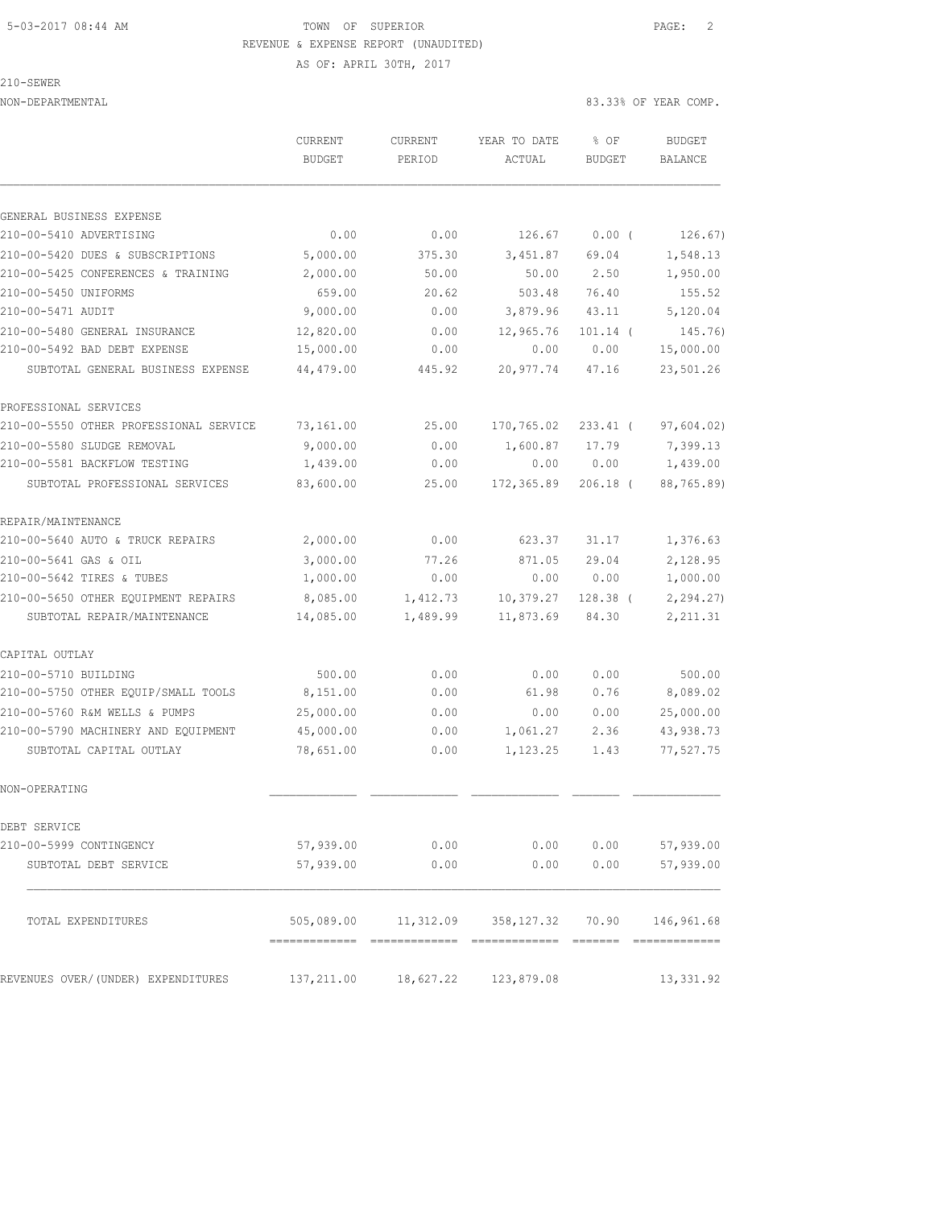TOWN OF SUPERIOR
REVENUE & EXPENSE REPORT (UNAUDITED)
AS OF: APRIL 30TH, 2017

210-SEWER
NON-DEPARTMENTAL

83.33% OF YEAR COMP.

| | CURRENT BUDGET | CURRENT PERIOD | YEAR TO DATE ACTUAL | % OF BUDGET | BUDGET BALANCE |
|---|---|---|---|---|---|
| GENERAL BUSINESS EXPENSE | | | | | |
| 210-00-5410 ADVERTISING | 0.00 | 0.00 | 126.67 | 0.00 ( | 126.67) |
| 210-00-5420 DUES & SUBSCRIPTIONS | 5,000.00 | 375.30 | 3,451.87 | 69.04 | 1,548.13 |
| 210-00-5425 CONFERENCES & TRAINING | 2,000.00 | 50.00 | 50.00 | 2.50 | 1,950.00 |
| 210-00-5450 UNIFORMS | 659.00 | 20.62 | 503.48 | 76.40 | 155.52 |
| 210-00-5471 AUDIT | 9,000.00 | 0.00 | 3,879.96 | 43.11 | 5,120.04 |
| 210-00-5480 GENERAL INSURANCE | 12,820.00 | 0.00 | 12,965.76 | 101.14 ( | 145.76) |
| 210-00-5492 BAD DEBT EXPENSE | 15,000.00 | 0.00 | 0.00 | 0.00 | 15,000.00 |
| SUBTOTAL GENERAL BUSINESS EXPENSE | 44,479.00 | 445.92 | 20,977.74 | 47.16 | 23,501.26 |
| PROFESSIONAL SERVICES | | | | | |
| 210-00-5550 OTHER PROFESSIONAL SERVICE | 73,161.00 | 25.00 | 170,765.02 | 233.41 ( | 97,604.02) |
| 210-00-5580 SLUDGE REMOVAL | 9,000.00 | 0.00 | 1,600.87 | 17.79 | 7,399.13 |
| 210-00-5581 BACKFLOW TESTING | 1,439.00 | 0.00 | 0.00 | 0.00 | 1,439.00 |
| SUBTOTAL PROFESSIONAL SERVICES | 83,600.00 | 25.00 | 172,365.89 | 206.18 ( | 88,765.89) |
| REPAIR/MAINTENANCE | | | | | |
| 210-00-5640 AUTO & TRUCK REPAIRS | 2,000.00 | 0.00 | 623.37 | 31.17 | 1,376.63 |
| 210-00-5641 GAS & OIL | 3,000.00 | 77.26 | 871.05 | 29.04 | 2,128.95 |
| 210-00-5642 TIRES & TUBES | 1,000.00 | 0.00 | 0.00 | 0.00 | 1,000.00 |
| 210-00-5650 OTHER EQUIPMENT REPAIRS | 8,085.00 | 1,412.73 | 10,379.27 | 128.38 ( | 2,294.27) |
| SUBTOTAL REPAIR/MAINTENANCE | 14,085.00 | 1,489.99 | 11,873.69 | 84.30 | 2,211.31 |
| CAPITAL OUTLAY | | | | | |
| 210-00-5710 BUILDING | 500.00 | 0.00 | 0.00 | 0.00 | 500.00 |
| 210-00-5750 OTHER EQUIP/SMALL TOOLS | 8,151.00 | 0.00 | 61.98 | 0.76 | 8,089.02 |
| 210-00-5760 R&M WELLS & PUMPS | 25,000.00 | 0.00 | 0.00 | 0.00 | 25,000.00 |
| 210-00-5790 MACHINERY AND EQUIPMENT | 45,000.00 | 0.00 | 1,061.27 | 2.36 | 43,938.73 |
| SUBTOTAL CAPITAL OUTLAY | 78,651.00 | 0.00 | 1,123.25 | 1.43 | 77,527.75 |
| NON-OPERATING | | | | | |
| DEBT SERVICE | | | | | |
| 210-00-5999 CONTINGENCY | 57,939.00 | 0.00 | 0.00 | 0.00 | 57,939.00 |
| SUBTOTAL DEBT SERVICE | 57,939.00 | 0.00 | 0.00 | 0.00 | 57,939.00 |
| TOTAL EXPENDITURES | 505,089.00 | 11,312.09 | 358,127.32 | 70.90 | 146,961.68 |
| REVENUES OVER/(UNDER) EXPENDITURES | 137,211.00 | 18,627.22 | 123,879.08 | | 13,331.92 |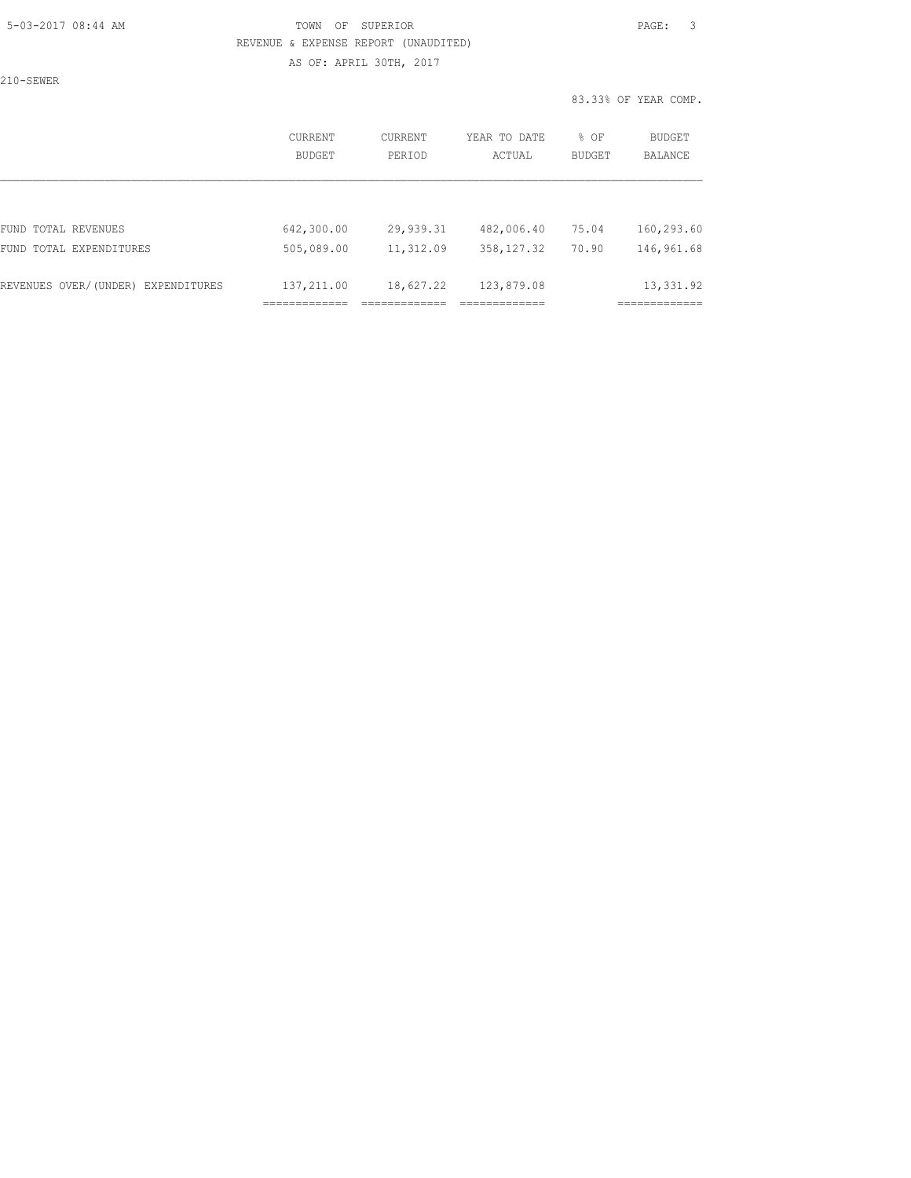TOWN OF SUPERIOR

REVENUE & EXPENSE REPORT (UNAUDITED)

AS OF: APRIL 30TH, 2017

210-SEWER

83.33% OF YEAR COMP.

| | CURRENT BUDGET | CURRENT PERIOD | YEAR TO DATE ACTUAL | % OF BUDGET | BUDGET BALANCE |
|---|---|---|---|---|---|
| FUND TOTAL REVENUES | 642,300.00 | 29,939.31 | 482,006.40 | 75.04 | 160,293.60 |
| FUND TOTAL EXPENDITURES | 505,089.00 | 11,312.09 | 358,127.32 | 70.90 | 146,961.68 |
| REVENUES OVER/(UNDER) EXPENDITURES | 137,211.00 | 18,627.22 | 123,879.08 | | 13,331.92 |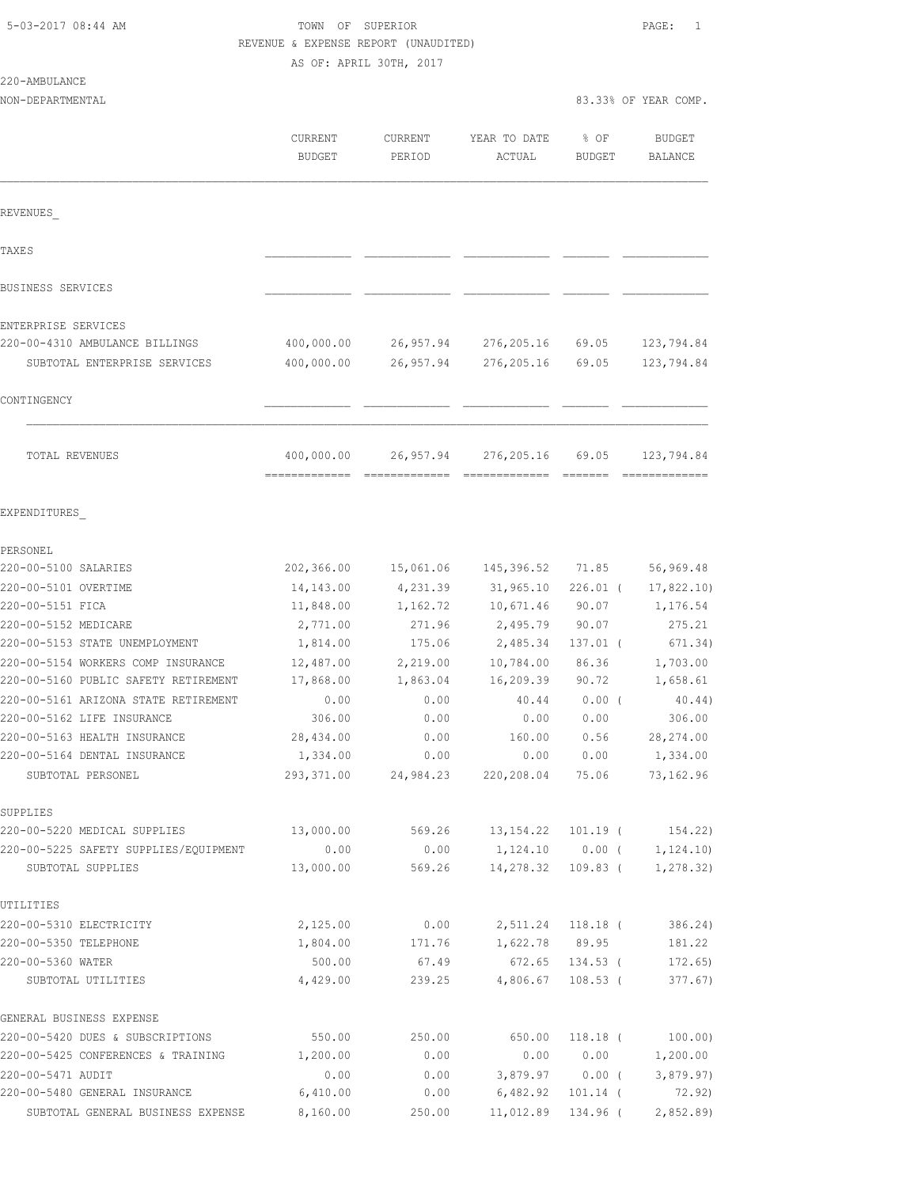TOWN OF SUPERIOR
REVENUE & EXPENSE REPORT (UNAUDITED)
AS OF: APRIL 30TH, 2017

5-03-2017 08:44 AM

220-AMBULANCE
NON-DEPARTMENTAL

83.33% OF YEAR COMP.

| | CURRENT BUDGET | CURRENT PERIOD | YEAR TO DATE ACTUAL | % OF BUDGET | BUDGET BALANCE |
|---|---|---|---|---|---|
| **REVENUES** | | | | | |
| TAXES | | | | | |
| BUSINESS SERVICES | | | | | |
| ENTERPRISE SERVICES | | | | | |
| 220-00-4310 AMBULANCE BILLINGS | 400,000.00 | 26,957.94 | 276,205.16 | 69.05 | 123,794.84 |
| SUBTOTAL ENTERPRISE SERVICES | 400,000.00 | 26,957.94 | 276,205.16 | 69.05 | 123,794.84 |
| CONTINGENCY | | | | | |
| TOTAL REVENUES | 400,000.00 | 26,957.94 | 276,205.16 | 69.05 | 123,794.84 |
| **EXPENDITURES** | | | | | |
| PERSONEL | | | | | |
| 220-00-5100 SALARIES | 202,366.00 | 15,061.06 | 145,396.52 | 71.85 | 56,969.48 |
| 220-00-5101 OVERTIME | 14,143.00 | 4,231.39 | 31,965.10 | 226.01 | ( 17,822.10) |
| 220-00-5151 FICA | 11,848.00 | 1,162.72 | 10,671.46 | 90.07 | 1,176.54 |
| 220-00-5152 MEDICARE | 2,771.00 | 271.96 | 2,495.79 | 90.07 | 275.21 |
| 220-00-5153 STATE UNEMPLOYMENT | 1,814.00 | 175.06 | 2,485.34 | 137.01 | ( 671.34) |
| 220-00-5154 WORKERS COMP INSURANCE | 12,487.00 | 2,219.00 | 10,784.00 | 86.36 | 1,703.00 |
| 220-00-5160 PUBLIC SAFETY RETIREMENT | 17,868.00 | 1,863.04 | 16,209.39 | 90.72 | 1,658.61 |
| 220-00-5161 ARIZONA STATE RETIREMENT | 0.00 | 0.00 | 40.44 | 0.00 | ( 40.44) |
| 220-00-5162 LIFE INSURANCE | 306.00 | 0.00 | 0.00 | 0.00 | 306.00 |
| 220-00-5163 HEALTH INSURANCE | 28,434.00 | 0.00 | 160.00 | 0.56 | 28,274.00 |
| 220-00-5164 DENTAL INSURANCE | 1,334.00 | 0.00 | 0.00 | 0.00 | 1,334.00 |
| SUBTOTAL PERSONEL | 293,371.00 | 24,984.23 | 220,208.04 | 75.06 | 73,162.96 |
| SUPPLIES | | | | | |
| 220-00-5220 MEDICAL SUPPLIES | 13,000.00 | 569.26 | 13,154.22 | 101.19 | ( 154.22) |
| 220-00-5225 SAFETY SUPPLIES/EQUIPMENT | 0.00 | 0.00 | 1,124.10 | 0.00 | ( 1,124.10) |
| SUBTOTAL SUPPLIES | 13,000.00 | 569.26 | 14,278.32 | 109.83 | ( 1,278.32) |
| UTILITIES | | | | | |
| 220-00-5310 ELECTRICITY | 2,125.00 | 0.00 | 2,511.24 | 118.18 | ( 386.24) |
| 220-00-5350 TELEPHONE | 1,804.00 | 171.76 | 1,622.78 | 89.95 | 181.22 |
| 220-00-5360 WATER | 500.00 | 67.49 | 672.65 | 134.53 | ( 172.65) |
| SUBTOTAL UTILITIES | 4,429.00 | 239.25 | 4,806.67 | 108.53 | ( 377.67) |
| GENERAL BUSINESS EXPENSE | | | | | |
| 220-00-5420 DUES & SUBSCRIPTIONS | 550.00 | 250.00 | 650.00 | 118.18 | ( 100.00) |
| 220-00-5425 CONFERENCES & TRAINING | 1,200.00 | 0.00 | 0.00 | 0.00 | 1,200.00 |
| 220-00-5471 AUDIT | 0.00 | 0.00 | 3,879.97 | 0.00 | ( 3,879.97) |
| 220-00-5480 GENERAL INSURANCE | 6,410.00 | 0.00 | 6,482.92 | 101.14 | ( 72.92) |
| SUBTOTAL GENERAL BUSINESS EXPENSE | 8,160.00 | 250.00 | 11,012.89 | 134.96 | ( 2,852.89) |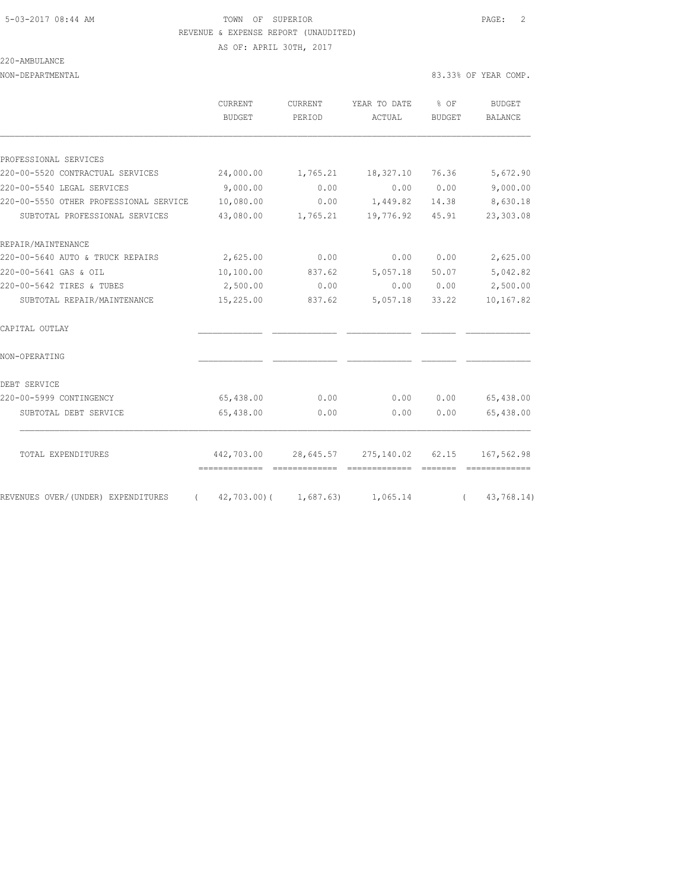TOWN OF SUPERIOR
REVENUE & EXPENSE REPORT (UNAUDITED)
AS OF: APRIL 30TH, 2017

220-AMBULANCE

NON-DEPARTMENTAL — 83.33% OF YEAR COMP.

| | CURRENT BUDGET | CURRENT PERIOD | YEAR TO DATE ACTUAL | % OF BUDGET | BUDGET BALANCE |
|---|---|---|---|---|---|
| PROFESSIONAL SERVICES | | | | | |
| 220-00-5520 CONTRACTUAL SERVICES | 24,000.00 | 1,765.21 | 18,327.10 | 76.36 | 5,672.90 |
| 220-00-5540 LEGAL SERVICES | 9,000.00 | 0.00 | 0.00 | 0.00 | 9,000.00 |
| 220-00-5550 OTHER PROFESSIONAL SERVICE | 10,080.00 | 0.00 | 1,449.82 | 14.38 | 8,630.18 |
| SUBTOTAL PROFESSIONAL SERVICES | 43,080.00 | 1,765.21 | 19,776.92 | 45.91 | 23,303.08 |
| REPAIR/MAINTENANCE | | | | | |
| 220-00-5640 AUTO & TRUCK REPAIRS | 2,625.00 | 0.00 | 0.00 | 0.00 | 2,625.00 |
| 220-00-5641 GAS & OIL | 10,100.00 | 837.62 | 5,057.18 | 50.07 | 5,042.82 |
| 220-00-5642 TIRES & TUBES | 2,500.00 | 0.00 | 0.00 | 0.00 | 2,500.00 |
| SUBTOTAL REPAIR/MAINTENANCE | 15,225.00 | 837.62 | 5,057.18 | 33.22 | 10,167.82 |
| CAPITAL OUTLAY | | | | | |
| NON-OPERATING | | | | | |
| DEBT SERVICE | | | | | |
| 220-00-5999 CONTINGENCY | 65,438.00 | 0.00 | 0.00 | 0.00 | 65,438.00 |
| SUBTOTAL DEBT SERVICE | 65,438.00 | 0.00 | 0.00 | 0.00 | 65,438.00 |
| TOTAL EXPENDITURES | 442,703.00 | 28,645.57 | 275,140.02 | 62.15 | 167,562.98 |
| REVENUES OVER/(UNDER) EXPENDITURES | ( 42,703.00) | ( 1,687.63) | 1,065.14 | | ( 43,768.14) |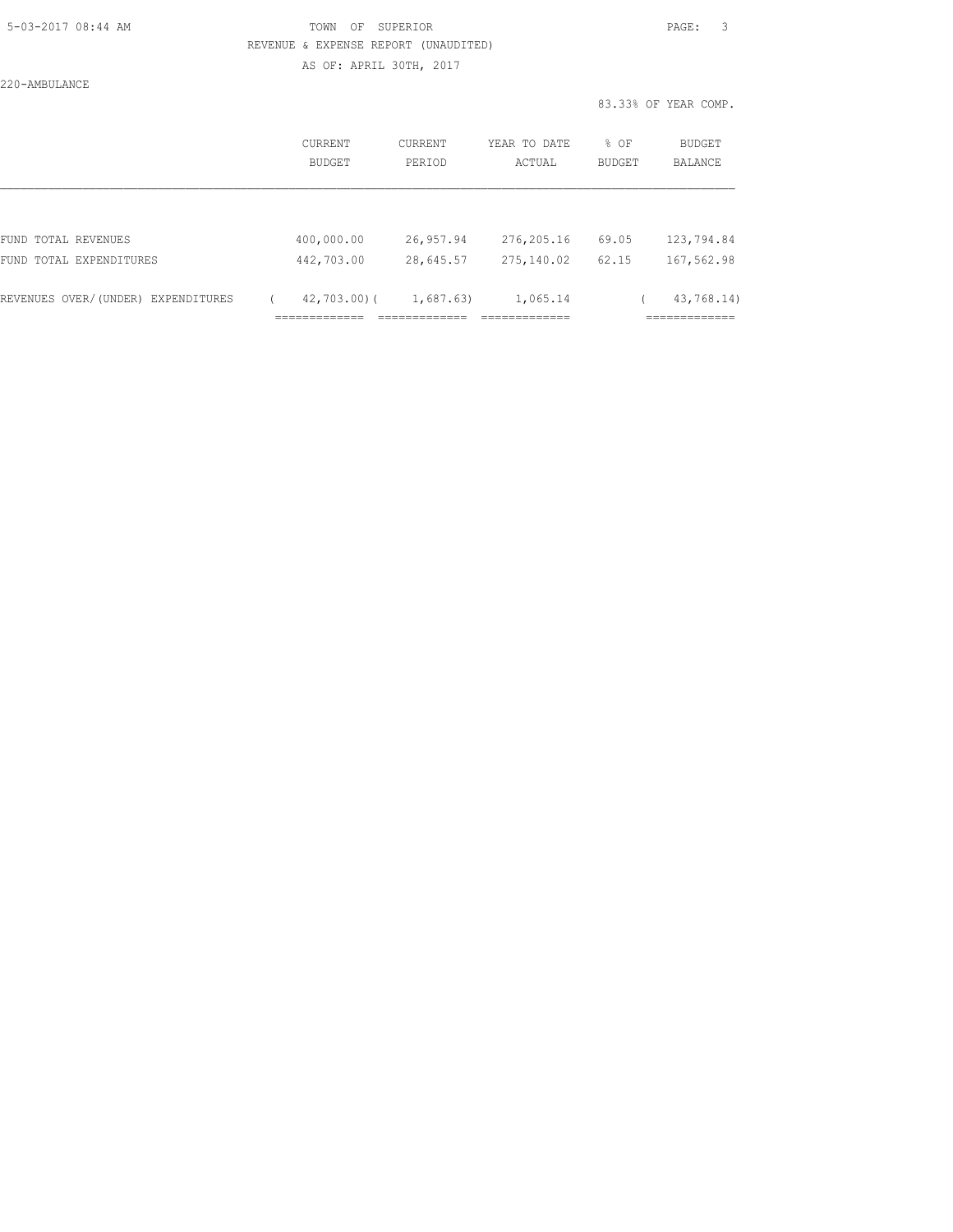TOWN OF SUPERIOR

REVENUE & EXPENSE REPORT (UNAUDITED)

AS OF: APRIL 30TH, 2017

220-AMBULANCE

83.33% OF YEAR COMP.

| | CURRENT BUDGET | CURRENT PERIOD | YEAR TO DATE ACTUAL | % OF BUDGET | BUDGET BALANCE |
|---|---|---|---|---|---|
| FUND TOTAL REVENUES | 400,000.00 | 26,957.94 | 276,205.16 | 69.05 | 123,794.84 |
| FUND TOTAL EXPENDITURES | 442,703.00 | 28,645.57 | 275,140.02 | 62.15 | 167,562.98 |
| REVENUES OVER/(UNDER) EXPENDITURES | ( 42,703.00) | ( 1,687.63) | 1,065.14 | | ( 43,768.14) |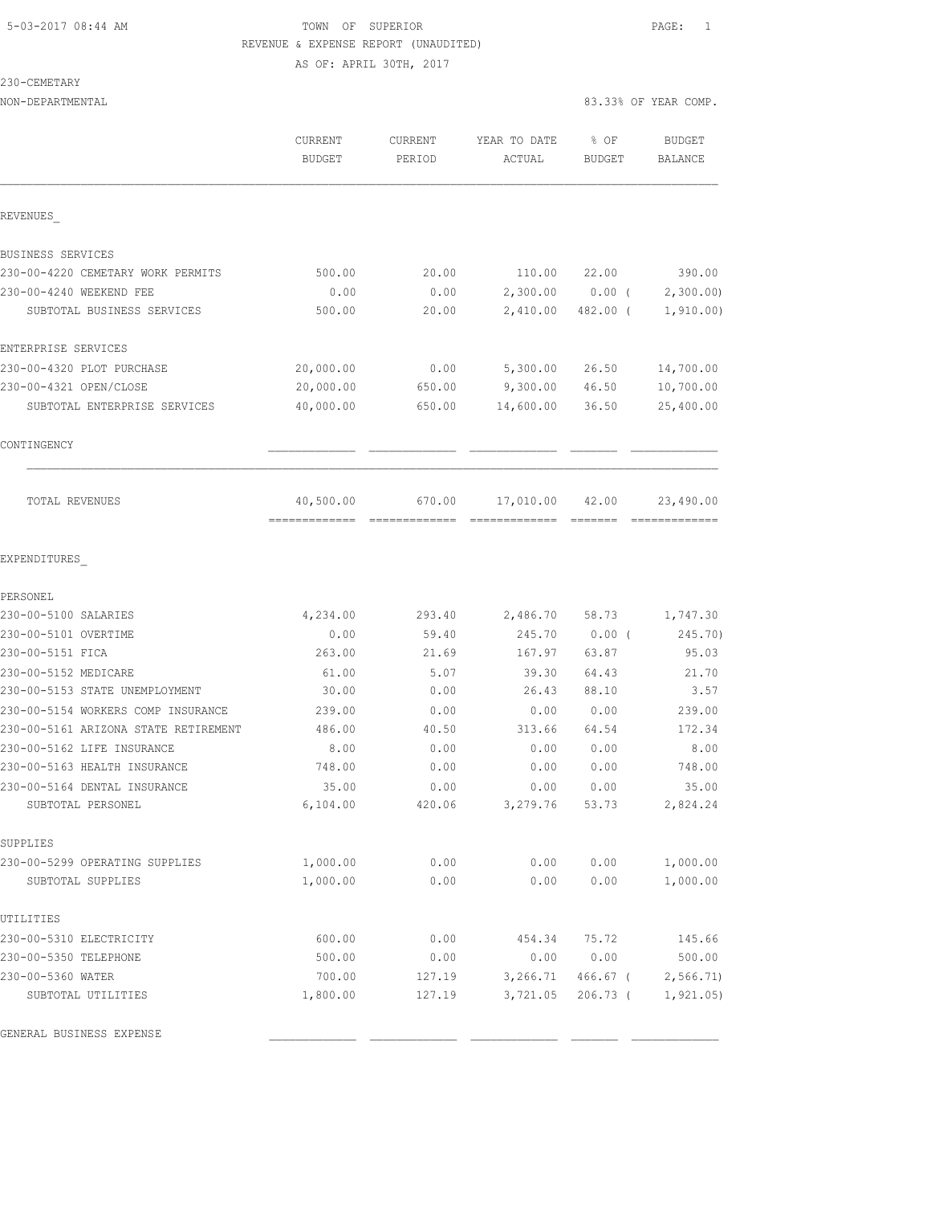5-03-2017 08:44 AM TOWN OF SUPERIOR

REVENUE & EXPENSE REPORT (UNAUDITED)

AS OF: APRIL 30TH, 2017

230-CEMETARY

NON-DEPARTMENTAL 83.33% OF YEAR COMP.

| | CURRENT BUDGET | CURRENT PERIOD | YEAR TO DATE ACTUAL | % OF BUDGET | BUDGET BALANCE |
|---|---|---|---|---|---|
| REVENUES_ | | | | | |
| BUSINESS SERVICES | | | | | |
| 230-00-4220 CEMETARY WORK PERMITS | 500.00 | 20.00 | 110.00 | 22.00 | 390.00 |
| 230-00-4240 WEEKEND FEE | 0.00 | 0.00 | 2,300.00 | 0.00 ( | 2,300.00) |
| SUBTOTAL BUSINESS SERVICES | 500.00 | 20.00 | 2,410.00 | 482.00 ( | 1,910.00) |
| ENTERPRISE SERVICES | | | | | |
| 230-00-4320 PLOT PURCHASE | 20,000.00 | 0.00 | 5,300.00 | 26.50 | 14,700.00 |
| 230-00-4321 OPEN/CLOSE | 20,000.00 | 650.00 | 9,300.00 | 46.50 | 10,700.00 |
| SUBTOTAL ENTERPRISE SERVICES | 40,000.00 | 650.00 | 14,600.00 | 36.50 | 25,400.00 |
| CONTINGENCY | | | | | |
| TOTAL REVENUES | 40,500.00 | 670.00 | 17,010.00 | 42.00 | 23,490.00 |
| EXPENDITURES_ | | | | | |
| PERSONEL | | | | | |
| 230-00-5100 SALARIES | 4,234.00 | 293.40 | 2,486.70 | 58.73 | 1,747.30 |
| 230-00-5101 OVERTIME | 0.00 | 59.40 | 245.70 | 0.00 ( | 245.70) |
| 230-00-5151 FICA | 263.00 | 21.69 | 167.97 | 63.87 | 95.03 |
| 230-00-5152 MEDICARE | 61.00 | 5.07 | 39.30 | 64.43 | 21.70 |
| 230-00-5153 STATE UNEMPLOYMENT | 30.00 | 0.00 | 26.43 | 88.10 | 3.57 |
| 230-00-5154 WORKERS COMP INSURANCE | 239.00 | 0.00 | 0.00 | 0.00 | 239.00 |
| 230-00-5161 ARIZONA STATE RETIREMENT | 486.00 | 40.50 | 313.66 | 64.54 | 172.34 |
| 230-00-5162 LIFE INSURANCE | 8.00 | 0.00 | 0.00 | 0.00 | 8.00 |
| 230-00-5163 HEALTH INSURANCE | 748.00 | 0.00 | 0.00 | 0.00 | 748.00 |
| 230-00-5164 DENTAL INSURANCE | 35.00 | 0.00 | 0.00 | 0.00 | 35.00 |
| SUBTOTAL PERSONEL | 6,104.00 | 420.06 | 3,279.76 | 53.73 | 2,824.24 |
| SUPPLIES | | | | | |
| 230-00-5299 OPERATING SUPPLIES | 1,000.00 | 0.00 | 0.00 | 0.00 | 1,000.00 |
| SUBTOTAL SUPPLIES | 1,000.00 | 0.00 | 0.00 | 0.00 | 1,000.00 |
| UTILITIES | | | | | |
| 230-00-5310 ELECTRICITY | 600.00 | 0.00 | 454.34 | 75.72 | 145.66 |
| 230-00-5350 TELEPHONE | 500.00 | 0.00 | 0.00 | 0.00 | 500.00 |
| 230-00-5360 WATER | 700.00 | 127.19 | 3,266.71 | 466.67 ( | 2,566.71) |
| SUBTOTAL UTILITIES | 1,800.00 | 127.19 | 3,721.05 | 206.73 ( | 1,921.05) |
| GENERAL BUSINESS EXPENSE | | | | | |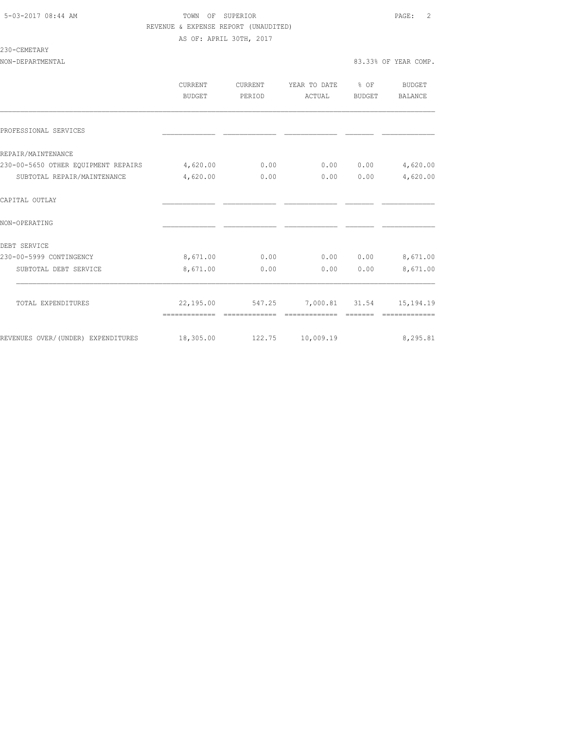TOWN OF SUPERIOR
REVENUE & EXPENSE REPORT (UNAUDITED)
AS OF: APRIL 30TH, 2017

230-CEMETARY

NON-DEPARTMENTAL — 83.33% OF YEAR COMP.

| | CURRENT BUDGET | CURRENT PERIOD | YEAR TO DATE ACTUAL | % OF BUDGET | BUDGET BALANCE |
|---|---|---|---|---|---|
| PROFESSIONAL SERVICES | | | | | |
| REPAIR/MAINTENANCE | | | | | |
| 230-00-5650 OTHER EQUIPMENT REPAIRS | 4,620.00 | 0.00 | 0.00 | 0.00 | 4,620.00 |
| SUBTOTAL REPAIR/MAINTENANCE | 4,620.00 | 0.00 | 0.00 | 0.00 | 4,620.00 |
| CAPITAL OUTLAY | | | | | |
| NON-OPERATING | | | | | |
| DEBT SERVICE | | | | | |
| 230-00-5999 CONTINGENCY | 8,671.00 | 0.00 | 0.00 | 0.00 | 8,671.00 |
| SUBTOTAL DEBT SERVICE | 8,671.00 | 0.00 | 0.00 | 0.00 | 8,671.00 |
| TOTAL EXPENDITURES | 22,195.00 | 547.25 | 7,000.81 | 31.54 | 15,194.19 |
| REVENUES OVER/(UNDER) EXPENDITURES | 18,305.00 | 122.75 | 10,009.19 | | 8,295.81 |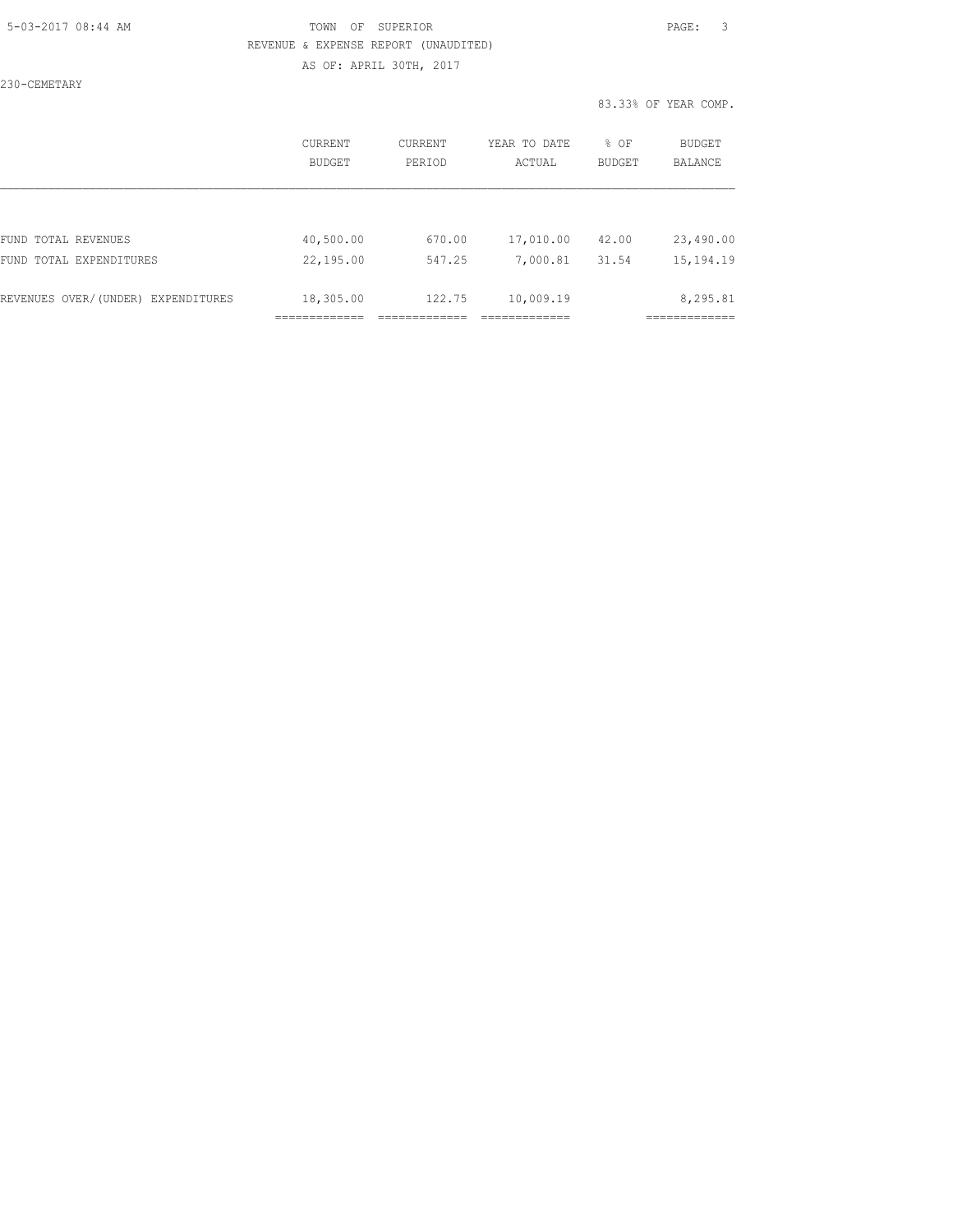TOWN OF SUPERIOR

REVENUE & EXPENSE REPORT (UNAUDITED)

AS OF: APRIL 30TH, 2017

230-CEMETARY

83.33% OF YEAR COMP.

| | CURRENT BUDGET | CURRENT PERIOD | YEAR TO DATE ACTUAL | % OF BUDGET | BUDGET BALANCE |
|---|---|---|---|---|---|
| FUND TOTAL REVENUES | 40,500.00 | 670.00 | 17,010.00 | 42.00 | 23,490.00 |
| FUND TOTAL EXPENDITURES | 22,195.00 | 547.25 | 7,000.81 | 31.54 | 15,194.19 |
| REVENUES OVER/(UNDER) EXPENDITURES | 18,305.00 | 122.75 | 10,009.19 | | 8,295.81 |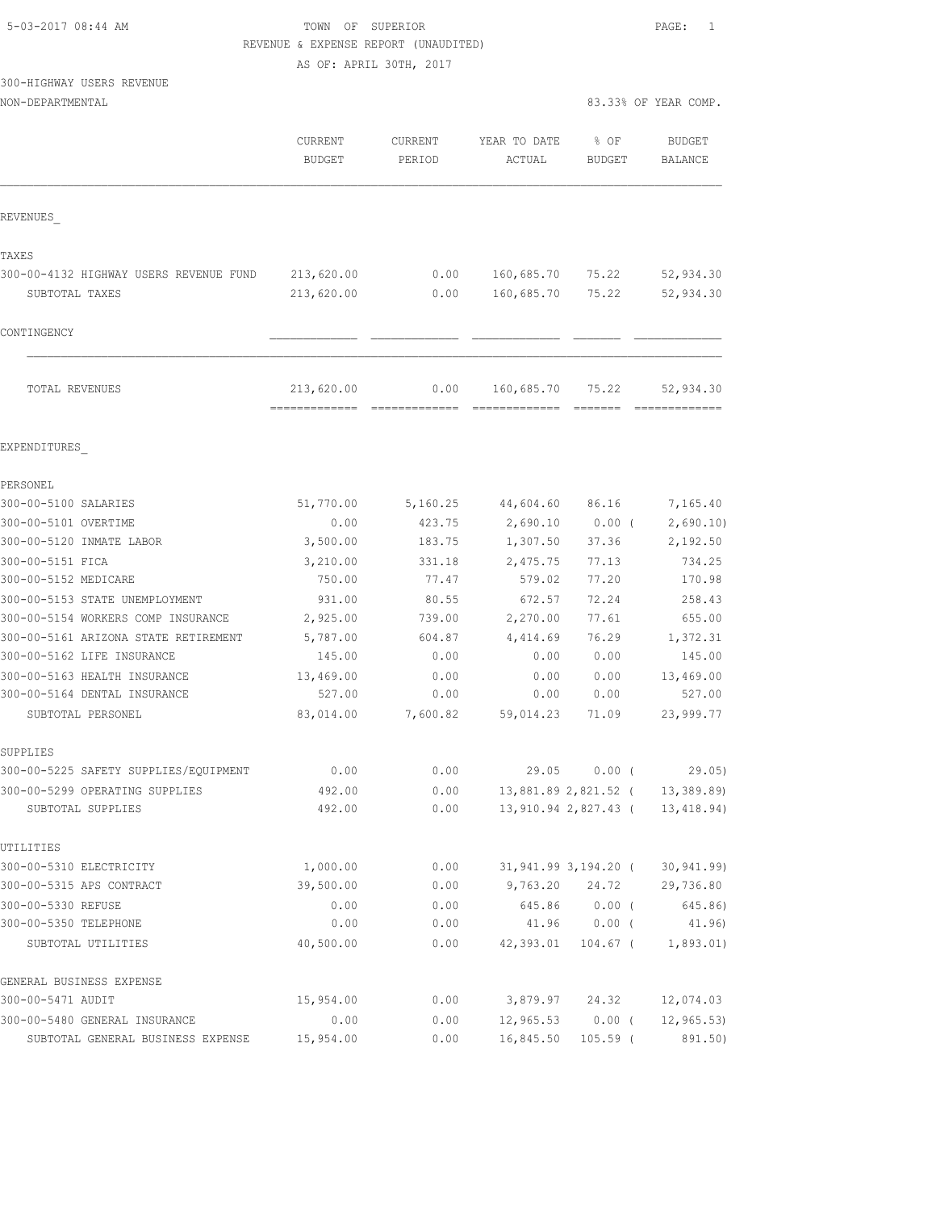TOWN OF SUPERIOR

REVENUE & EXPENSE REPORT (UNAUDITED)

AS OF: APRIL 30TH, 2017

300-HIGHWAY USERS REVENUE

NON-DEPARTMENTAL

83.33% OF YEAR COMP.

| | CURRENT BUDGET | CURRENT PERIOD | YEAR TO DATE ACTUAL | % OF BUDGET | BUDGET BALANCE |
|---|---|---|---|---|---|
| **REVENUES** | | | | | |
| **TAXES** | | | | | |
| 300-00-4132 HIGHWAY USERS REVENUE FUND | 213,620.00 | 0.00 | 160,685.70 | 75.22 | 52,934.30 |
| SUBTOTAL TAXES | 213,620.00 | 0.00 | 160,685.70 | 75.22 | 52,934.30 |
| **CONTINGENCY** | | | | | |
| TOTAL REVENUES | 213,620.00 | 0.00 | 160,685.70 | 75.22 | 52,934.30 |
| **EXPENDITURES** | | | | | |
| **PERSONEL** | | | | | |
| 300-00-5100 SALARIES | 51,770.00 | 5,160.25 | 44,604.60 | 86.16 | 7,165.40 |
| 300-00-5101 OVERTIME | 0.00 | 423.75 | 2,690.10 | 0.00 | ( 2,690.10) |
| 300-00-5120 INMATE LABOR | 3,500.00 | 183.75 | 1,307.50 | 37.36 | 2,192.50 |
| 300-00-5151 FICA | 3,210.00 | 331.18 | 2,475.75 | 77.13 | 734.25 |
| 300-00-5152 MEDICARE | 750.00 | 77.47 | 579.02 | 77.20 | 170.98 |
| 300-00-5153 STATE UNEMPLOYMENT | 931.00 | 80.55 | 672.57 | 72.24 | 258.43 |
| 300-00-5154 WORKERS COMP INSURANCE | 2,925.00 | 739.00 | 2,270.00 | 77.61 | 655.00 |
| 300-00-5161 ARIZONA STATE RETIREMENT | 5,787.00 | 604.87 | 4,414.69 | 76.29 | 1,372.31 |
| 300-00-5162 LIFE INSURANCE | 145.00 | 0.00 | 0.00 | 0.00 | 145.00 |
| 300-00-5163 HEALTH INSURANCE | 13,469.00 | 0.00 | 0.00 | 0.00 | 13,469.00 |
| 300-00-5164 DENTAL INSURANCE | 527.00 | 0.00 | 0.00 | 0.00 | 527.00 |
| SUBTOTAL PERSONEL | 83,014.00 | 7,600.82 | 59,014.23 | 71.09 | 23,999.77 |
| **SUPPLIES** | | | | | |
| 300-00-5225 SAFETY SUPPLIES/EQUIPMENT | 0.00 | 0.00 | 29.05 | 0.00 | ( 29.05) |
| 300-00-5299 OPERATING SUPPLIES | 492.00 | 0.00 | 13,881.89 | 2,821.52 | ( 13,389.89) |
| SUBTOTAL SUPPLIES | 492.00 | 0.00 | 13,910.94 | 2,827.43 | ( 13,418.94) |
| **UTILITIES** | | | | | |
| 300-00-5310 ELECTRICITY | 1,000.00 | 0.00 | 31,941.99 | 3,194.20 | ( 30,941.99) |
| 300-00-5315 APS CONTRACT | 39,500.00 | 0.00 | 9,763.20 | 24.72 | 29,736.80 |
| 300-00-5330 REFUSE | 0.00 | 0.00 | 645.86 | 0.00 | ( 645.86) |
| 300-00-5350 TELEPHONE | 0.00 | 0.00 | 41.96 | 0.00 | ( 41.96) |
| SUBTOTAL UTILITIES | 40,500.00 | 0.00 | 42,393.01 | 104.67 | ( 1,893.01) |
| **GENERAL BUSINESS EXPENSE** | | | | | |
| 300-00-5471 AUDIT | 15,954.00 | 0.00 | 3,879.97 | 24.32 | 12,074.03 |
| 300-00-5480 GENERAL INSURANCE | 0.00 | 0.00 | 12,965.53 | 0.00 | ( 12,965.53) |
| SUBTOTAL GENERAL BUSINESS EXPENSE | 15,954.00 | 0.00 | 16,845.50 | 105.59 | ( 891.50) |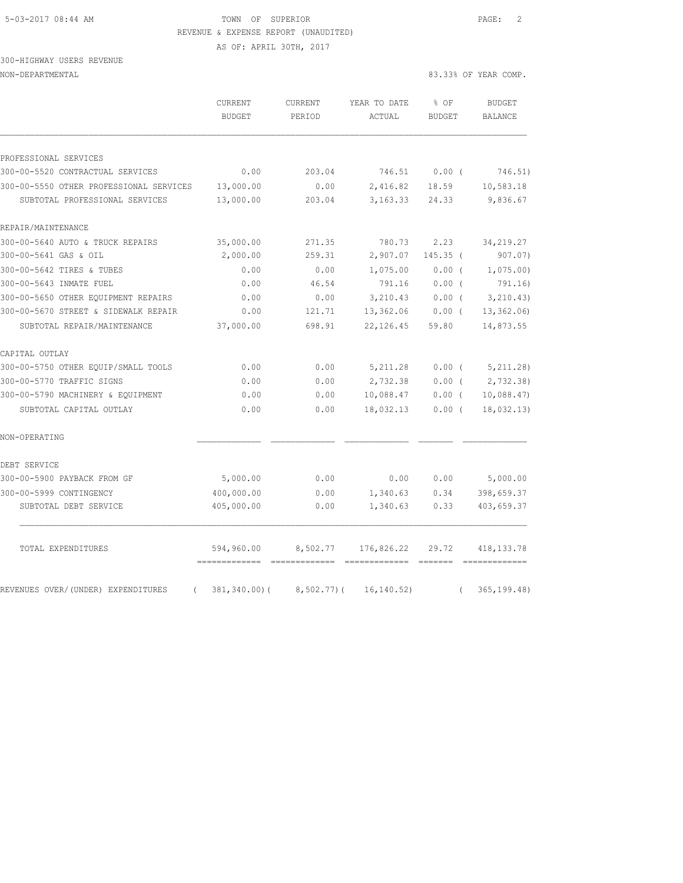TOWN OF SUPERIOR
REVENUE & EXPENSE REPORT (UNAUDITED)
AS OF: APRIL 30TH, 2017

300-HIGHWAY USERS REVENUE
NON-DEPARTMENTAL

83.33% OF YEAR COMP.

| | CURRENT BUDGET | CURRENT PERIOD | YEAR TO DATE ACTUAL | % OF BUDGET | BUDGET BALANCE |
|---|---|---|---|---|---|
| PROFESSIONAL SERVICES | | | | | |
| 300-00-5520 CONTRACTUAL SERVICES | 0.00 | 203.04 | 746.51 | 0.00 ( | 746.51) |
| 300-00-5550 OTHER PROFESSIONAL SERVICES | 13,000.00 | 0.00 | 2,416.82 | 18.59 | 10,583.18 |
| SUBTOTAL PROFESSIONAL SERVICES | 13,000.00 | 203.04 | 3,163.33 | 24.33 | 9,836.67 |
| REPAIR/MAINTENANCE | | | | | |
| 300-00-5640 AUTO & TRUCK REPAIRS | 35,000.00 | 271.35 | 780.73 | 2.23 | 34,219.27 |
| 300-00-5641 GAS & OIL | 2,000.00 | 259.31 | 2,907.07 | 145.35 ( | 907.07) |
| 300-00-5642 TIRES & TUBES | 0.00 | 0.00 | 1,075.00 | 0.00 ( | 1,075.00) |
| 300-00-5643 INMATE FUEL | 0.00 | 46.54 | 791.16 | 0.00 ( | 791.16) |
| 300-00-5650 OTHER EQUIPMENT REPAIRS | 0.00 | 0.00 | 3,210.43 | 0.00 ( | 3,210.43) |
| 300-00-5670 STREET & SIDEWALK REPAIR | 0.00 | 121.71 | 13,362.06 | 0.00 ( | 13,362.06) |
| SUBTOTAL REPAIR/MAINTENANCE | 37,000.00 | 698.91 | 22,126.45 | 59.80 | 14,873.55 |
| CAPITAL OUTLAY | | | | | |
| 300-00-5750 OTHER EQUIP/SMALL TOOLS | 0.00 | 0.00 | 5,211.28 | 0.00 ( | 5,211.28) |
| 300-00-5770 TRAFFIC SIGNS | 0.00 | 0.00 | 2,732.38 | 0.00 ( | 2,732.38) |
| 300-00-5790 MACHINERY & EQUIPMENT | 0.00 | 0.00 | 10,088.47 | 0.00 ( | 10,088.47) |
| SUBTOTAL CAPITAL OUTLAY | 0.00 | 0.00 | 18,032.13 | 0.00 ( | 18,032.13) |
| NON-OPERATING | | | | | |
| DEBT SERVICE | | | | | |
| 300-00-5900 PAYBACK FROM GF | 5,000.00 | 0.00 | 0.00 | 0.00 | 5,000.00 |
| 300-00-5999 CONTINGENCY | 400,000.00 | 0.00 | 1,340.63 | 0.34 | 398,659.37 |
| SUBTOTAL DEBT SERVICE | 405,000.00 | 0.00 | 1,340.63 | 0.33 | 403,659.37 |
| TOTAL EXPENDITURES | 594,960.00 | 8,502.77 | 176,826.22 | 29.72 | 418,133.78 |
| REVENUES OVER/(UNDER) EXPENDITURES | ( 381,340.00)( | 8,502.77)( | 16,140.52) | ( | 365,199.48) |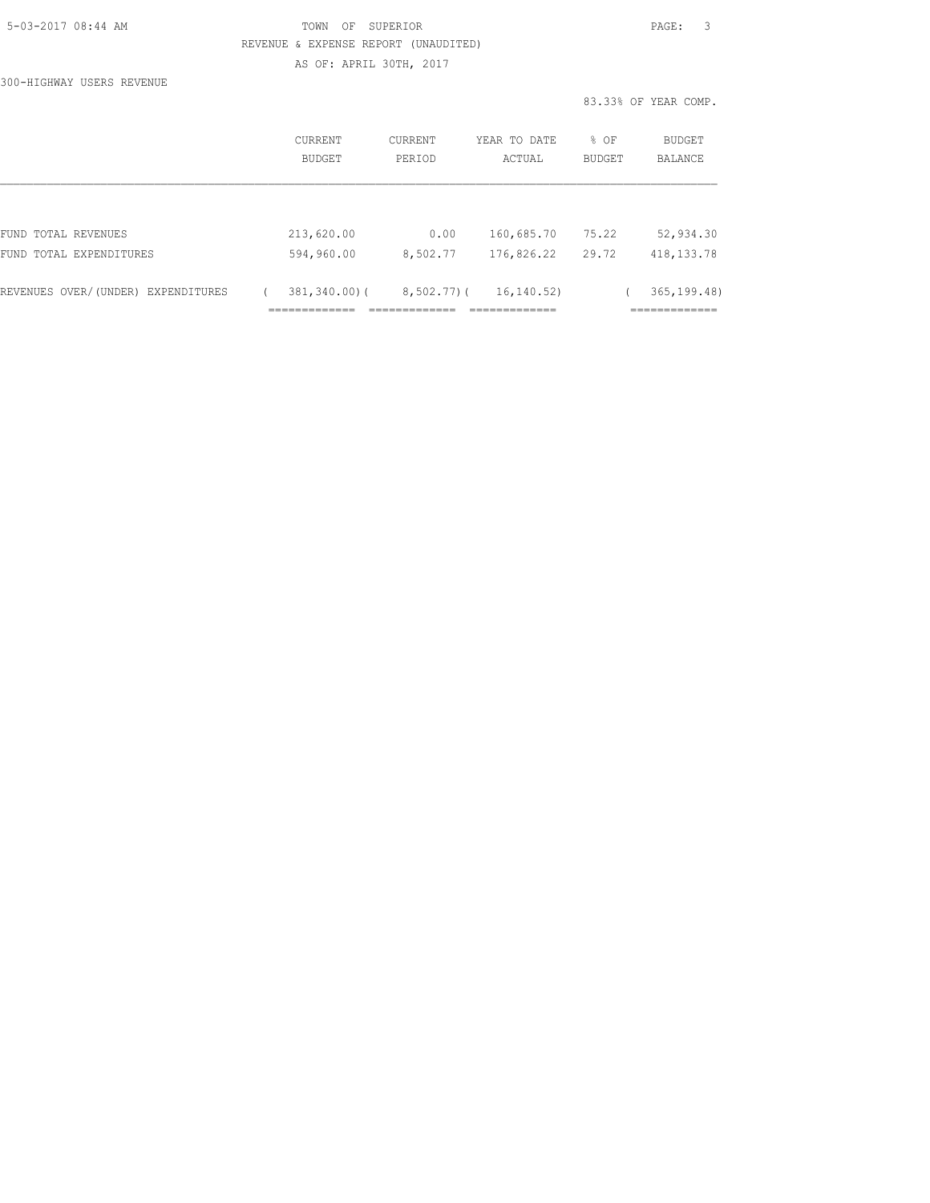TOWN OF SUPERIOR

REVENUE & EXPENSE REPORT (UNAUDITED)

AS OF: APRIL 30TH, 2017

300-HIGHWAY USERS REVENUE

83.33% OF YEAR COMP.

| | CURRENT BUDGET | CURRENT PERIOD | YEAR TO DATE ACTUAL | % OF BUDGET | BUDGET BALANCE |
|---|---|---|---|---|---|
| FUND TOTAL REVENUES | 213,620.00 | 0.00 | 160,685.70 | 75.22 | 52,934.30 |
| FUND TOTAL EXPENDITURES | 594,960.00 | 8,502.77 | 176,826.22 | 29.72 | 418,133.78 |
| REVENUES OVER/(UNDER) EXPENDITURES | ( 381,340.00) | ( 8,502.77) | ( 16,140.52) | | ( 365,199.48) |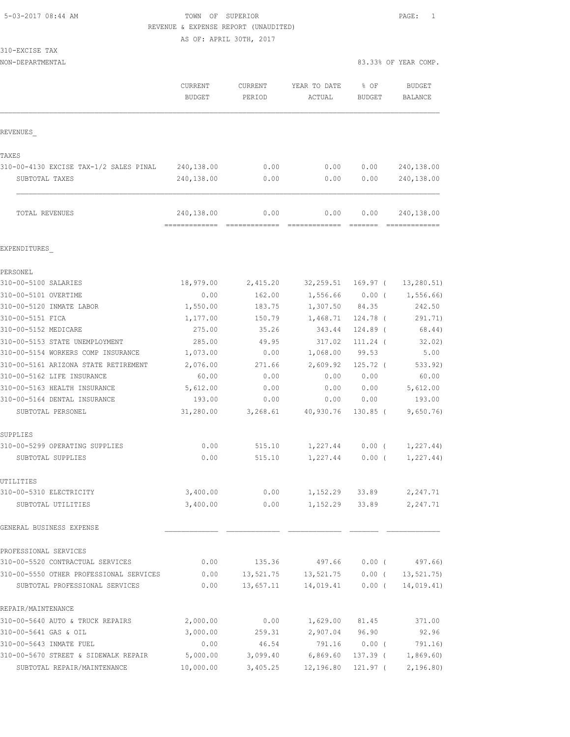5-03-2017 08:44 AM TOWN OF SUPERIOR

REVENUE & EXPENSE REPORT (UNAUDITED)

AS OF: APRIL 30TH, 2017

310-EXCISE TAX

NON-DEPARTMENTAL 83.33% OF YEAR COMP.

| | CURRENT BUDGET | CURRENT PERIOD | YEAR TO DATE ACTUAL | % OF BUDGET | BUDGET BALANCE |
|---|---|---|---|---|---|
| REVENUES_ | | | | | |
| TAXES | | | | | |
| 310-00-4130 EXCISE TAX-1/2 SALES PINAL | 240,138.00 | 0.00 | 0.00 | 0.00 | 240,138.00 |
| SUBTOTAL TAXES | 240,138.00 | 0.00 | 0.00 | 0.00 | 240,138.00 |
| TOTAL REVENUES | 240,138.00 | 0.00 | 0.00 | 0.00 | 240,138.00 |
| EXPENDITURES_ | | | | | |
| PERSONEL | | | | | |
| 310-00-5100 SALARIES | 18,979.00 | 2,415.20 | 32,259.51 | 169.97 ( | 13,280.51) |
| 310-00-5101 OVERTIME | 0.00 | 162.00 | 1,556.66 | 0.00 ( | 1,556.66) |
| 310-00-5120 INMATE LABOR | 1,550.00 | 183.75 | 1,307.50 | 84.35 | 242.50 |
| 310-00-5151 FICA | 1,177.00 | 150.79 | 1,468.71 | 124.78 ( | 291.71) |
| 310-00-5152 MEDICARE | 275.00 | 35.26 | 343.44 | 124.89 ( | 68.44) |
| 310-00-5153 STATE UNEMPLOYMENT | 285.00 | 49.95 | 317.02 | 111.24 ( | 32.02) |
| 310-00-5154 WORKERS COMP INSURANCE | 1,073.00 | 0.00 | 1,068.00 | 99.53 | 5.00 |
| 310-00-5161 ARIZONA STATE RETIREMENT | 2,076.00 | 271.66 | 2,609.92 | 125.72 ( | 533.92) |
| 310-00-5162 LIFE INSURANCE | 60.00 | 0.00 | 0.00 | 0.00 | 60.00 |
| 310-00-5163 HEALTH INSURANCE | 5,612.00 | 0.00 | 0.00 | 0.00 | 5,612.00 |
| 310-00-5164 DENTAL INSURANCE | 193.00 | 0.00 | 0.00 | 0.00 | 193.00 |
| SUBTOTAL PERSONEL | 31,280.00 | 3,268.61 | 40,930.76 | 130.85 ( | 9,650.76) |
| SUPPLIES | | | | | |
| 310-00-5299 OPERATING SUPPLIES | 0.00 | 515.10 | 1,227.44 | 0.00 ( | 1,227.44) |
| SUBTOTAL SUPPLIES | 0.00 | 515.10 | 1,227.44 | 0.00 ( | 1,227.44) |
| UTILITIES | | | | | |
| 310-00-5310 ELECTRICITY | 3,400.00 | 0.00 | 1,152.29 | 33.89 | 2,247.71 |
| SUBTOTAL UTILITIES | 3,400.00 | 0.00 | 1,152.29 | 33.89 | 2,247.71 |
| GENERAL BUSINESS EXPENSE | | | | | |
| PROFESSIONAL SERVICES | | | | | |
| 310-00-5520 CONTRACTUAL SERVICES | 0.00 | 135.36 | 497.66 | 0.00 ( | 497.66) |
| 310-00-5550 OTHER PROFESSIONAL SERVICES | 0.00 | 13,521.75 | 13,521.75 | 0.00 ( | 13,521.75) |
| SUBTOTAL PROFESSIONAL SERVICES | 0.00 | 13,657.11 | 14,019.41 | 0.00 ( | 14,019.41) |
| REPAIR/MAINTENANCE | | | | | |
| 310-00-5640 AUTO & TRUCK REPAIRS | 2,000.00 | 0.00 | 1,629.00 | 81.45 | 371.00 |
| 310-00-5641 GAS & OIL | 3,000.00 | 259.31 | 2,907.04 | 96.90 | 92.96 |
| 310-00-5643 INMATE FUEL | 0.00 | 46.54 | 791.16 | 0.00 ( | 791.16) |
| 310-00-5670 STREET & SIDEWALK REPAIR | 5,000.00 | 3,099.40 | 6,869.60 | 137.39 ( | 1,869.60) |
| SUBTOTAL REPAIR/MAINTENANCE | 10,000.00 | 3,405.25 | 12,196.80 | 121.97 ( | 2,196.80) |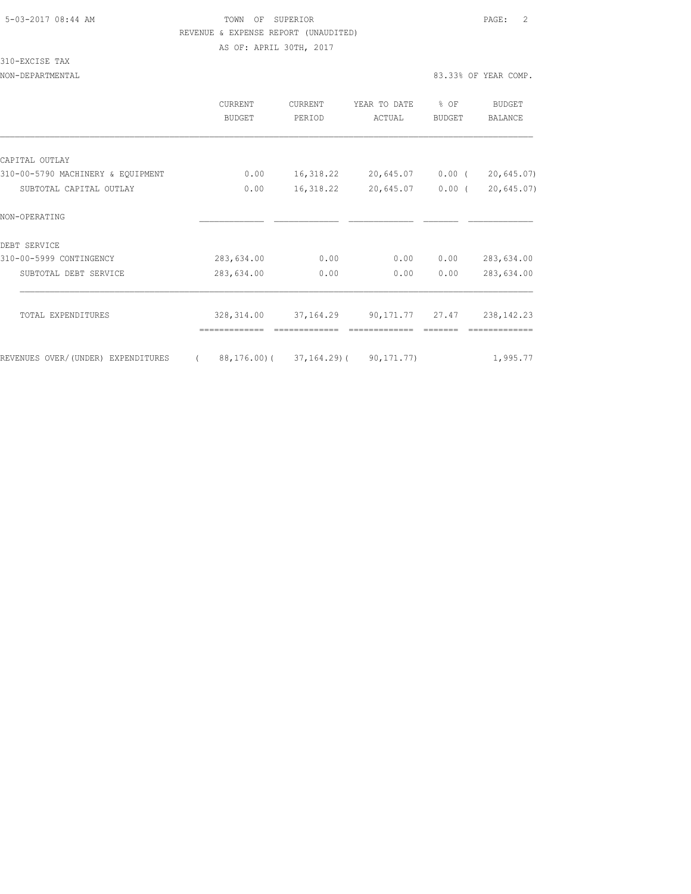5-03-2017 08:44 AM

TOWN OF SUPERIOR

REVENUE & EXPENSE REPORT (UNAUDITED)

AS OF: APRIL 30TH, 2017

310-EXCISE TAX

NON-DEPARTMENTAL

83.33% OF YEAR COMP.

| | CURRENT BUDGET | CURRENT PERIOD | YEAR TO DATE ACTUAL | % OF BUDGET | BUDGET BALANCE |
|---|---|---|---|---|---|
| CAPITAL OUTLAY | | | | | |
| 310-00-5790 MACHINERY & EQUIPMENT | 0.00 | 16,318.22 | 20,645.07 | 0.00 | ( 20,645.07) |
| SUBTOTAL CAPITAL OUTLAY | 0.00 | 16,318.22 | 20,645.07 | 0.00 | ( 20,645.07) |
| NON-OPERATING | | | | | |
| DEBT SERVICE | | | | | |
| 310-00-5999 CONTINGENCY | 283,634.00 | 0.00 | 0.00 | 0.00 | 283,634.00 |
| SUBTOTAL DEBT SERVICE | 283,634.00 | 0.00 | 0.00 | 0.00 | 283,634.00 |
| TOTAL EXPENDITURES | 328,314.00 | 37,164.29 | 90,171.77 | 27.47 | 238,142.23 |
| REVENUES OVER/(UNDER) EXPENDITURES | ( 88,176.00) | ( 37,164.29) | ( 90,171.77) | | 1,995.77 |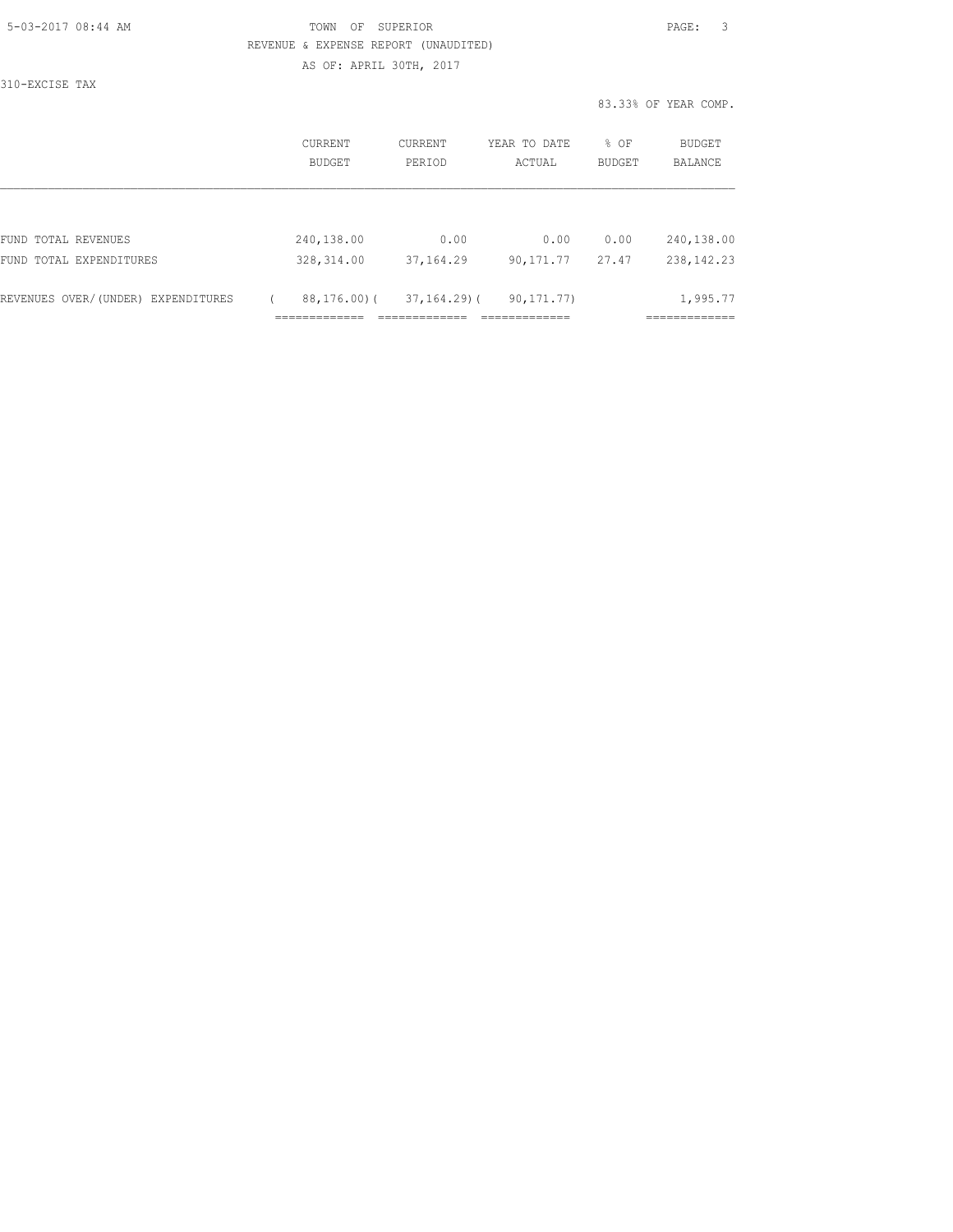TOWN OF SUPERIOR
REVENUE & EXPENSE REPORT (UNAUDITED)
AS OF: APRIL 30TH, 2017

310-EXCISE TAX

83.33% OF YEAR COMP.

| | CURRENT BUDGET | CURRENT PERIOD | YEAR TO DATE ACTUAL | % OF BUDGET | BUDGET BALANCE |
|---|---|---|---|---|---|
| FUND TOTAL REVENUES | 240,138.00 | 0.00 | 0.00 | 0.00 | 240,138.00 |
| FUND TOTAL EXPENDITURES | 328,314.00 | 37,164.29 | 90,171.77 | 27.47 | 238,142.23 |
| REVENUES OVER/(UNDER) EXPENDITURES | ( 88,176.00) | ( 37,164.29) | ( 90,171.77) | | 1,995.77 |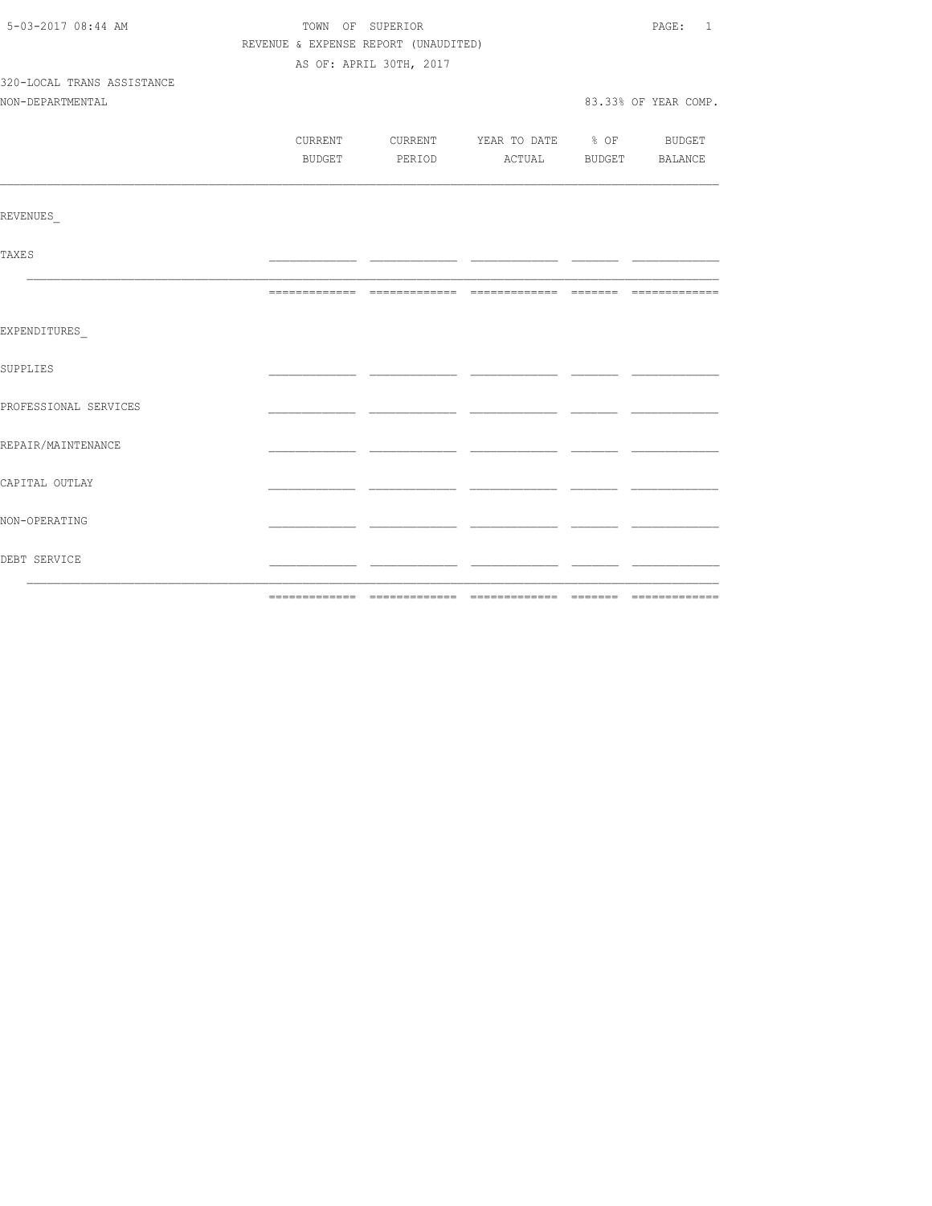TOWN OF SUPERIOR

REVENUE & EXPENSE REPORT (UNAUDITED)

AS OF: APRIL 30TH, 2017

320-LOCAL TRANS ASSISTANCE

NON-DEPARTMENTAL

83.33% OF YEAR COMP.

| | CURRENT BUDGET | CURRENT PERIOD | YEAR TO DATE ACTUAL | % OF BUDGET | BUDGET BALANCE |
|---|---|---|---|---|---|
| REVENUES_ | | | | | |
| TAXES | | | | | |
| | | | | | |
| EXPENDITURES_ | | | | | |
| SUPPLIES | | | | | |
| PROFESSIONAL SERVICES | | | | | |
| REPAIR/MAINTENANCE | | | | | |
| CAPITAL OUTLAY | | | | | |
| NON-OPERATING | | | | | |
| DEBT SERVICE | | | | | |
| | | | | | |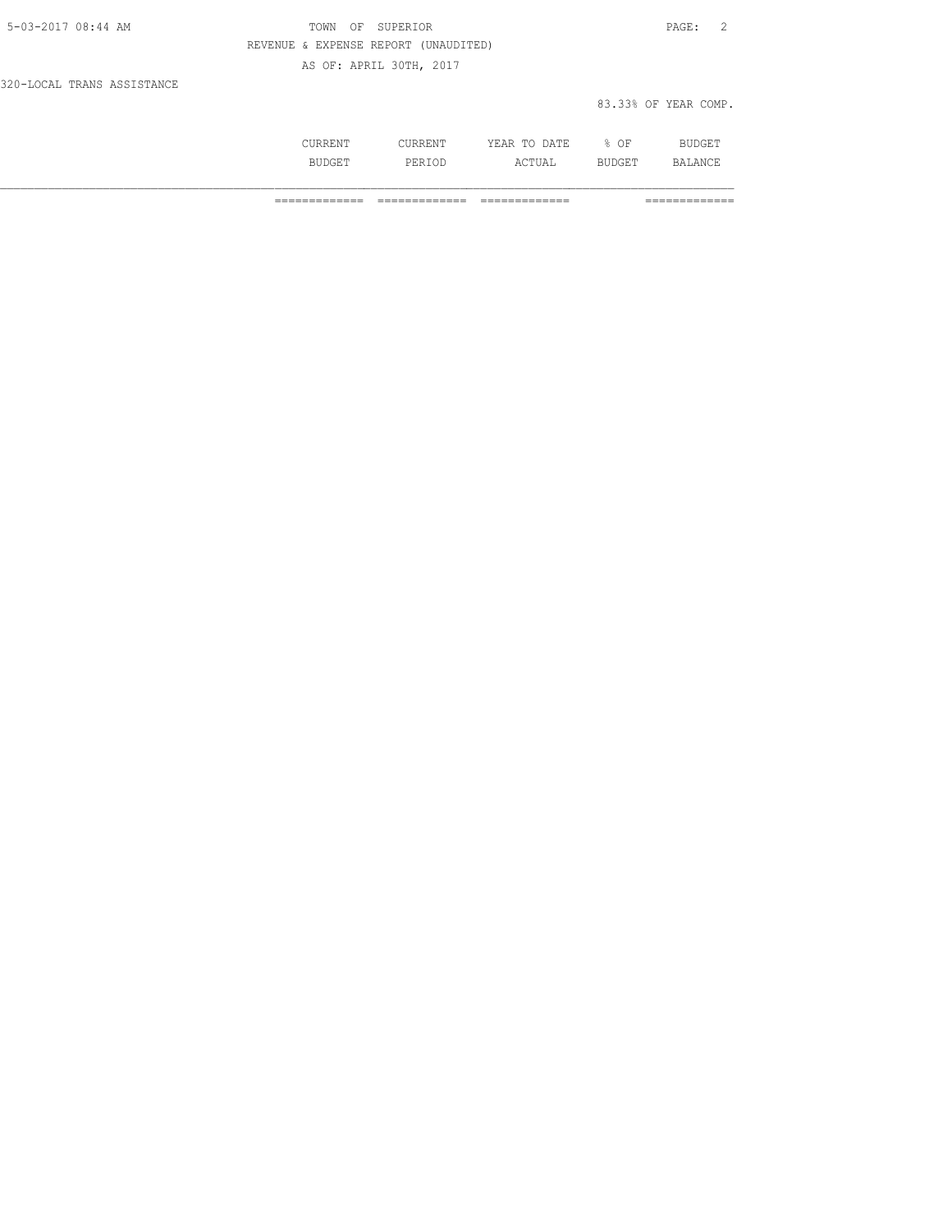320-LOCAL TRANS ASSISTANCE

83.33% OF YEAR COMP.

| | CURRENT BUDGET | CURRENT PERIOD | YEAR TO DATE ACTUAL | % OF BUDGET | BUDGET BALANCE |
|---|---|---|---|---|---|
| | ============= | ============= | ============= | | ============= |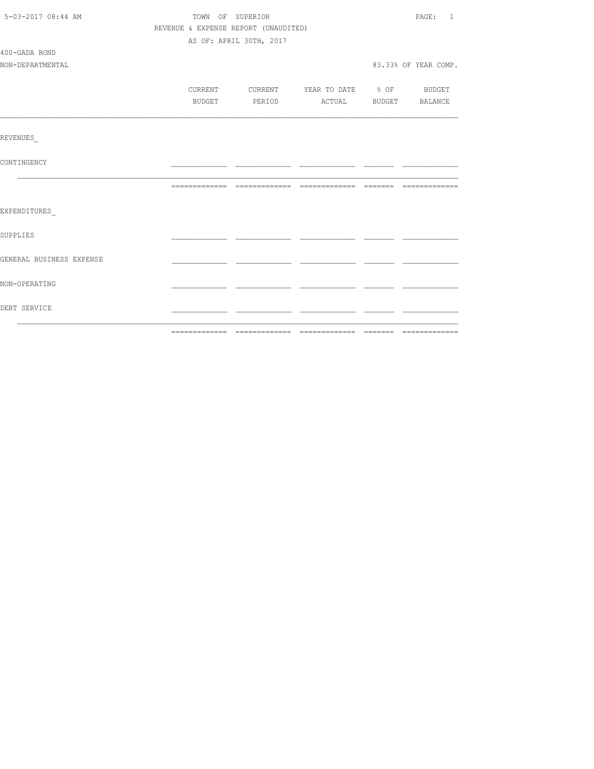TOWN OF SUPERIOR

REVENUE & EXPENSE REPORT (UNAUDITED)

AS OF: APRIL 30TH, 2017

400-GADA BOND

NON-DEPARTMENTAL

83.33% OF YEAR COMP.

| | CURRENT BUDGET | CURRENT PERIOD | YEAR TO DATE ACTUAL | % OF BUDGET | BUDGET BALANCE |
|---|---|---|---|---|---|
| REVENUES_ | | | | | |
| CONTINGENCY | | | | | |
| | | | | | |
| EXPENDITURES_ | | | | | |
| SUPPLIES | | | | | |
| GENERAL BUSINESS EXPENSE | | | | | |
| NON-OPERATING | | | | | |
| DEBT SERVICE | | | | | |
| | | | | | |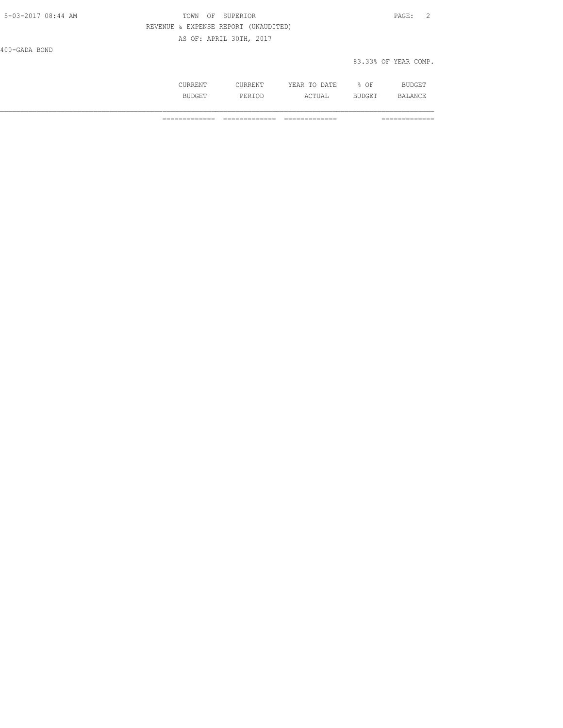TOWN OF SUPERIOR

REVENUE & EXPENSE REPORT (UNAUDITED)

AS OF: APRIL 30TH, 2017

400-GADA BOND

83.33% OF YEAR COMP.

| | CURRENT BUDGET | CURRENT PERIOD | YEAR TO DATE ACTUAL | % OF BUDGET | BUDGET BALANCE |
|---|---|---|---|---|---|
| | ============= | ============= | ============= | | ============= |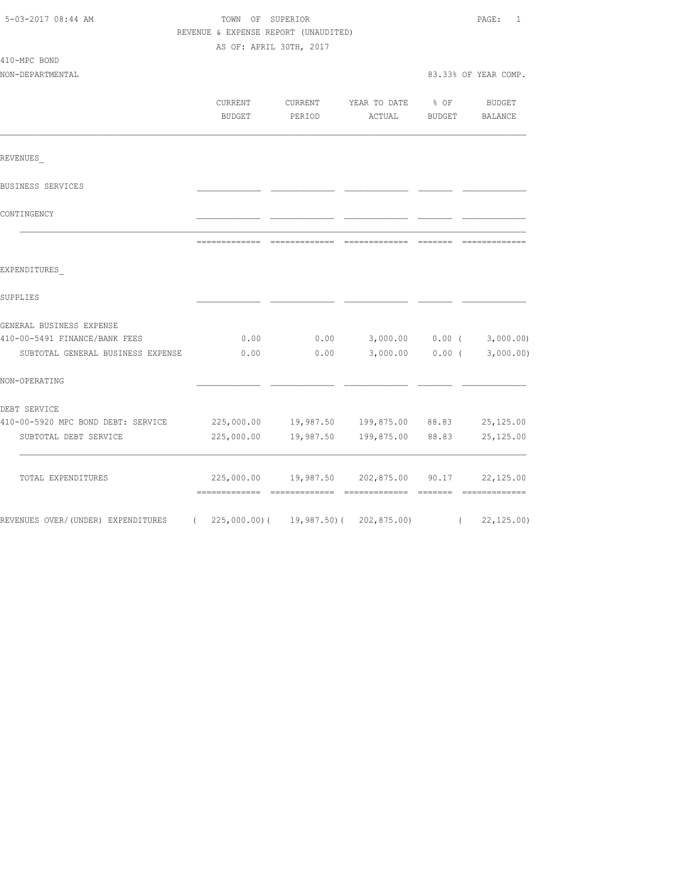TOWN OF SUPERIOR
REVENUE & EXPENSE REPORT (UNAUDITED)
AS OF: APRIL 30TH, 2017

410-MPC BOND
NON-DEPARTMENTAL

83.33% OF YEAR COMP.

| | CURRENT BUDGET | CURRENT PERIOD | YEAR TO DATE ACTUAL | % OF BUDGET | BUDGET BALANCE |
|---|---|---|---|---|---|
| REVENUES_ | | | | | |
| BUSINESS SERVICES | | | | | |
| CONTINGENCY | | | | | |
| EXPENDITURES_ | | | | | |
| SUPPLIES | | | | | |
| GENERAL BUSINESS EXPENSE | | | | | |
| 410-00-5491 FINANCE/BANK FEES | 0.00 | 0.00 | 3,000.00 | 0.00 | ( 3,000.00) |
| SUBTOTAL GENERAL BUSINESS EXPENSE | 0.00 | 0.00 | 3,000.00 | 0.00 | ( 3,000.00) |
| NON-OPERATING | | | | | |
| DEBT SERVICE | | | | | |
| 410-00-5920 MPC BOND DEBT: SERVICE | 225,000.00 | 19,987.50 | 199,875.00 | 88.83 | 25,125.00 |
| SUBTOTAL DEBT SERVICE | 225,000.00 | 19,987.50 | 199,875.00 | 88.83 | 25,125.00 |
| TOTAL EXPENDITURES | 225,000.00 | 19,987.50 | 202,875.00 | 90.17 | 22,125.00 |
| REVENUES OVER/(UNDER) EXPENDITURES | ( 225,000.00) | ( 19,987.50) | ( 202,875.00) | | ( 22,125.00) |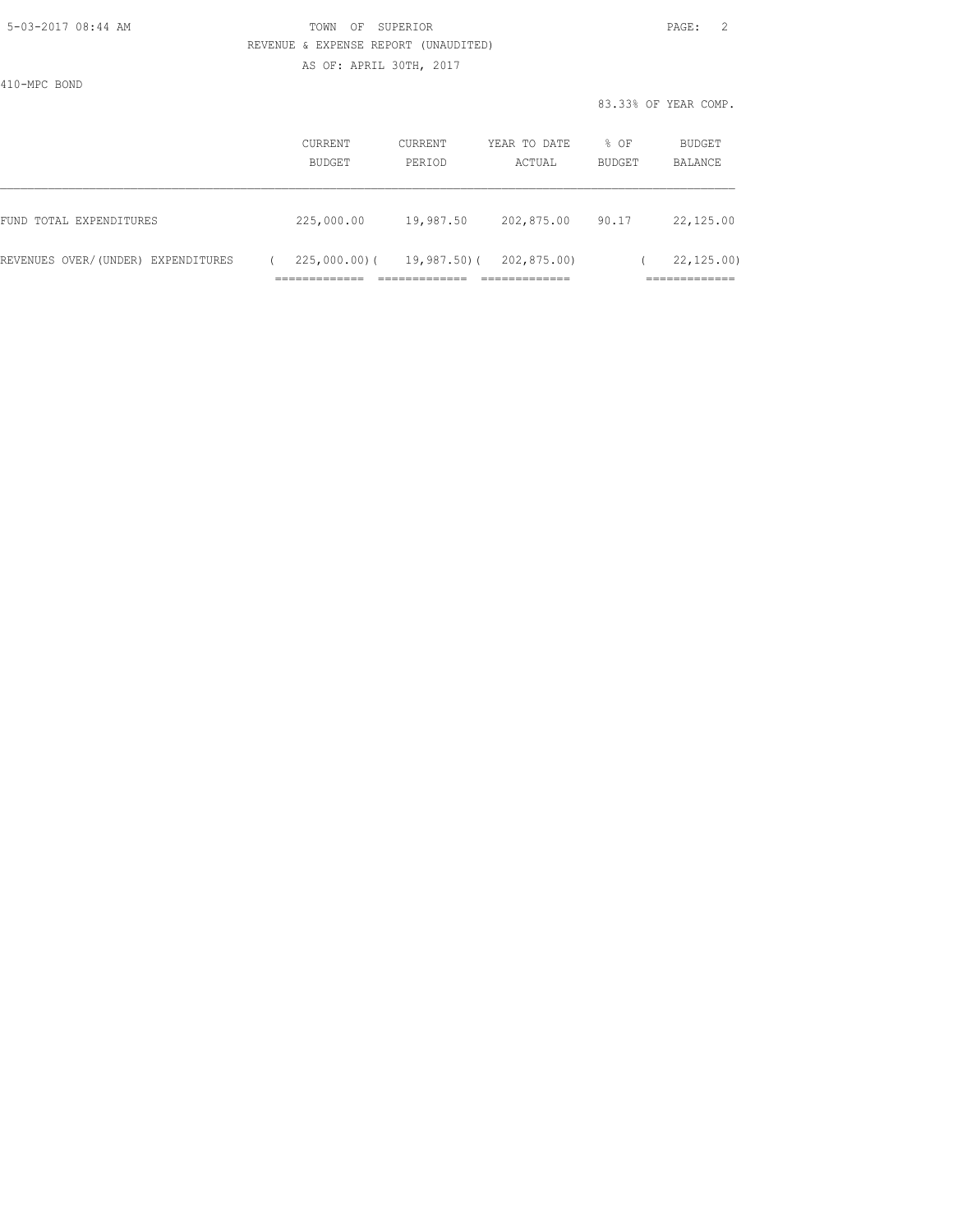TOWN OF SUPERIOR

REVENUE & EXPENSE REPORT (UNAUDITED)

AS OF: APRIL 30TH, 2017

410-MPC BOND

83.33% OF YEAR COMP.

| | CURRENT BUDGET | CURRENT PERIOD | YEAR TO DATE ACTUAL | % OF BUDGET | BUDGET BALANCE |
|---|---|---|---|---|---|
| FUND TOTAL EXPENDITURES | 225,000.00 | 19,987.50 | 202,875.00 | 90.17 | 22,125.00 |
| REVENUES OVER/(UNDER) EXPENDITURES | ( 225,000.00) | ( 19,987.50) | ( 202,875.00) | | ( 22,125.00) |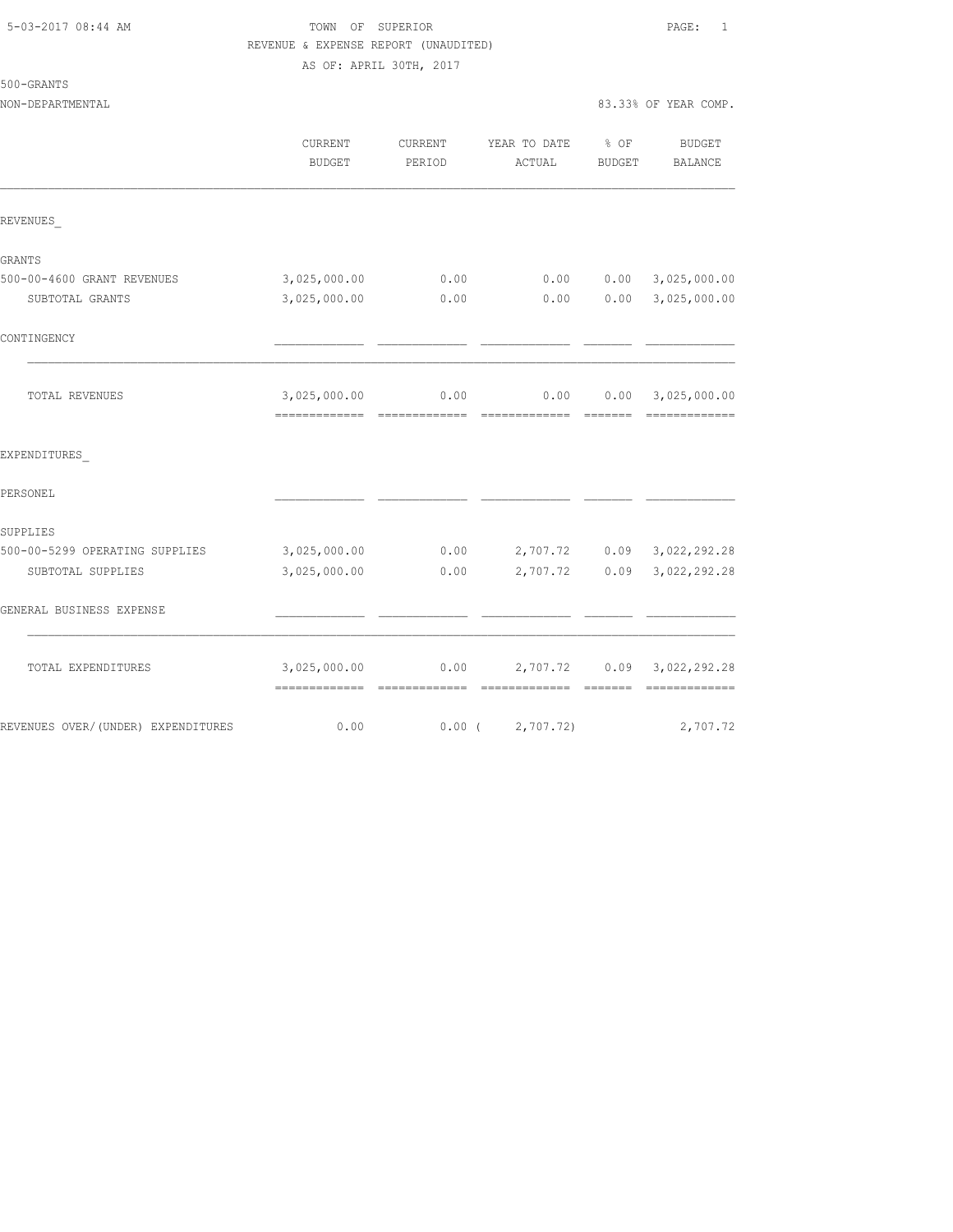5-03-2017 08:44 AM

TOWN OF SUPERIOR

REVENUE & EXPENSE REPORT (UNAUDITED)

AS OF: APRIL 30TH, 2017

500-GRANTS

NON-DEPARTMENTAL — 83.33% OF YEAR COMP.

| | CURRENT BUDGET | CURRENT PERIOD | YEAR TO DATE ACTUAL | % OF BUDGET | BUDGET BALANCE |
|---|---|---|---|---|---|
| REVENUES_ | | | | | |
| GRANTS | | | | | |
| 500-00-4600 GRANT REVENUES | 3,025,000.00 | 0.00 | 0.00 | 0.00 | 3,025,000.00 |
| SUBTOTAL GRANTS | 3,025,000.00 | 0.00 | 0.00 | 0.00 | 3,025,000.00 |
| CONTINGENCY | | | | | |
| TOTAL REVENUES | 3,025,000.00 | 0.00 | 0.00 | 0.00 | 3,025,000.00 |
| EXPENDITURES_ | | | | | |
| PERSONEL | | | | | |
| SUPPLIES | | | | | |
| 500-00-5299 OPERATING SUPPLIES | 3,025,000.00 | 0.00 | 2,707.72 | 0.09 | 3,022,292.28 |
| SUBTOTAL SUPPLIES | 3,025,000.00 | 0.00 | 2,707.72 | 0.09 | 3,022,292.28 |
| GENERAL BUSINESS EXPENSE | | | | | |
| TOTAL EXPENDITURES | 3,025,000.00 | 0.00 | 2,707.72 | 0.09 | 3,022,292.28 |
| REVENUES OVER/(UNDER) EXPENDITURES | 0.00 | 0.00 | ( 2,707.72) | | 2,707.72 |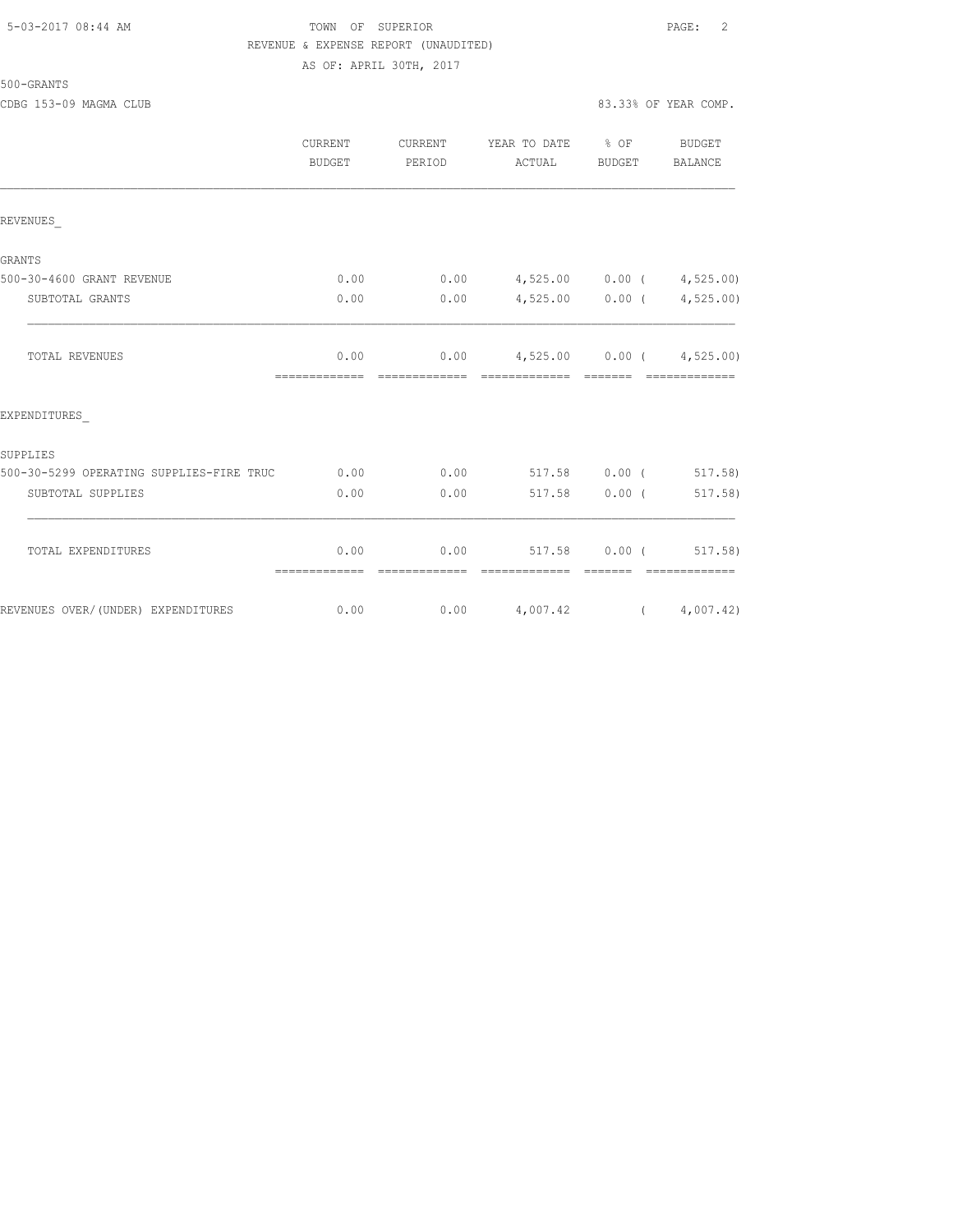TOWN OF SUPERIOR
REVENUE & EXPENSE REPORT (UNAUDITED)
AS OF: APRIL 30TH, 2017

500-GRANTS

CDBG 153-09 MAGMA CLUB — 83.33% OF YEAR COMP.

| | CURRENT BUDGET | CURRENT PERIOD | YEAR TO DATE ACTUAL | % OF BUDGET | BUDGET BALANCE |
|---|---|---|---|---|---|
| REVENUES_ | | | | | |
| GRANTS | | | | | |
| 500-30-4600 GRANT REVENUE | 0.00 | 0.00 | 4,525.00 | 0.00 | ( 4,525.00) |
| SUBTOTAL GRANTS | 0.00 | 0.00 | 4,525.00 | 0.00 | ( 4,525.00) |
| TOTAL REVENUES | 0.00 | 0.00 | 4,525.00 | 0.00 | ( 4,525.00) |
| EXPENDITURES_ | | | | | |
| SUPPLIES | | | | | |
| 500-30-5299 OPERATING SUPPLIES-FIRE TRUC | 0.00 | 0.00 | 517.58 | 0.00 | ( 517.58) |
| SUBTOTAL SUPPLIES | 0.00 | 0.00 | 517.58 | 0.00 | ( 517.58) |
| TOTAL EXPENDITURES | 0.00 | 0.00 | 517.58 | 0.00 | ( 517.58) |
| REVENUES OVER/(UNDER) EXPENDITURES | 0.00 | 0.00 | 4,007.42 | | ( 4,007.42) |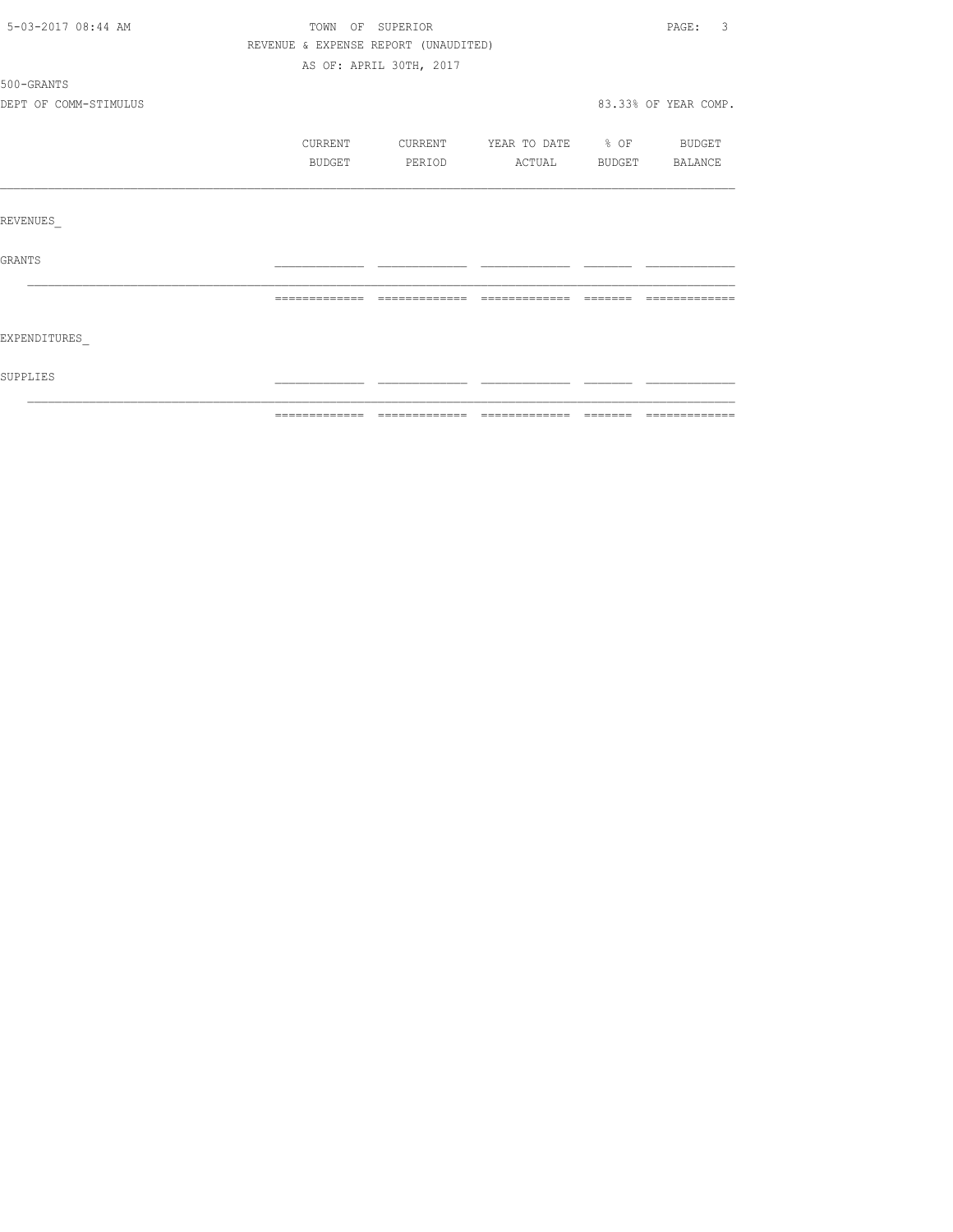TOWN OF SUPERIOR

REVENUE & EXPENSE REPORT (UNAUDITED)

AS OF: APRIL 30TH, 2017

500-GRANTS

DEPT OF COMM-STIMULUS

83.33% OF YEAR COMP.

| | CURRENT BUDGET | CURRENT PERIOD | YEAR TO DATE ACTUAL | % OF BUDGET | BUDGET BALANCE |
|---|---|---|---|---|---|
| REVENUES_ | | | | | |
| GRANTS | | | | | |
| EXPENDITURES_ | | | | | |
| SUPPLIES | | | | | |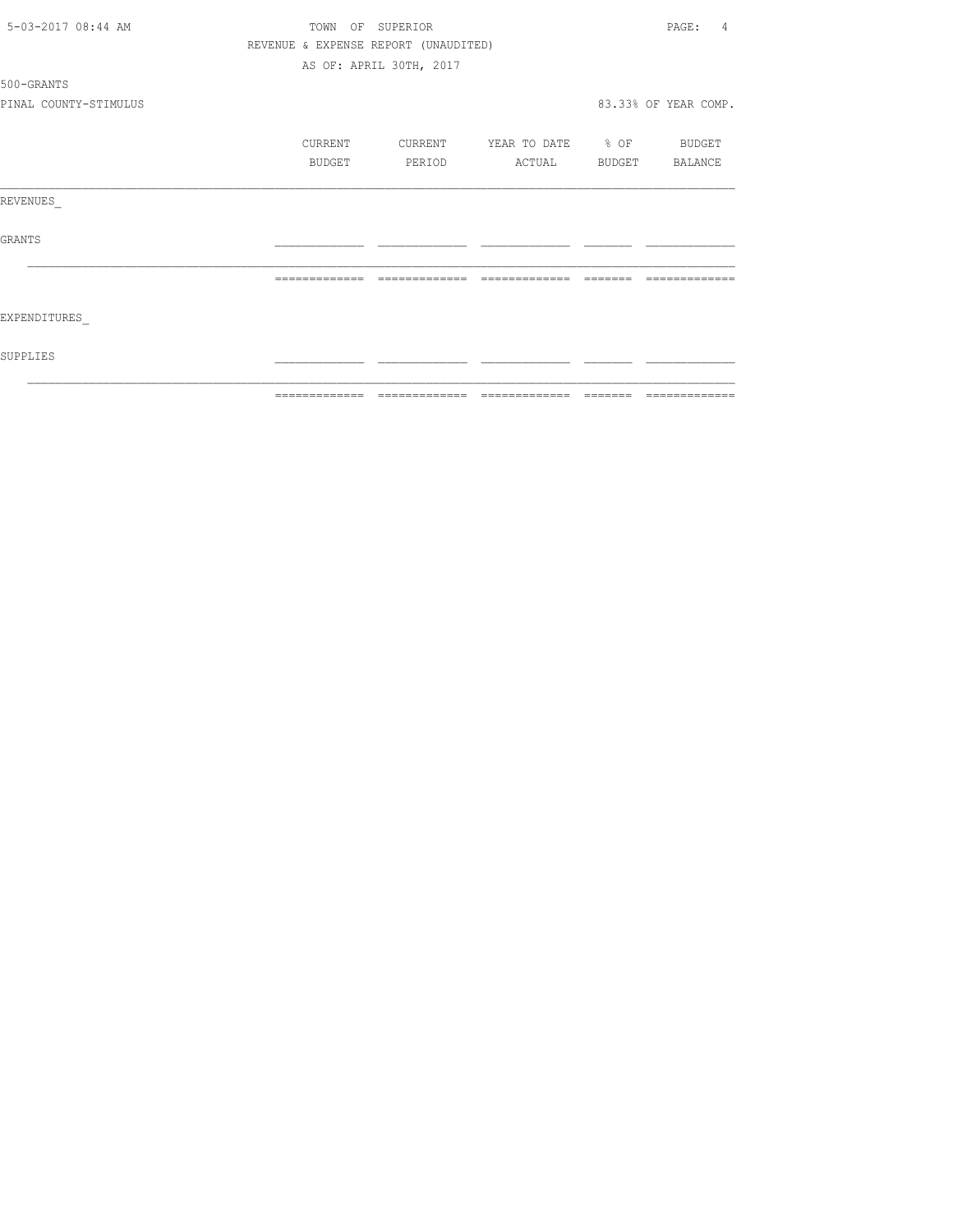TOWN OF SUPERIOR

REVENUE & EXPENSE REPORT (UNAUDITED)

AS OF: APRIL 30TH, 2017

500-GRANTS

PINAL COUNTY-STIMULUS

83.33% OF YEAR COMP.

| | CURRENT BUDGET | CURRENT PERIOD | YEAR TO DATE ACTUAL | % OF BUDGET | BUDGET BALANCE |
|---|---|---|---|---|---|
| REVENUES_ | | | | | |
| GRANTS | | | | | |
| EXPENDITURES_ | | | | | |
| SUPPLIES | | | | | |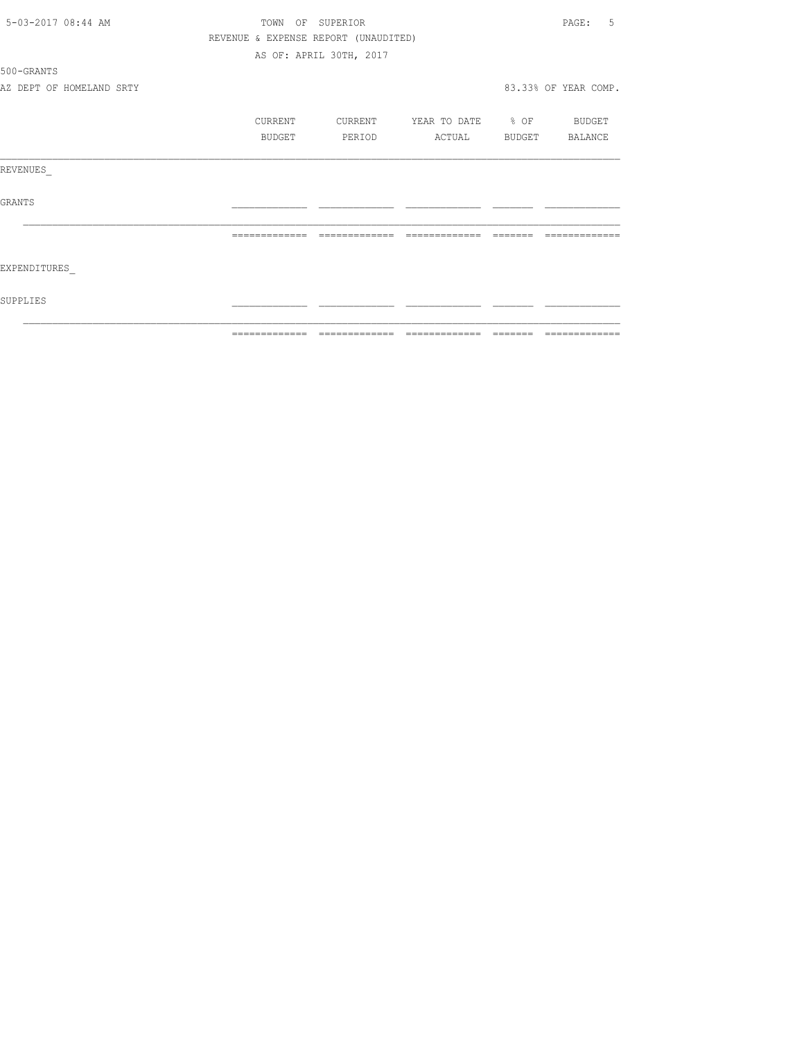TOWN OF SUPERIOR

REVENUE & EXPENSE REPORT (UNAUDITED)

AS OF: APRIL 30TH, 2017

500-GRANTS

AZ DEPT OF HOMELAND SRTY

83.33% OF YEAR COMP.

| | CURRENT BUDGET | CURRENT PERIOD | YEAR TO DATE ACTUAL | % OF BUDGET | BUDGET BALANCE |
|---|---|---|---|---|---|
| REVENUES_ | | | | | |
| GRANTS | | | | | |
| | | | | | |
| EXPENDITURES_ | | | | | |
| SUPPLIES | | | | | |
| | | | | | |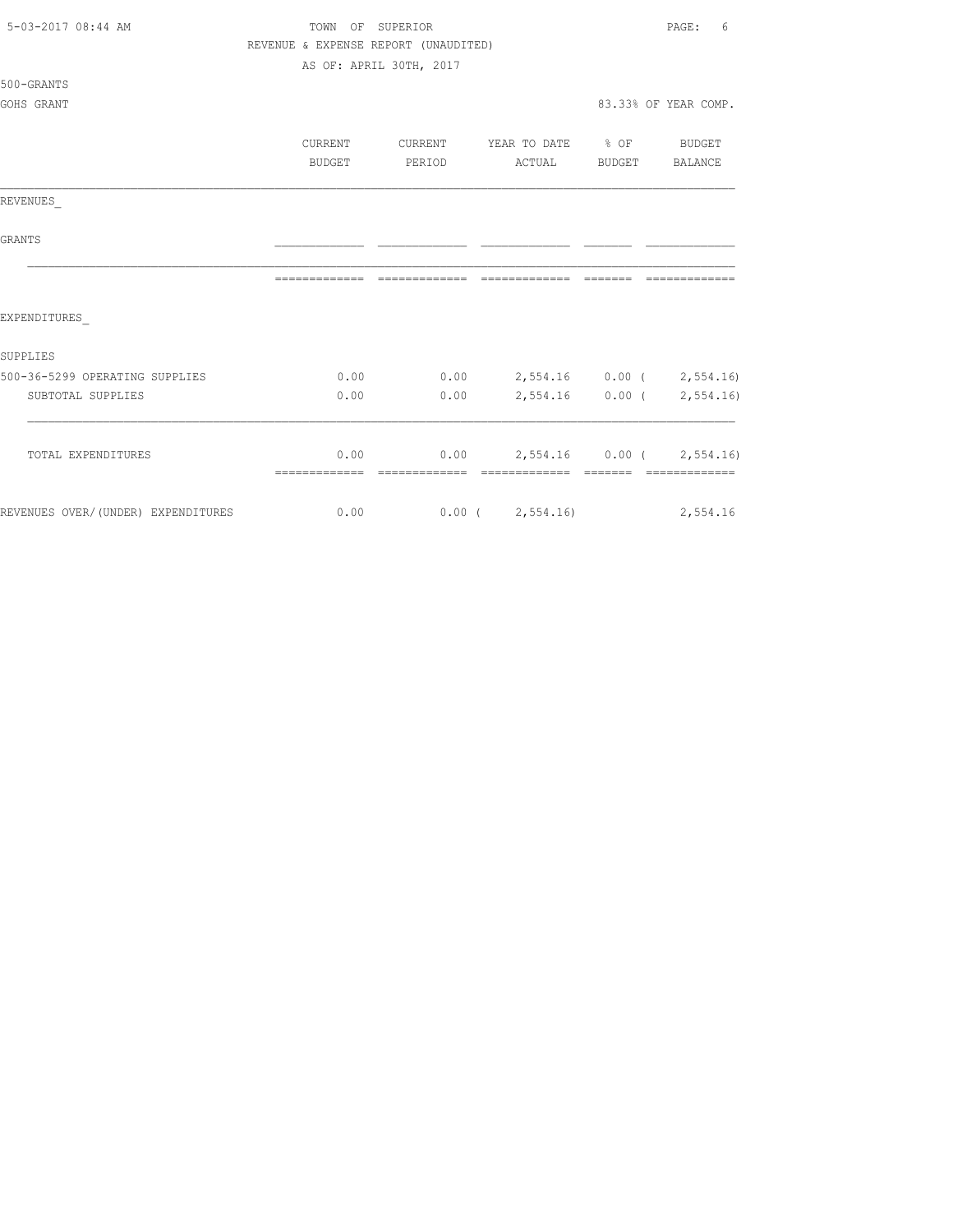TOWN OF SUPERIOR
REVENUE & EXPENSE REPORT (UNAUDITED)
AS OF: APRIL 30TH, 2017

500-GRANTS

GOHS GRANT — 83.33% OF YEAR COMP.

| | CURRENT BUDGET | CURRENT PERIOD | YEAR TO DATE ACTUAL | % OF BUDGET | BUDGET BALANCE |
|---|---|---|---|---|---|
| REVENUES_ | | | | | |
| GRANTS | | | | | |
| EXPENDITURES_ | | | | | |
| SUPPLIES | | | | | |
| 500-36-5299 OPERATING SUPPLIES | 0.00 | 0.00 | 2,554.16 | 0.00 | ( 2,554.16) |
| SUBTOTAL SUPPLIES | 0.00 | 0.00 | 2,554.16 | 0.00 | ( 2,554.16) |
| TOTAL EXPENDITURES | 0.00 | 0.00 | 2,554.16 | 0.00 | ( 2,554.16) |
| REVENUES OVER/(UNDER) EXPENDITURES | 0.00 | 0.00 | ( 2,554.16) | | 2,554.16 |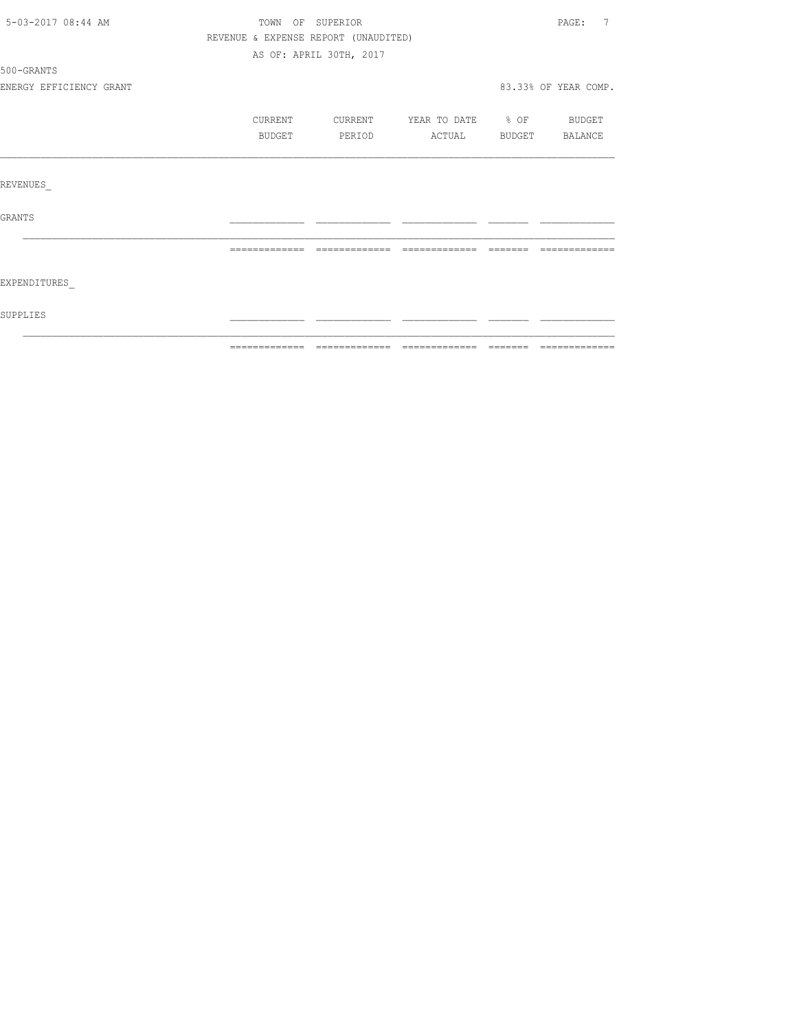TOWN OF SUPERIOR

REVENUE & EXPENSE REPORT (UNAUDITED)

AS OF: APRIL 30TH, 2017

500-GRANTS

ENERGY EFFICIENCY GRANT

83.33% OF YEAR COMP.

| | CURRENT BUDGET | CURRENT PERIOD | YEAR TO DATE ACTUAL | % OF BUDGET | BUDGET BALANCE |
|---|---|---|---|---|---|
| REVENUES_ | | | | | |
| GRANTS | | | | | |
| EXPENDITURES_ | | | | | |
| SUPPLIES | | | | | |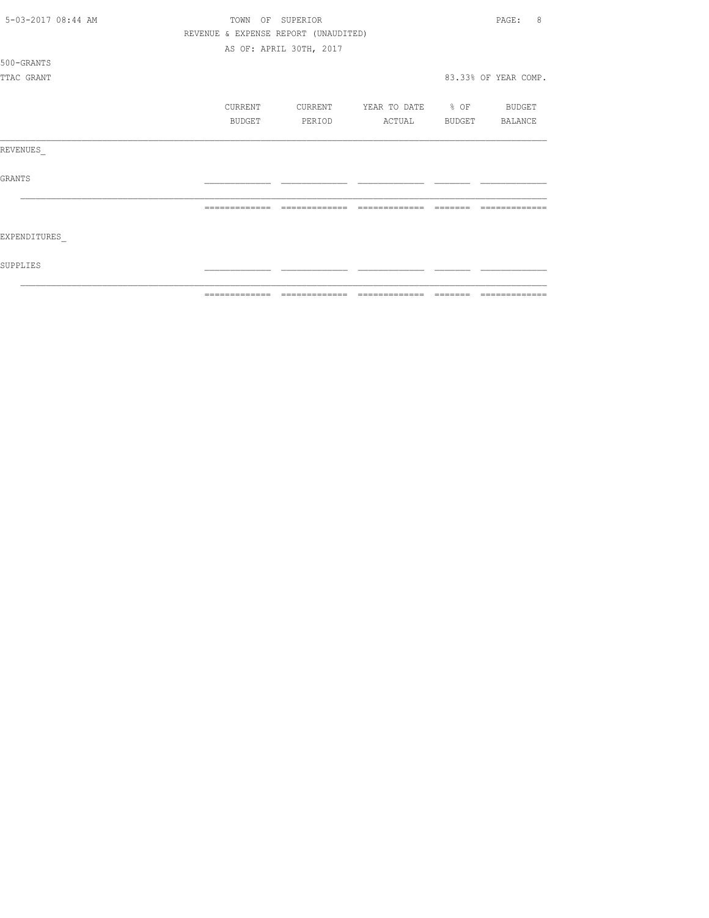TOWN OF SUPERIOR

REVENUE & EXPENSE REPORT (UNAUDITED)

AS OF: APRIL 30TH, 2017

500-GRANTS

TTAC GRANT

83.33% OF YEAR COMP.

| | CURRENT BUDGET | CURRENT PERIOD | YEAR TO DATE ACTUAL | % OF BUDGET | BUDGET BALANCE |
|---|---|---|---|---|---|
| REVENUES_ | | | | | |
| GRANTS | | | | | |
| EXPENDITURES_ | | | | | |
| SUPPLIES | | | | | |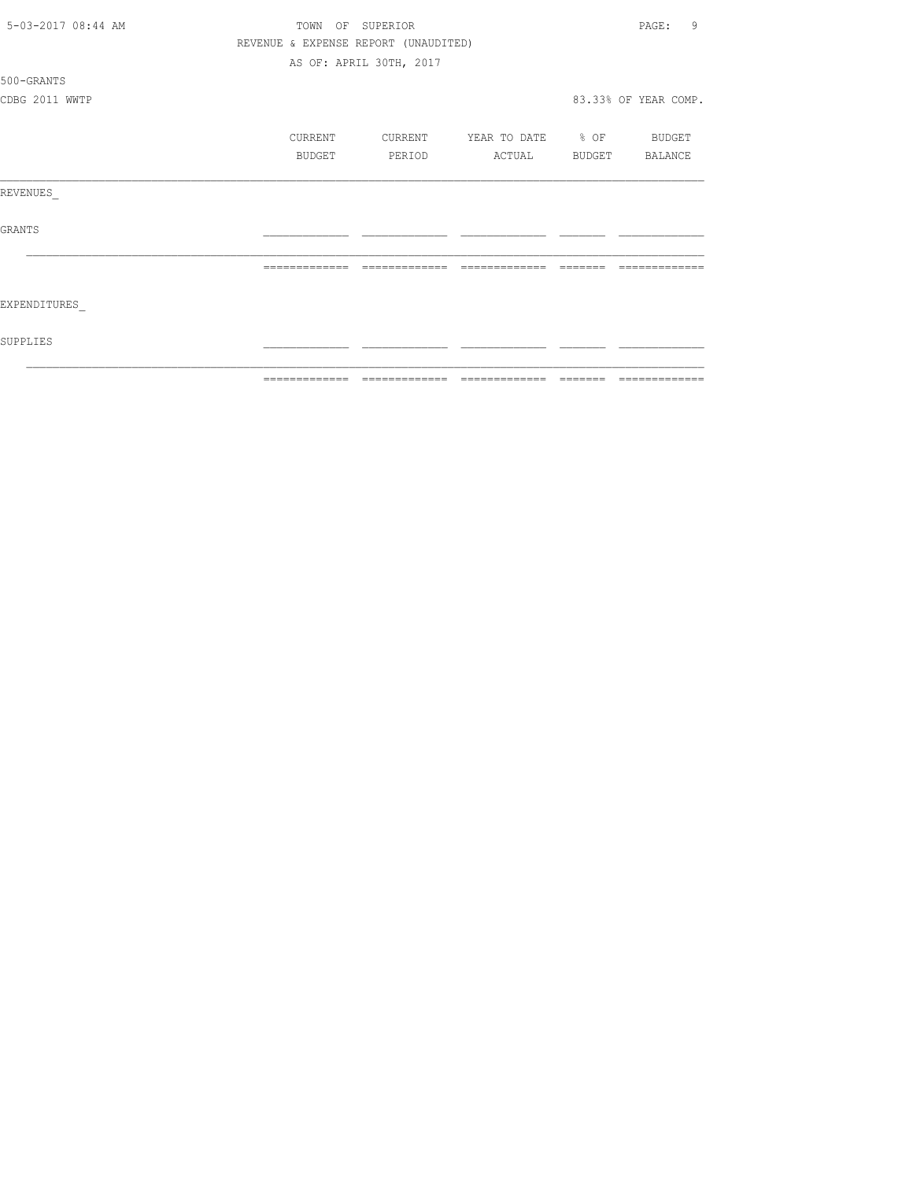TOWN OF SUPERIOR
REVENUE & EXPENSE REPORT (UNAUDITED)
AS OF: APRIL 30TH, 2017

500-GRANTS

CDBG 2011 WWTP

83.33% OF YEAR COMP.

| | CURRENT BUDGET | CURRENT PERIOD | YEAR TO DATE ACTUAL | % OF BUDGET | BUDGET BALANCE |
|---|---|---|---|---|---|
| REVENUES_ | | | | | |
| GRANTS | | | | | |
| | | | | | |
| EXPENDITURES_ | | | | | |
| SUPPLIES | | | | | |
| | | | | | |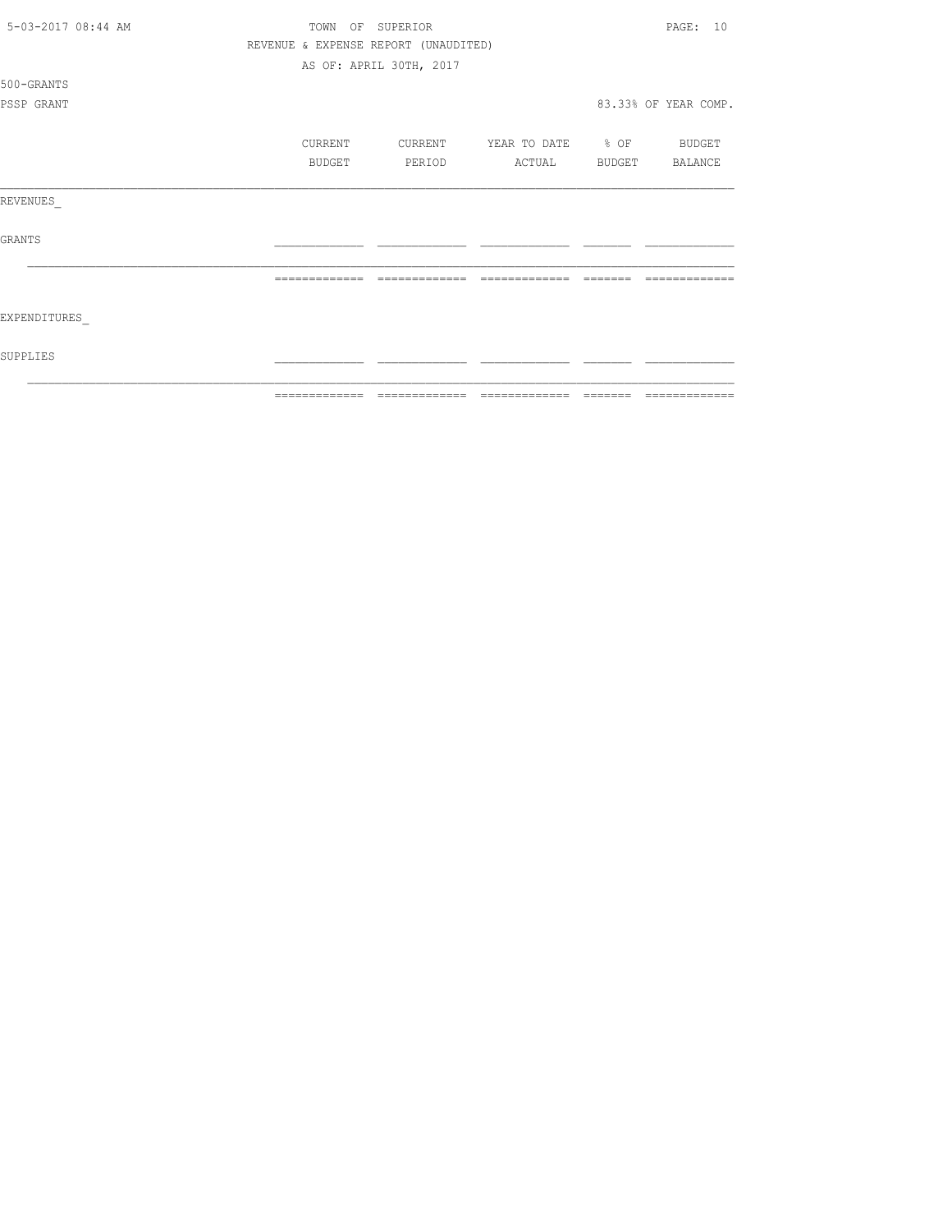TOWN OF SUPERIOR

REVENUE & EXPENSE REPORT (UNAUDITED)

AS OF: APRIL 30TH, 2017

500-GRANTS

PSSP GRANT

83.33% OF YEAR COMP.

|  | CURRENT BUDGET | CURRENT PERIOD | YEAR TO DATE ACTUAL | % OF BUDGET | BUDGET BALANCE |
|---|---|---|---|---|---|
| REVENUES_ |  |  |  |  |  |
| GRANTS |  |  |  |  |  |
|  |  |  |  |  |  |
| EXPENDITURES_ |  |  |  |  |  |
| SUPPLIES |  |  |  |  |  |
|  |  |  |  |  |  |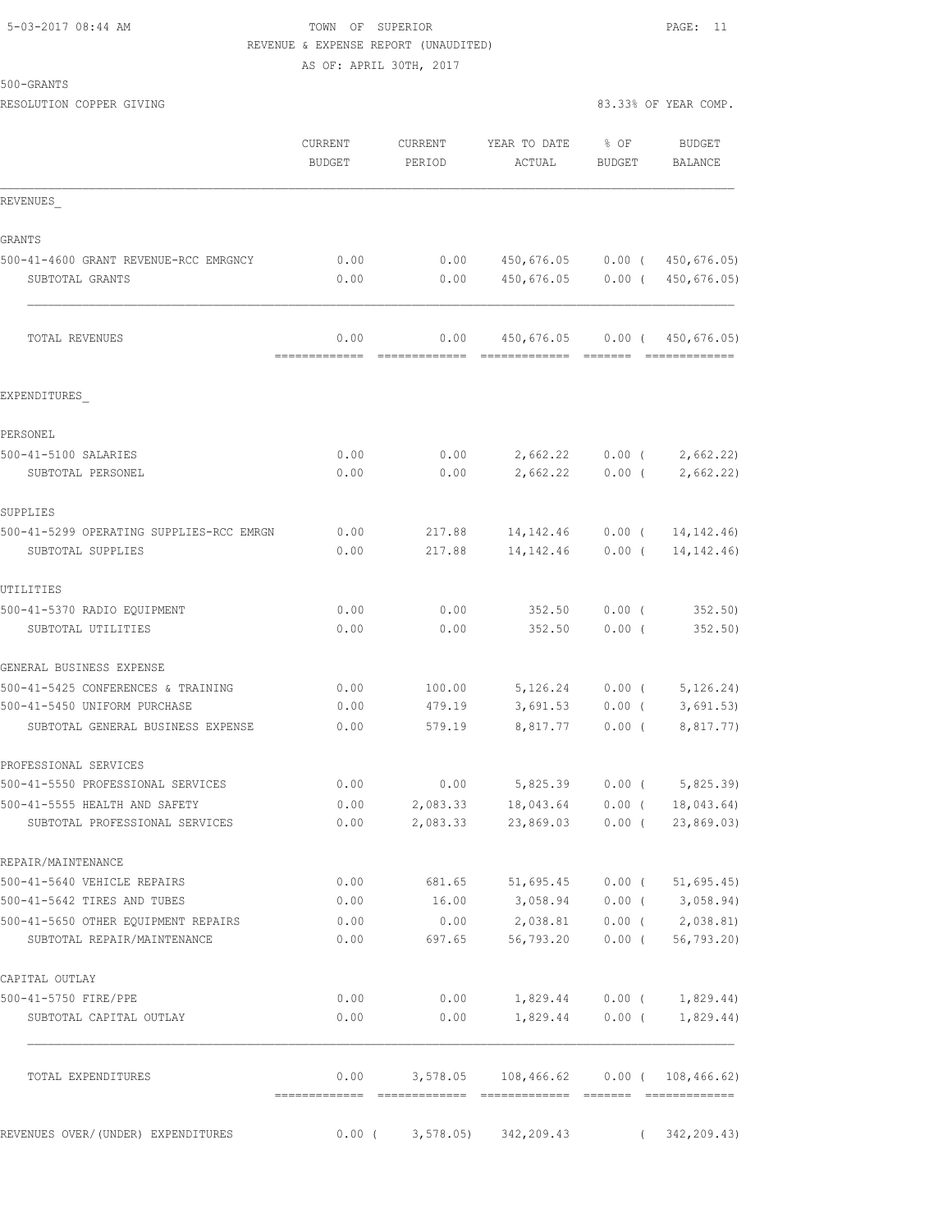5-03-2017 08:44 AM

TOWN OF SUPERIOR
REVENUE & EXPENSE REPORT (UNAUDITED)
AS OF: APRIL 30TH, 2017

500-GRANTS
RESOLUTION COPPER GIVING

83.33% OF YEAR COMP.

| | CURRENT BUDGET | CURRENT PERIOD | YEAR TO DATE ACTUAL | % OF BUDGET | BUDGET BALANCE |
|---|---|---|---|---|---|
| REVENUES_ | | | | | |
| GRANTS | | | | | |
| 500-41-4600 GRANT REVENUE-RCC EMRGNCY | 0.00 | 0.00 | 450,676.05 | 0.00 ( | 450,676.05) |
| SUBTOTAL GRANTS | 0.00 | 0.00 | 450,676.05 | 0.00 ( | 450,676.05) |
| TOTAL REVENUES | 0.00 | 0.00 | 450,676.05 | 0.00 ( | 450,676.05) |
| EXPENDITURES_ | | | | | |
| PERSONEL | | | | | |
| 500-41-5100 SALARIES | 0.00 | 0.00 | 2,662.22 | 0.00 ( | 2,662.22) |
| SUBTOTAL PERSONEL | 0.00 | 0.00 | 2,662.22 | 0.00 ( | 2,662.22) |
| SUPPLIES | | | | | |
| 500-41-5299 OPERATING SUPPLIES-RCC EMRGN | 0.00 | 217.88 | 14,142.46 | 0.00 ( | 14,142.46) |
| SUBTOTAL SUPPLIES | 0.00 | 217.88 | 14,142.46 | 0.00 ( | 14,142.46) |
| UTILITIES | | | | | |
| 500-41-5370 RADIO EQUIPMENT | 0.00 | 0.00 | 352.50 | 0.00 ( | 352.50) |
| SUBTOTAL UTILITIES | 0.00 | 0.00 | 352.50 | 0.00 ( | 352.50) |
| GENERAL BUSINESS EXPENSE | | | | | |
| 500-41-5425 CONFERENCES & TRAINING | 0.00 | 100.00 | 5,126.24 | 0.00 ( | 5,126.24) |
| 500-41-5450 UNIFORM PURCHASE | 0.00 | 479.19 | 3,691.53 | 0.00 ( | 3,691.53) |
| SUBTOTAL GENERAL BUSINESS EXPENSE | 0.00 | 579.19 | 8,817.77 | 0.00 ( | 8,817.77) |
| PROFESSIONAL SERVICES | | | | | |
| 500-41-5550 PROFESSIONAL SERVICES | 0.00 | 0.00 | 5,825.39 | 0.00 ( | 5,825.39) |
| 500-41-5555 HEALTH AND SAFETY | 0.00 | 2,083.33 | 18,043.64 | 0.00 ( | 18,043.64) |
| SUBTOTAL PROFESSIONAL SERVICES | 0.00 | 2,083.33 | 23,869.03 | 0.00 ( | 23,869.03) |
| REPAIR/MAINTENANCE | | | | | |
| 500-41-5640 VEHICLE REPAIRS | 0.00 | 681.65 | 51,695.45 | 0.00 ( | 51,695.45) |
| 500-41-5642 TIRES AND TUBES | 0.00 | 16.00 | 3,058.94 | 0.00 ( | 3,058.94) |
| 500-41-5650 OTHER EQUIPMENT REPAIRS | 0.00 | 0.00 | 2,038.81 | 0.00 ( | 2,038.81) |
| SUBTOTAL REPAIR/MAINTENANCE | 0.00 | 697.65 | 56,793.20 | 0.00 ( | 56,793.20) |
| CAPITAL OUTLAY | | | | | |
| 500-41-5750 FIRE/PPE | 0.00 | 0.00 | 1,829.44 | 0.00 ( | 1,829.44) |
| SUBTOTAL CAPITAL OUTLAY | 0.00 | 0.00 | 1,829.44 | 0.00 ( | 1,829.44) |
| TOTAL EXPENDITURES | 0.00 | 3,578.05 | 108,466.62 | 0.00 ( | 108,466.62) |
| REVENUES OVER/(UNDER) EXPENDITURES | 0.00 ( | 3,578.05) | 342,209.43 | ( | 342,209.43) |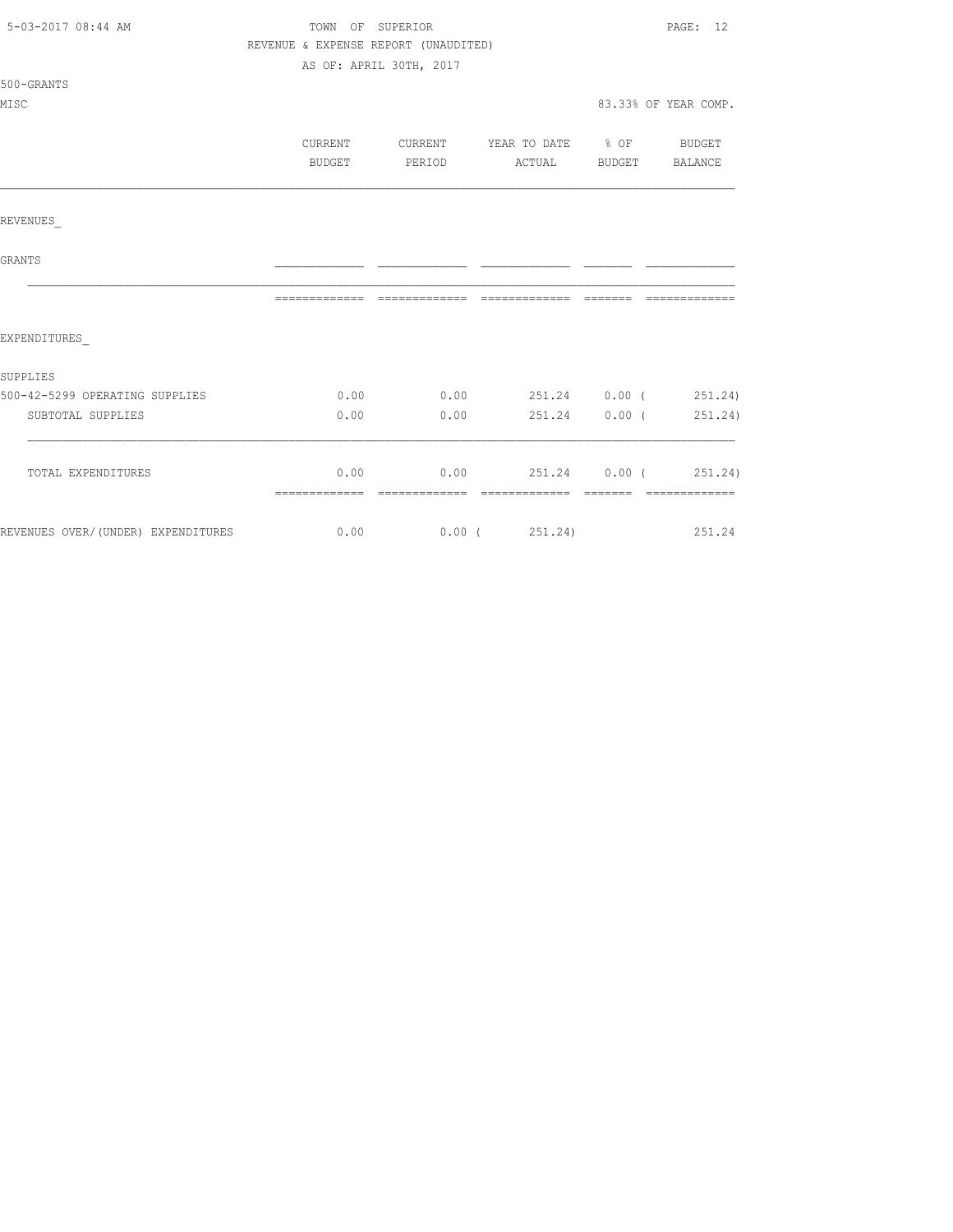TOWN OF SUPERIOR

REVENUE & EXPENSE REPORT (UNAUDITED)

AS OF: APRIL 30TH, 2017

500-GRANTS

MISC

83.33% OF YEAR COMP.

|  | CURRENT BUDGET | CURRENT PERIOD | YEAR TO DATE ACTUAL | % OF BUDGET | BUDGET BALANCE |
|---|---|---|---|---|---|
| REVENUES_ |  |  |  |  |  |
| GRANTS |  |  |  |  |  |
| EXPENDITURES_ |  |  |  |  |  |
| SUPPLIES |  |  |  |  |  |
| 500-42-5299 OPERATING SUPPLIES | 0.00 | 0.00 | 251.24 | 0.00 | ( 251.24) |
| SUBTOTAL SUPPLIES | 0.00 | 0.00 | 251.24 | 0.00 | ( 251.24) |
| TOTAL EXPENDITURES | 0.00 | 0.00 | 251.24 | 0.00 | ( 251.24) |
| REVENUES OVER/(UNDER) EXPENDITURES | 0.00 | 0.00 | ( 251.24) |  | 251.24 |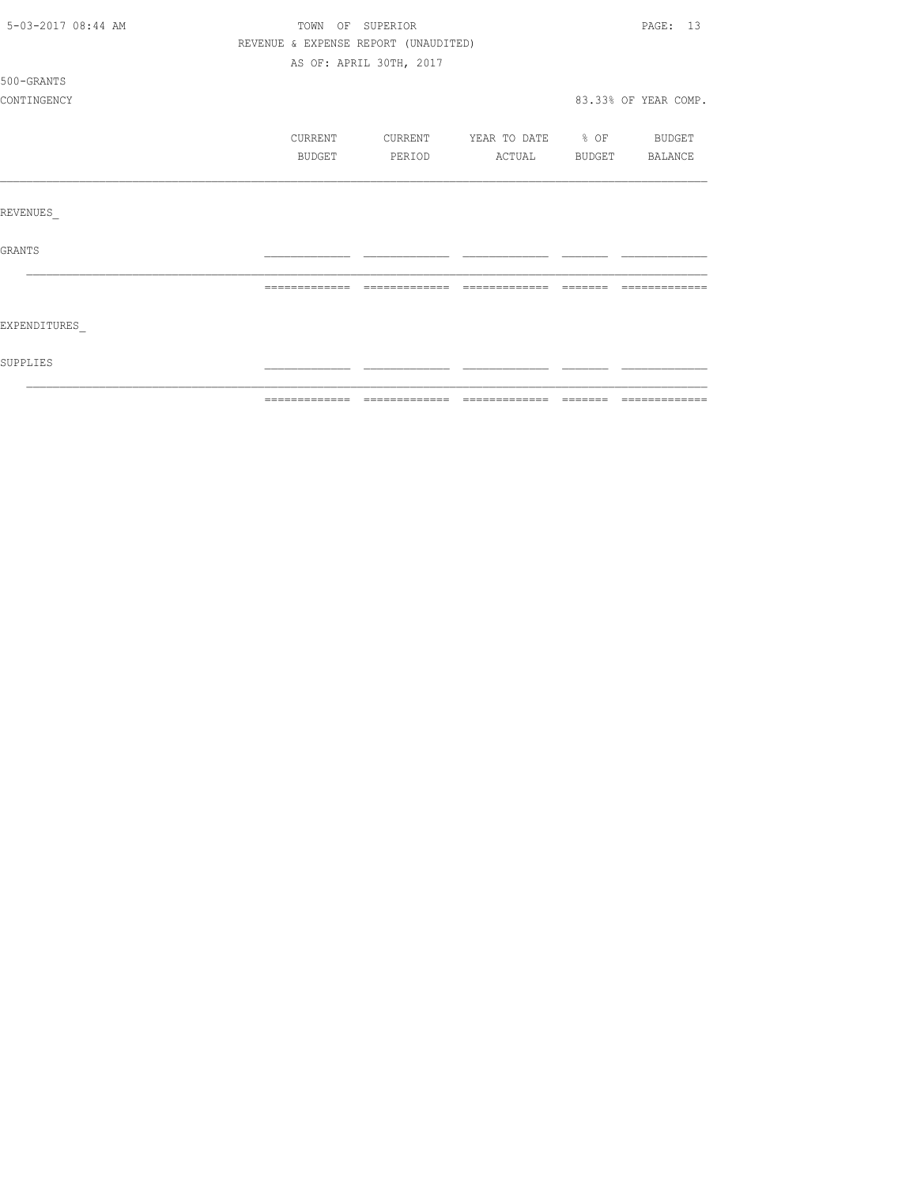TOWN OF SUPERIOR

REVENUE & EXPENSE REPORT (UNAUDITED)

AS OF: APRIL 30TH, 2017

500-GRANTS

CONTINGENCY

83.33% OF YEAR COMP.

| | CURRENT BUDGET | CURRENT PERIOD | YEAR TO DATE ACTUAL | % OF BUDGET | BUDGET BALANCE |
|---|---|---|---|---|---|
| REVENUES_ | | | | | |
| GRANTS | | | | | |
| EXPENDITURES_ | | | | | |
| SUPPLIES | | | | | |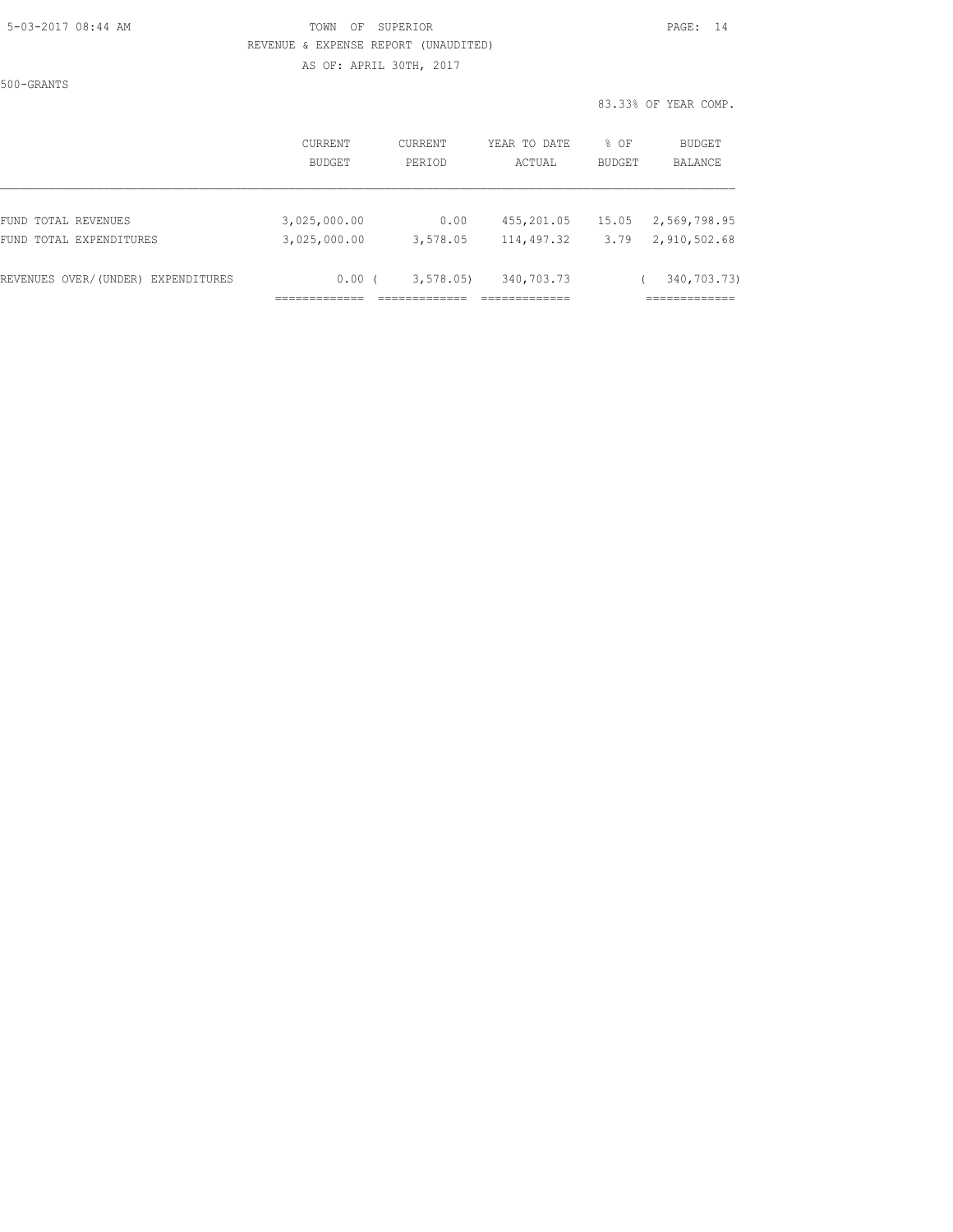TOWN OF SUPERIOR

REVENUE & EXPENSE REPORT (UNAUDITED)

AS OF: APRIL 30TH, 2017

500-GRANTS

83.33% OF YEAR COMP.

| | CURRENT BUDGET | CURRENT PERIOD | YEAR TO DATE ACTUAL | % OF BUDGET | BUDGET BALANCE |
|---|---|---|---|---|---|
| FUND TOTAL REVENUES | 3,025,000.00 | 0.00 | 455,201.05 | 15.05 | 2,569,798.95 |
| FUND TOTAL EXPENDITURES | 3,025,000.00 | 3,578.05 | 114,497.32 | 3.79 | 2,910,502.68 |
| REVENUES OVER/(UNDER) EXPENDITURES | 0.00 | ( 3,578.05) | 340,703.73 | | ( 340,703.73) |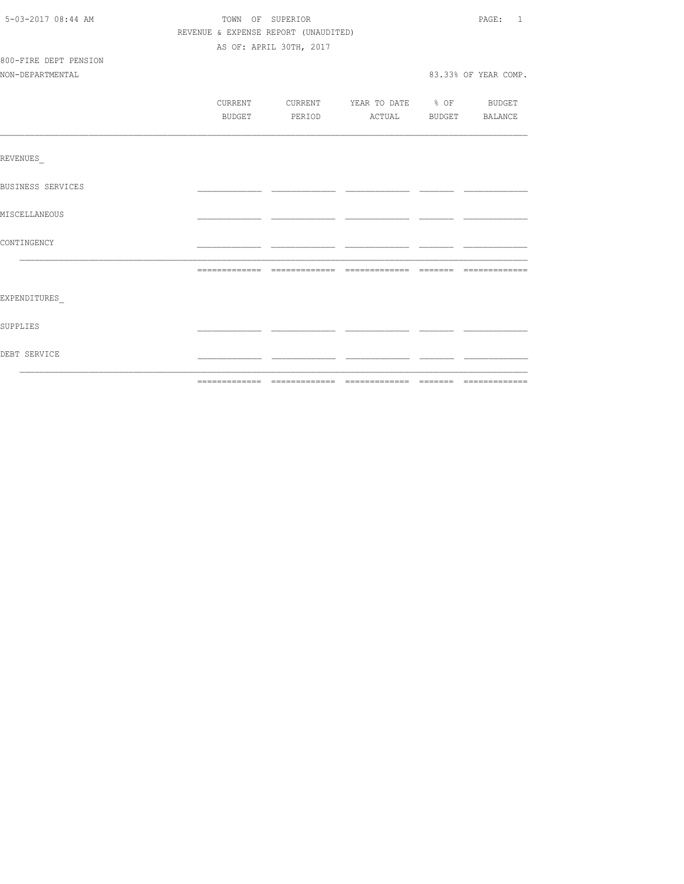TOWN OF SUPERIOR
REVENUE & EXPENSE REPORT (UNAUDITED)
AS OF: APRIL 30TH, 2017

800-FIRE DEPT PENSION
NON-DEPARTMENTAL

83.33% OF YEAR COMP.

| | CURRENT BUDGET | CURRENT PERIOD | YEAR TO DATE ACTUAL | % OF BUDGET | BUDGET BALANCE |
|---|---|---|---|---|---|
| REVENUES_ | | | | | |
| BUSINESS SERVICES | | | | | |
| MISCELLANEOUS | | | | | |
| CONTINGENCY | | | | | |
| | | | | | |
| EXPENDITURES_ | | | | | |
| SUPPLIES | | | | | |
| DEBT SERVICE | | | | | |
| | | | | | |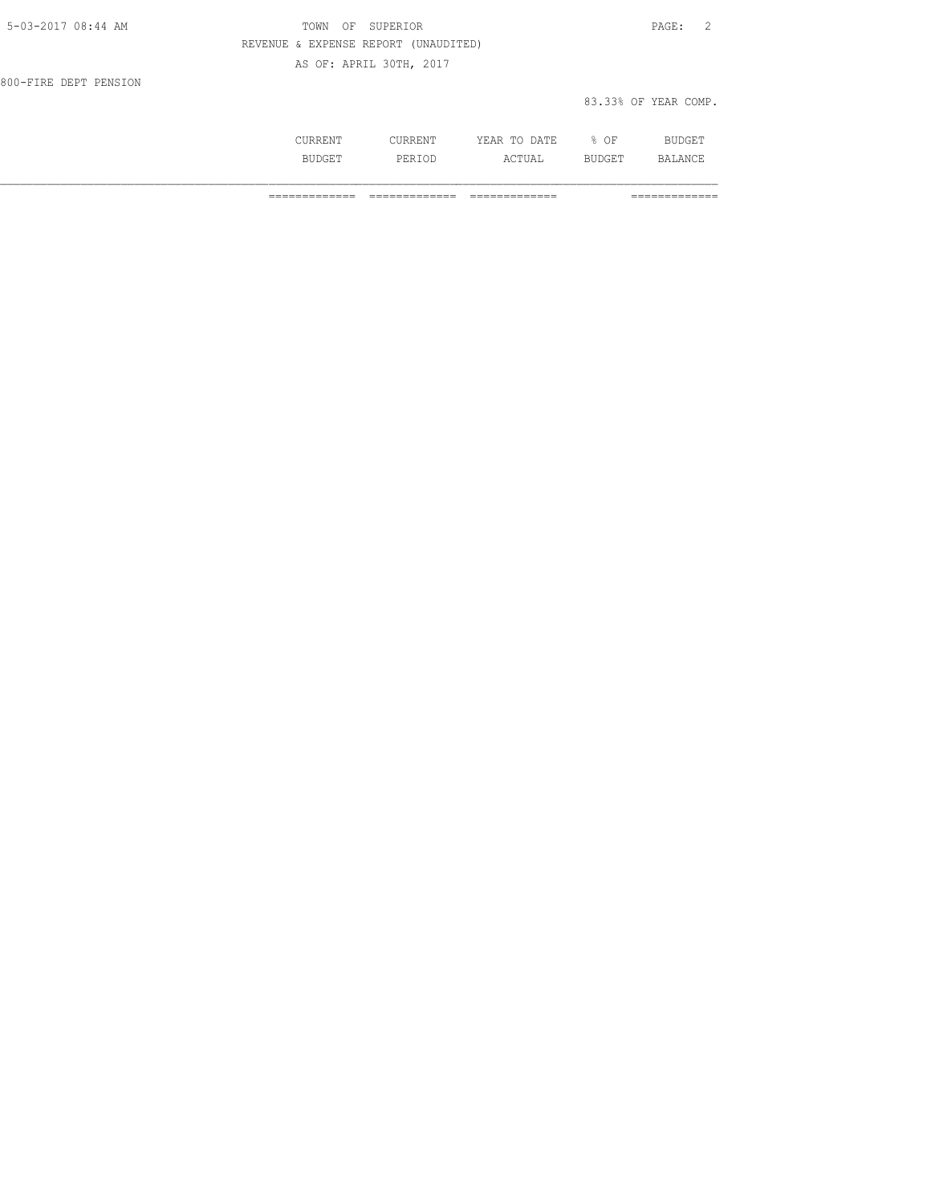TOWN OF SUPERIOR

REVENUE & EXPENSE REPORT (UNAUDITED)

AS OF: APRIL 30TH, 2017

800-FIRE DEPT PENSION

83.33% OF YEAR COMP.

| | CURRENT BUDGET | CURRENT PERIOD | YEAR TO DATE ACTUAL | % OF BUDGET | BUDGET BALANCE |
|---|---|---|---|---|---|
| | ============= | ============= | ============= | | ============= |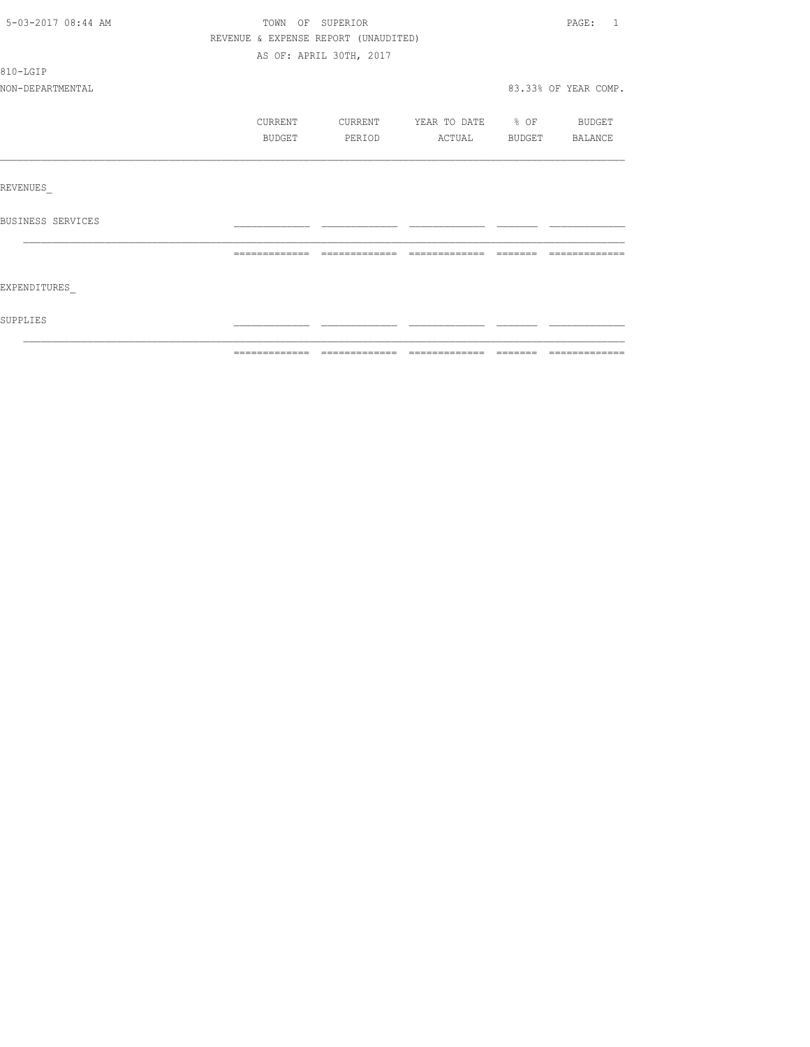TOWN OF SUPERIOR

REVENUE & EXPENSE REPORT (UNAUDITED)

AS OF: APRIL 30TH, 2017

810-LGIP

NON-DEPARTMENTAL

83.33% OF YEAR COMP.

| | CURRENT BUDGET | CURRENT PERIOD | YEAR TO DATE ACTUAL | % OF BUDGET | BUDGET BALANCE |
|---|---|---|---|---|---|
| REVENUES | | | | | |
| BUSINESS SERVICES | | | | | |
| EXPENDITURES | | | | | |
| SUPPLIES | | | | | |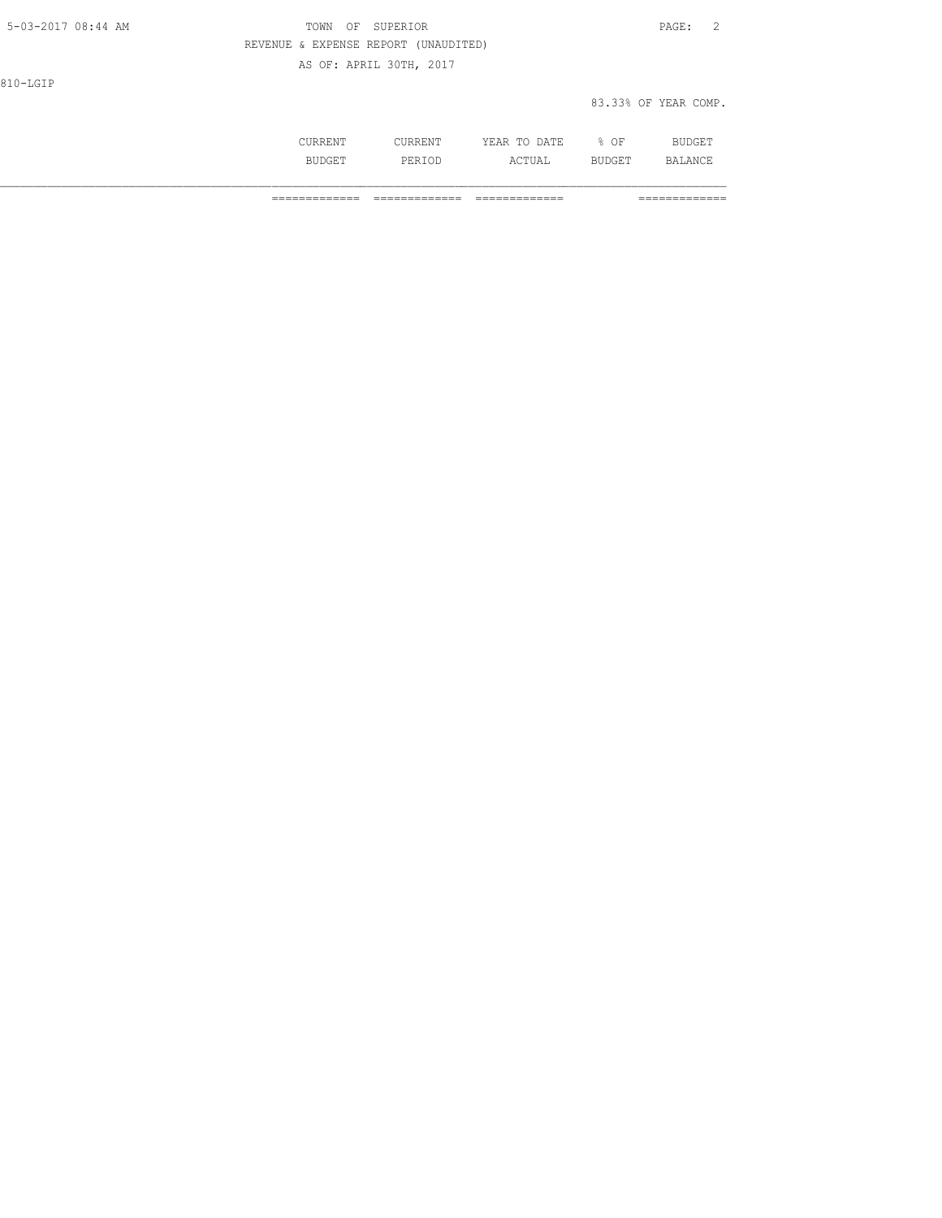REVENUE & EXPENSE REPORT (UNAUDITED)

AS OF: APRIL 30TH, 2017

810-LGIP

83.33% OF YEAR COMP.

| | CURRENT BUDGET | CURRENT PERIOD | YEAR TO DATE ACTUAL | % OF BUDGET | BUDGET BALANCE |
|---|---|---|---|---|---|
| | ============= | ============= | ============= | | ============= |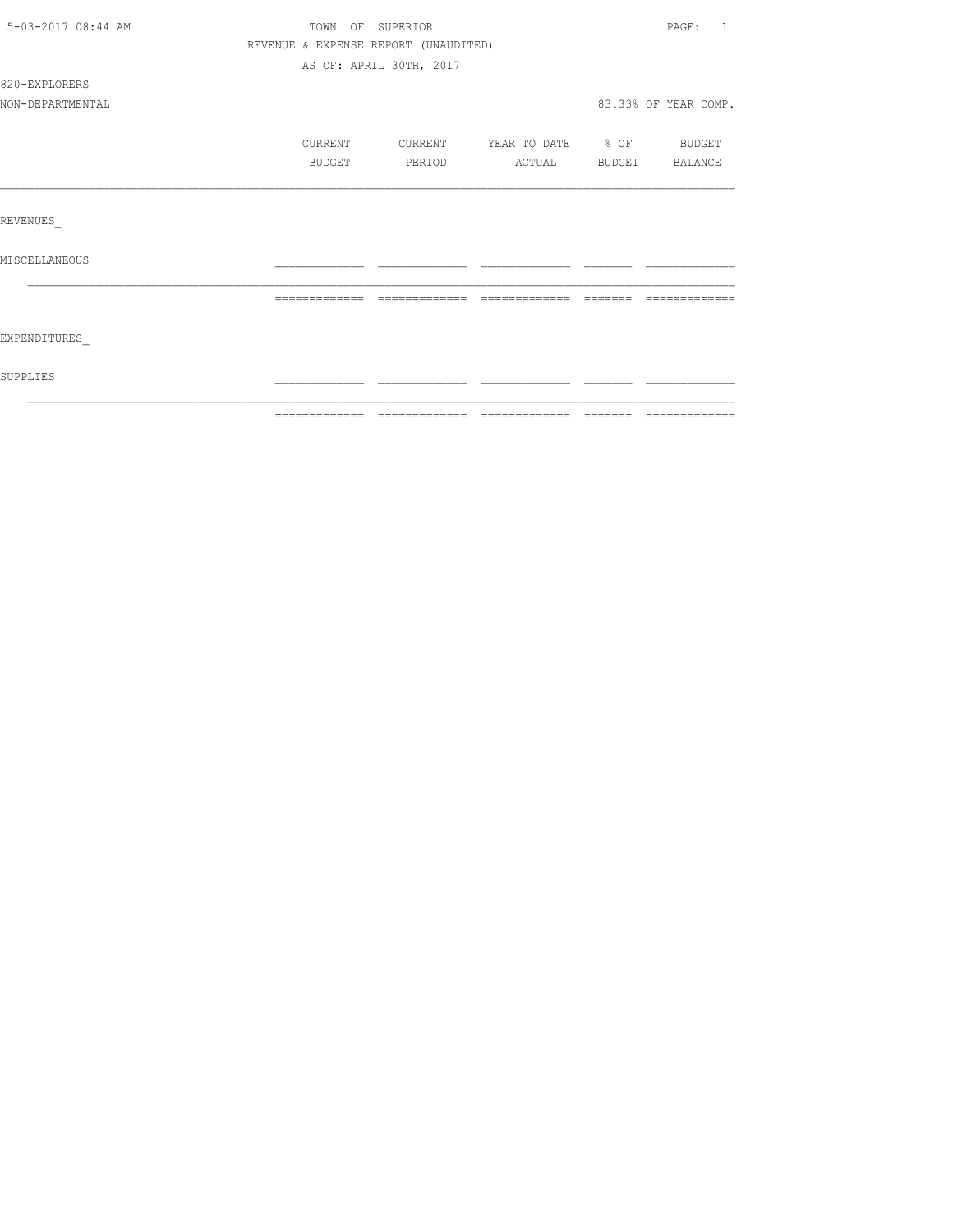TOWN OF SUPERIOR

REVENUE & EXPENSE REPORT (UNAUDITED)

AS OF: APRIL 30TH, 2017

820-EXPLORERS

NON-DEPARTMENTAL

83.33% OF YEAR COMP.

| | CURRENT BUDGET | CURRENT PERIOD | YEAR TO DATE ACTUAL | % OF BUDGET | BUDGET BALANCE |
|---|---|---|---|---|---|
| REVENUES_ | | | | | |
| MISCELLANEOUS | | | | | |
| EXPENDITURES_ | | | | | |
| SUPPLIES | | | | | |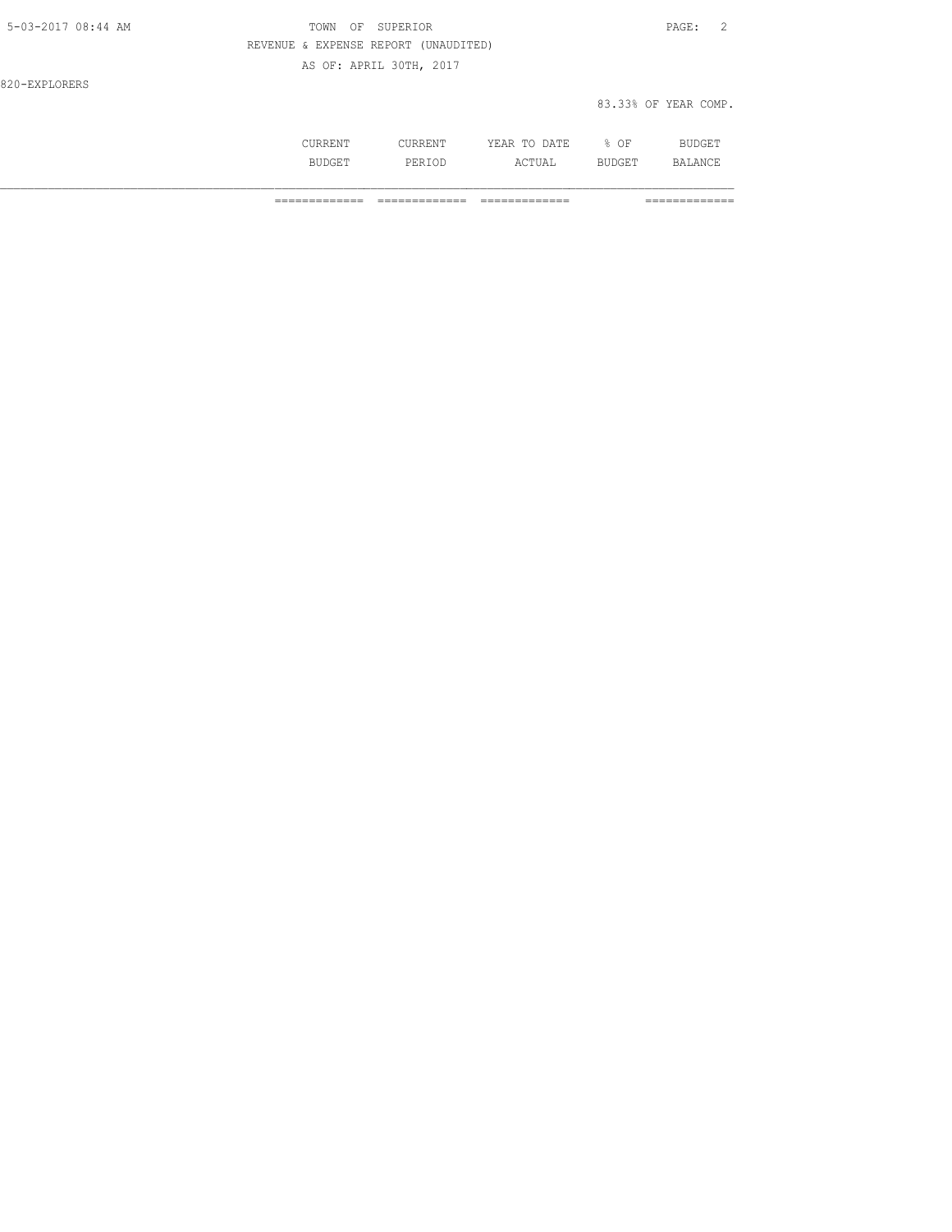820-EXPLORERS

83.33% OF YEAR COMP.

| | CURRENT BUDGET | CURRENT PERIOD | YEAR TO DATE ACTUAL | % OF BUDGET | BUDGET BALANCE |
|---|---|---|---|---|---|
| | ============= | ============= | ============= | | ============= |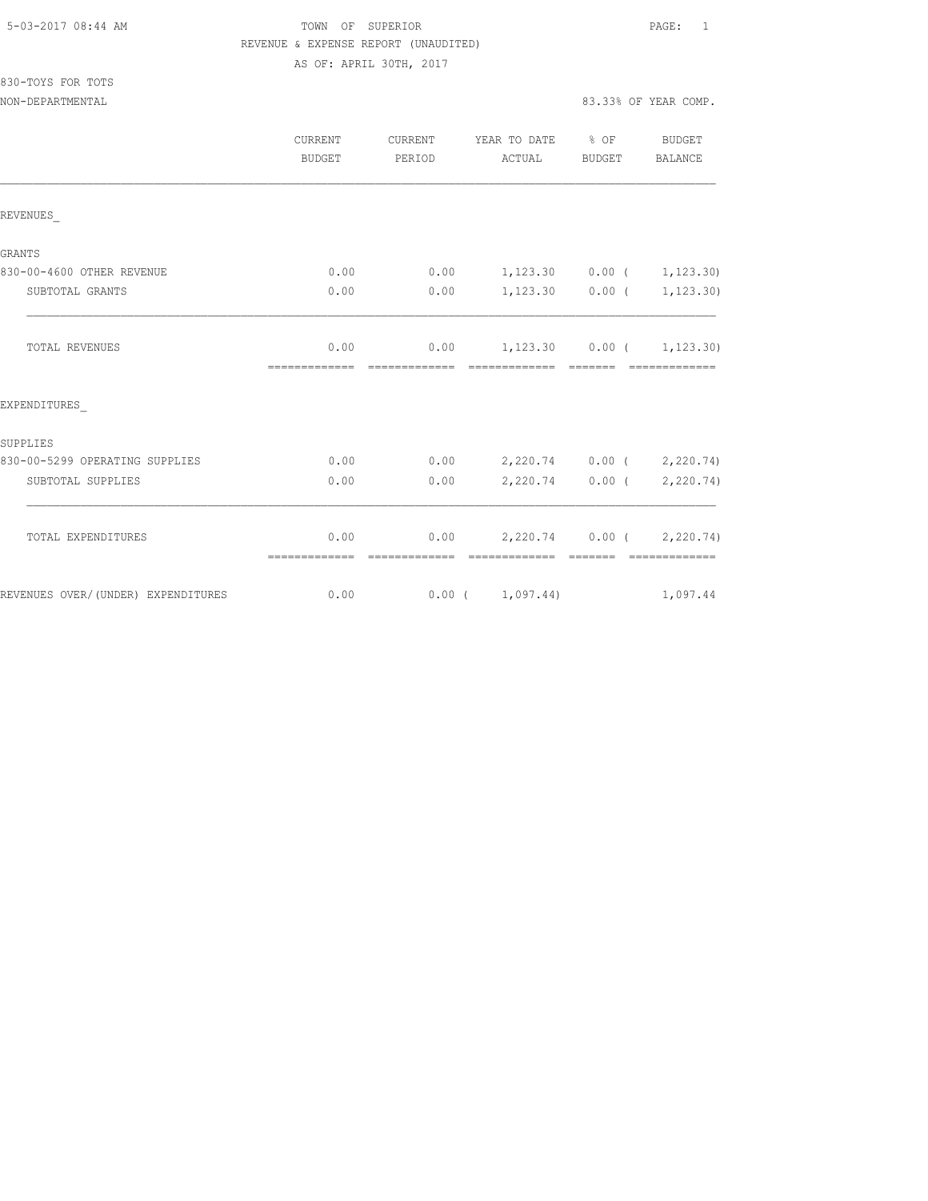5-03-2017 08:44 AM

TOWN OF SUPERIOR

REVENUE & EXPENSE REPORT (UNAUDITED)

AS OF: APRIL 30TH, 2017

830-TOYS FOR TOTS

NON-DEPARTMENTAL

83.33% OF YEAR COMP.

| | CURRENT BUDGET | CURRENT PERIOD | YEAR TO DATE ACTUAL | % OF BUDGET | BUDGET BALANCE |
|---|---|---|---|---|---|
| REVENUES_ | | | | | |
| GRANTS | | | | | |
| 830-00-4600 OTHER REVENUE | 0.00 | 0.00 | 1,123.30 | 0.00 | ( 1,123.30) |
| SUBTOTAL GRANTS | 0.00 | 0.00 | 1,123.30 | 0.00 | ( 1,123.30) |
| TOTAL REVENUES | 0.00 | 0.00 | 1,123.30 | 0.00 | ( 1,123.30) |
| EXPENDITURES_ | | | | | |
| SUPPLIES | | | | | |
| 830-00-5299 OPERATING SUPPLIES | 0.00 | 0.00 | 2,220.74 | 0.00 | ( 2,220.74) |
| SUBTOTAL SUPPLIES | 0.00 | 0.00 | 2,220.74 | 0.00 | ( 2,220.74) |
| TOTAL EXPENDITURES | 0.00 | 0.00 | 2,220.74 | 0.00 | ( 2,220.74) |
| REVENUES OVER/(UNDER) EXPENDITURES | 0.00 | 0.00 | ( 1,097.44) | | 1,097.44 |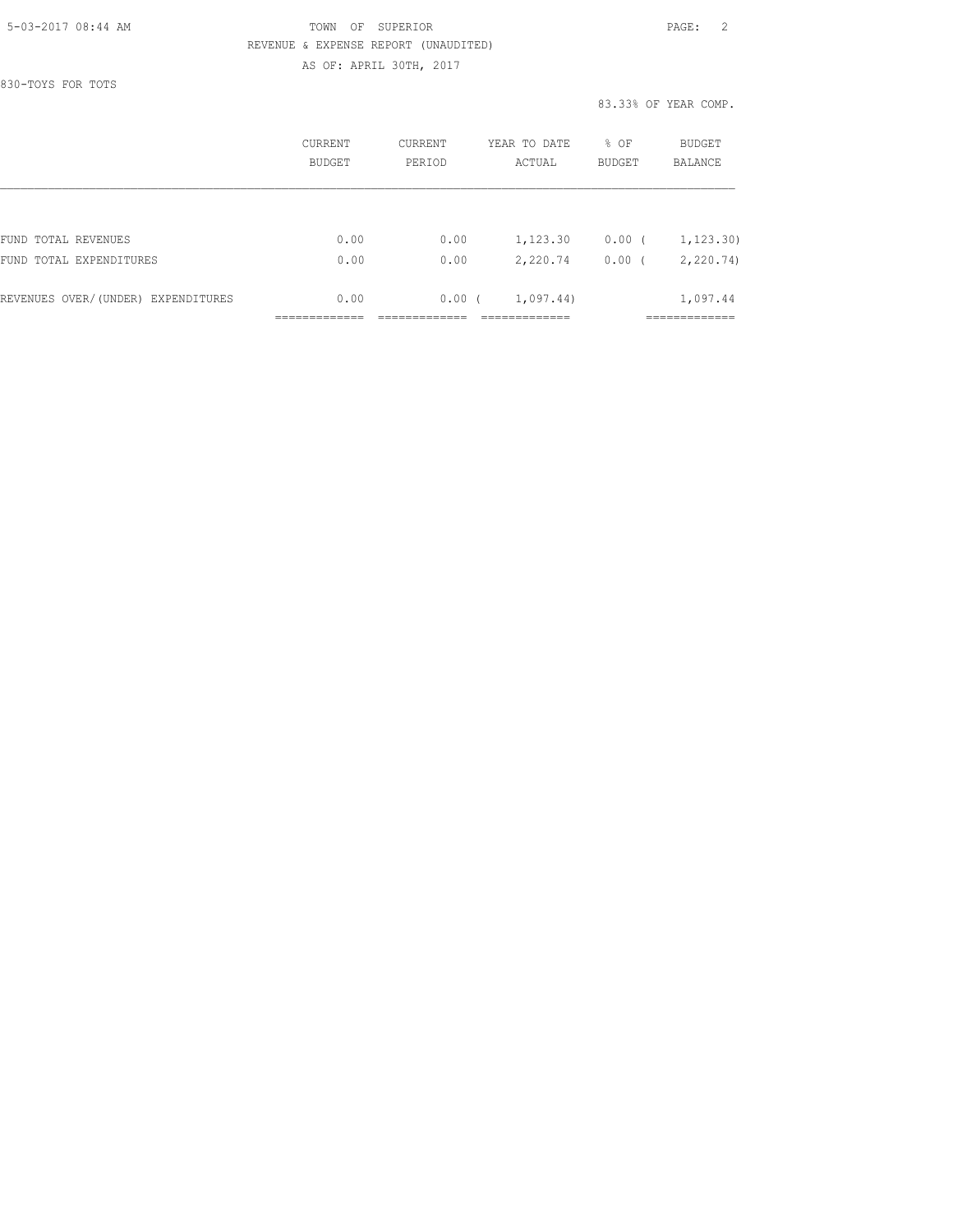TOWN OF SUPERIOR
REVENUE & EXPENSE REPORT (UNAUDITED)
AS OF: APRIL 30TH, 2017

830-TOYS FOR TOTS

83.33% OF YEAR COMP.

| | CURRENT BUDGET | CURRENT PERIOD | YEAR TO DATE ACTUAL | % OF BUDGET | BUDGET BALANCE |
|---|---|---|---|---|---|
| FUND TOTAL REVENUES | 0.00 | 0.00 | 1,123.30 | 0.00 | ( 1,123.30) |
| FUND TOTAL EXPENDITURES | 0.00 | 0.00 | 2,220.74 | 0.00 | ( 2,220.74) |
| REVENUES OVER/(UNDER) EXPENDITURES | 0.00 | 0.00 | ( 1,097.44) | | 1,097.44 |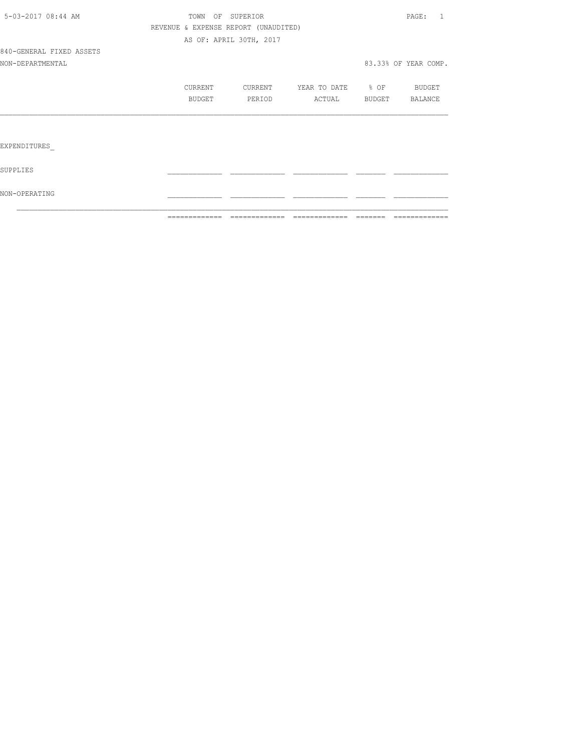TOWN OF SUPERIOR

REVENUE & EXPENSE REPORT (UNAUDITED)

AS OF: APRIL 30TH, 2017

840-GENERAL FIXED ASSETS

NON-DEPARTMENTAL

83.33% OF YEAR COMP.

| | CURRENT BUDGET | CURRENT PERIOD | YEAR TO DATE ACTUAL | % OF BUDGET | BUDGET BALANCE |
|---|---|---|---|---|---|
| EXPENDITURES_ | | | | | |
| SUPPLIES | | | | | |
| NON-OPERATING | | | | | |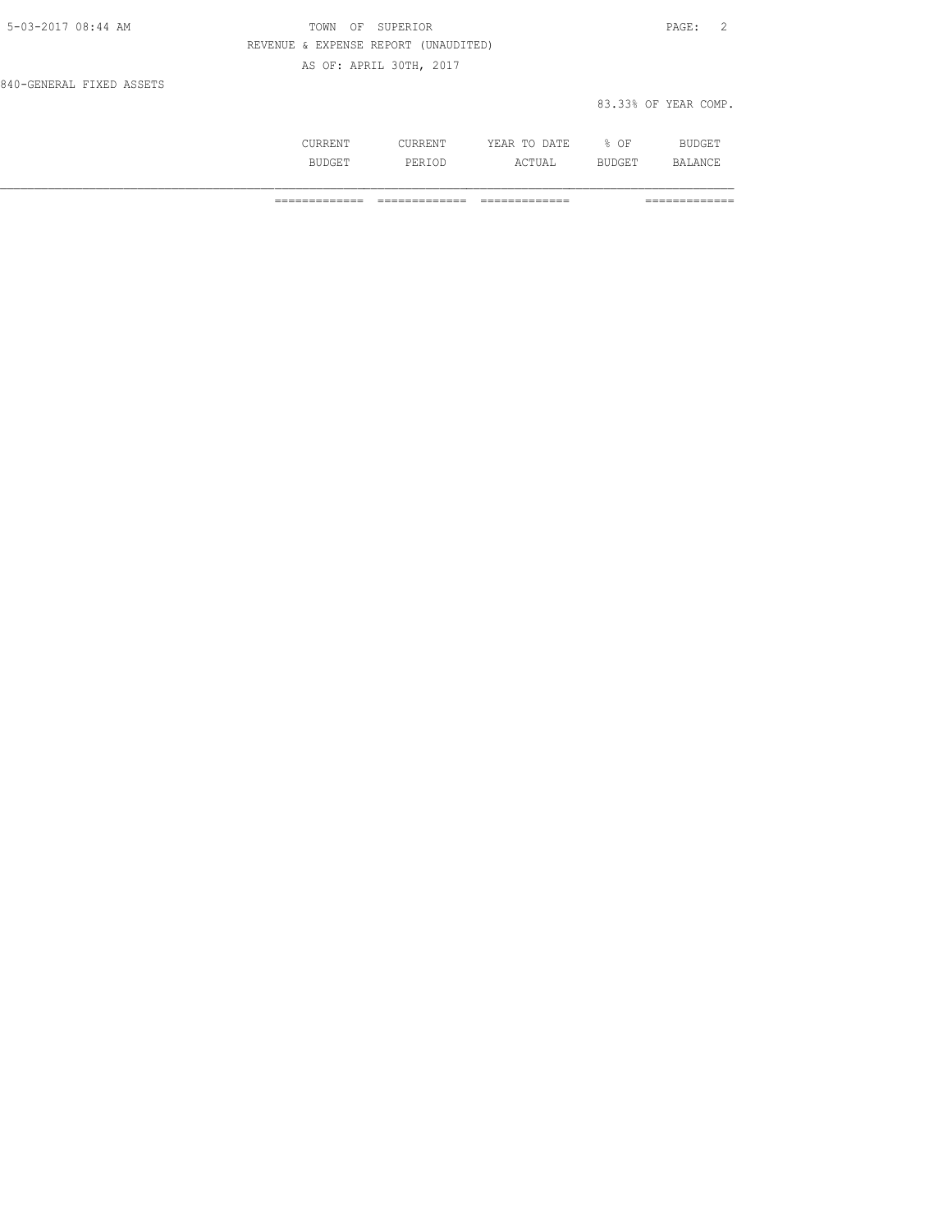TOWN OF SUPERIOR

REVENUE & EXPENSE REPORT (UNAUDITED)

AS OF: APRIL 30TH, 2017

840-GENERAL FIXED ASSETS

83.33% OF YEAR COMP.

| | CURRENT BUDGET | CURRENT PERIOD | YEAR TO DATE ACTUAL | % OF BUDGET | BUDGET BALANCE |
|---|---|---|---|---|---|
| | ============= | ============= | ============= | | ============= |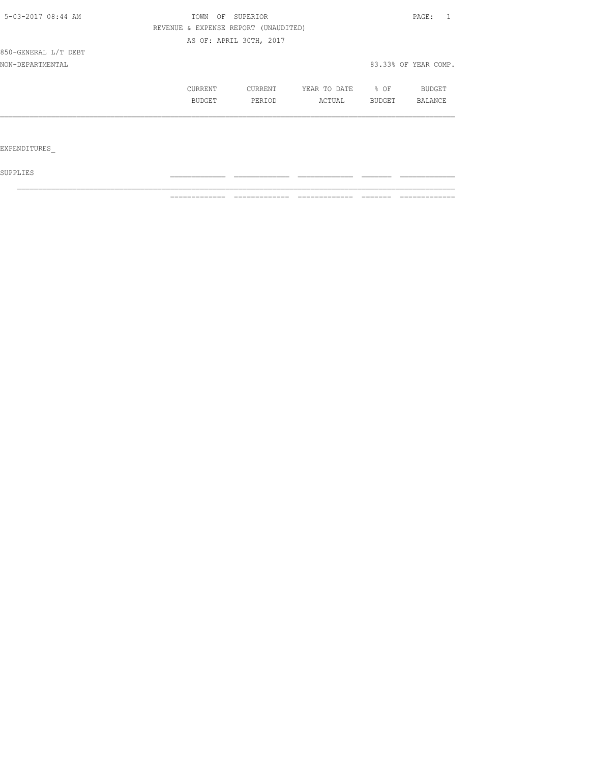TOWN OF SUPERIOR
REVENUE & EXPENSE REPORT (UNAUDITED)
AS OF: APRIL 30TH, 2017

850-GENERAL L/T DEBT
NON-DEPARTMENTAL

83.33% OF YEAR COMP.

| | CURRENT BUDGET | CURRENT PERIOD | YEAR TO DATE ACTUAL | % OF BUDGET | BUDGET BALANCE |
|---|---|---|---|---|---|
| EXPENDITURES_ | | | | | |
| SUPPLIES | | | | | |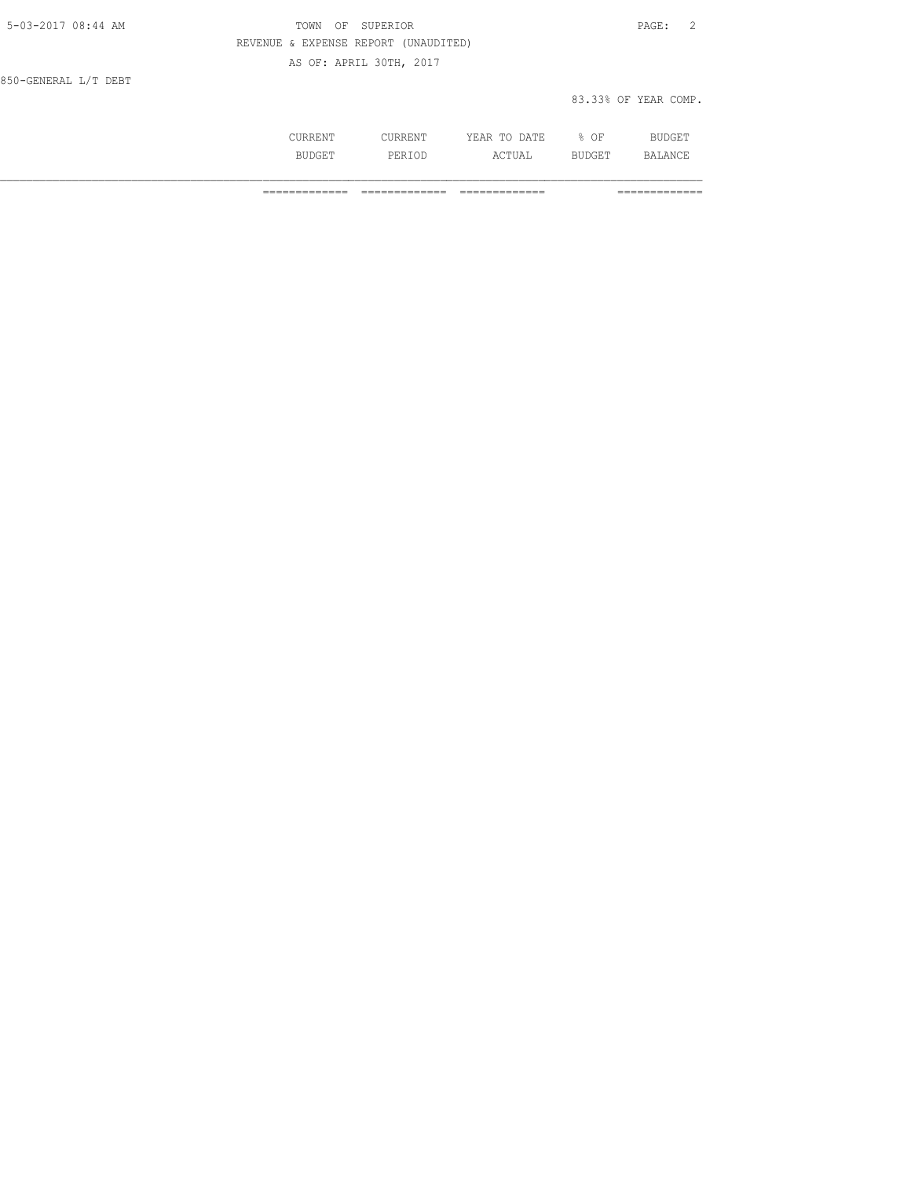5-03-2017 08:44 AM

TOWN OF SUPERIOR

REVENUE & EXPENSE REPORT (UNAUDITED)

AS OF: APRIL 30TH, 2017

850-GENERAL L/T DEBT

83.33% OF YEAR COMP.

| | CURRENT BUDGET | CURRENT PERIOD | YEAR TO DATE ACTUAL | % OF BUDGET | BUDGET BALANCE |
|---|---|---|---|---|---|
| | ============= | ============= | ============= | | ============= |